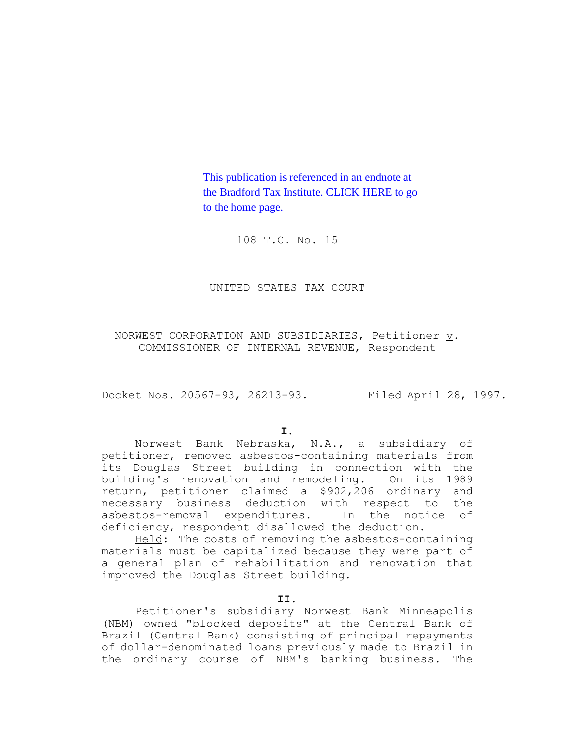This publication is referenced in an endnote at the Bradford Tax Institute. CLICK HERE to go to the home page.

108 T.C. No. 15

UNITED STATES TAX COURT

NORWEST CORPORATION AND SUBSIDIARIES, Petitioner v. COMMISSIONER OF INTERNAL REVENUE, Respondent

Docket Nos. 20567-93, 26213-93. Filed April 28, 1997.

**I.**

Norwest Bank Nebraska, N.A., a subsidiary of petitioner, removed asbestos-containing materials from its Douglas Street building in connection with the building's renovation and remodeling. On its 1989 return, petitioner claimed a $902,206 ordinary and necessary business deduction with respect to the asbestos-removal expenditures. In the notice of deficiency, respondent disallowed the deduction.

Held: The costs of removing the asbestos-containing materials must be capitalized because they were part of a general plan of rehabilitation and renovation that improved the Douglas Street building.

**II.**

Petitioner's subsidiary Norwest Bank Minneapolis (NBM) owned "blocked deposits" at the Central Bank of Brazil (Central Bank) consisting of principal repayments of dollar-denominated loans previously made to Brazil in the ordinary course of NBM's banking business. The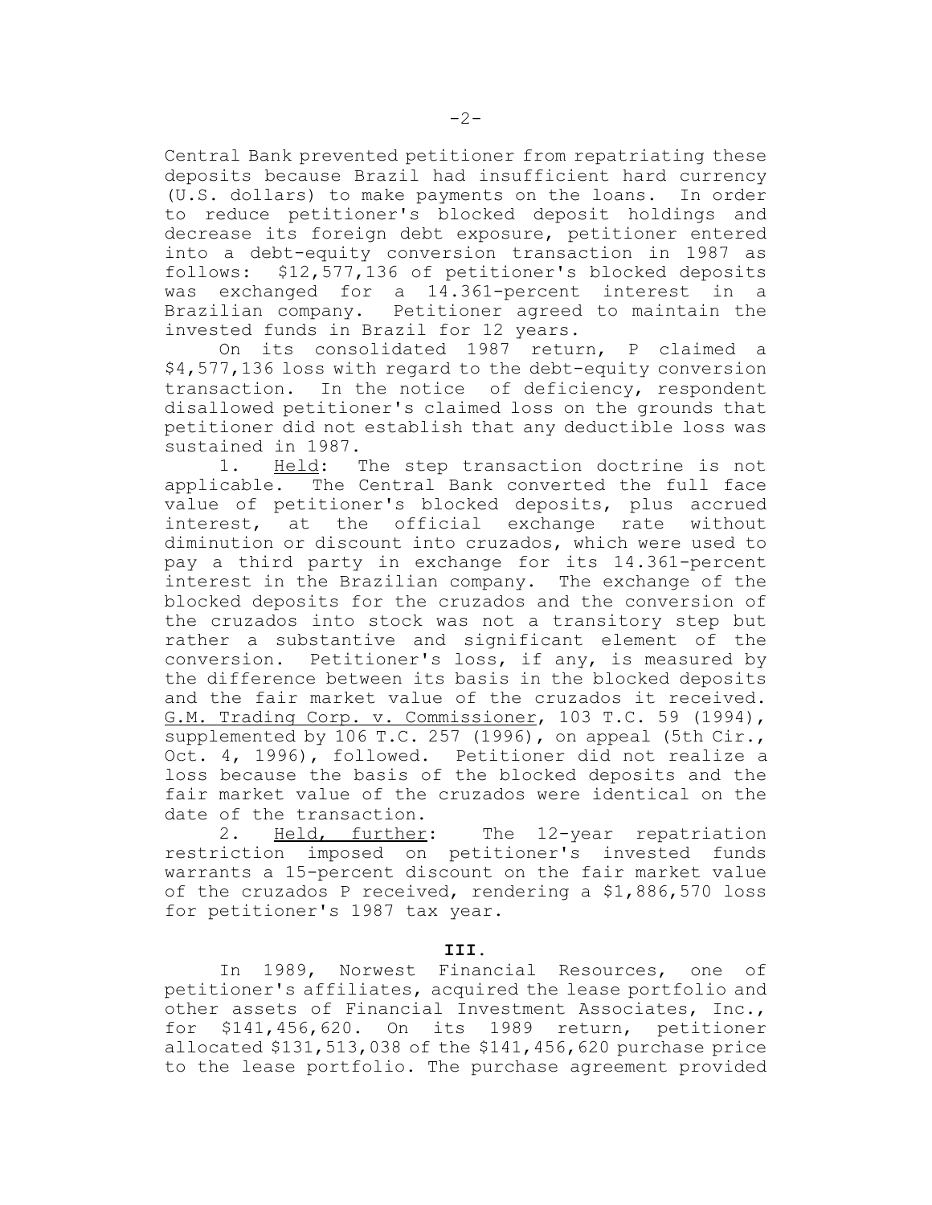Central Bank prevented petitioner from repatriating these deposits because Brazil had insufficient hard currency (U.S. dollars) to make payments on the loans. In order to reduce petitioner's blocked deposit holdings and decrease its foreign debt exposure, petitioner entered into a debt-equity conversion transaction in 1987 as follows: $12,577,136 of petitioner's blocked deposits was exchanged for a 14.361-percent interest in a Brazilian company. Petitioner agreed to maintain the invested funds in Brazil for 12 years.

On its consolidated 1987 return, P claimed a $4,577,136 loss with regard to the debt-equity conversion transaction. In the notice of deficiency, respondent disallowed petitioner's claimed loss on the grounds that petitioner did not establish that any deductible loss was sustained in 1987.

1. Held: The step transaction doctrine is not applicable. The Central Bank converted the full face value of petitioner's blocked deposits, plus accrued interest, at the official exchange rate without diminution or discount into cruzados, which were used to pay a third party in exchange for its 14.361-percent interest in the Brazilian company. The exchange of the blocked deposits for the cruzados and the conversion of the cruzados into stock was not a transitory step but rather a substantive and significant element of the conversion. Petitioner's loss, if any, is measured by the difference between its basis in the blocked deposits and the fair market value of the cruzados it received. G.M. Trading Corp. v. Commissioner, 103 T.C. 59 (1994), supplemented by 106 T.C. 257 (1996), on appeal (5th Cir., Oct. 4, 1996), followed. Petitioner did not realize a loss because the basis of the blocked deposits and the fair market value of the cruzados were identical on the date of the transaction.

2. Held, further: The 12-year repatriation restriction imposed on petitioner's invested funds warrants a 15-percent discount on the fair market value of the cruzados P received, rendering a $1,886,570 loss for petitioner's 1987 tax year.

**III.**

In 1989, Norwest Financial Resources, one of petitioner's affiliates, acquired the lease portfolio and other assets of Financial Investment Associates, Inc., for $141,456,620. On its 1989 return, petitioner allocated $131,513,038 of the $141,456,620 purchase price to the lease portfolio. The purchase agreement provided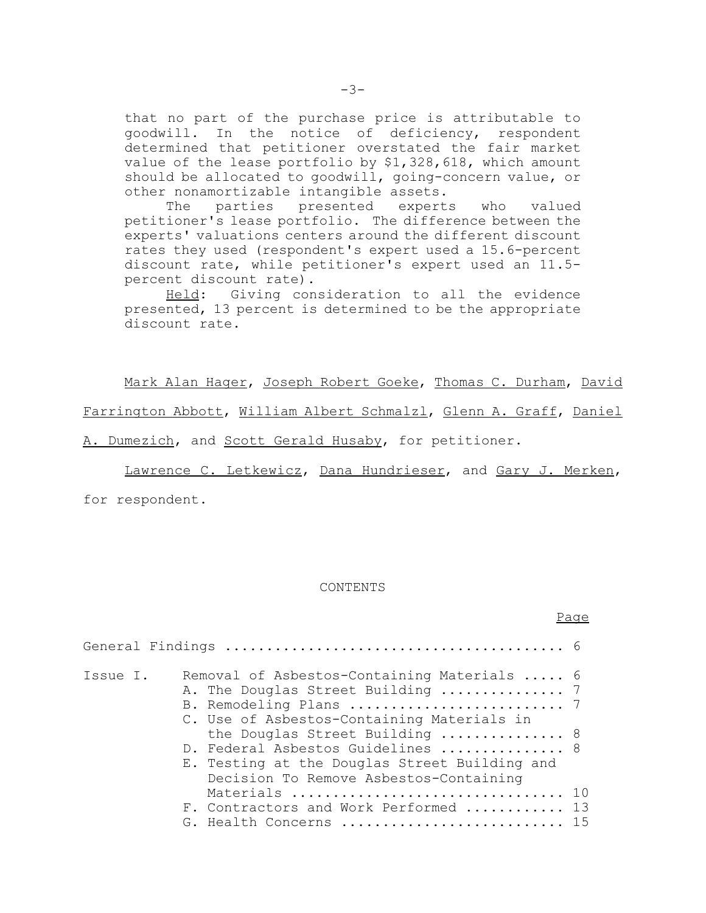that no part of the purchase price is attributable to goodwill. In the notice of deficiency, respondent determined that petitioner overstated the fair market value of the lease portfolio by $1,328,618, which amount should be allocated to goodwill, going-concern value, or other nonamortizable intangible assets.

The parties presented experts who valued petitioner's lease portfolio. The difference between the experts' valuations centers around the different discount rates they used (respondent's expert used a 15.6-percent discount rate, while petitioner's expert used an 11.5-percent discount rate).

Held: Giving consideration to all the evidence presented, 13 percent is determined to be the appropriate discount rate.

Mark Alan Hager, Joseph Robert Goeke, Thomas C. Durham, David Farrington Abbott, William Albert Schmalzl, Glenn A. Graff, Daniel A. Dumezich, and Scott Gerald Husaby, for petitioner.

Lawrence C. Letkewicz, Dana Hundrieser, and Gary J. Merken, for respondent.

CONTENTS

| | | Page |
|---|---|---|
| General Findings | | 6 |
| Issue I. | Removal of Asbestos-Containing Materials | 6 |
| | A. The Douglas Street Building | 7 |
| | B. Remodeling Plans | 7 |
| | C. Use of Asbestos-Containing Materials in the Douglas Street Building | 8 |
| | D. Federal Asbestos Guidelines | 8 |
| | E. Testing at the Douglas Street Building and Decision To Remove Asbestos-Containing Materials | 10 |
| | F. Contractors and Work Performed | 13 |
| | G. Health Concerns | 15 |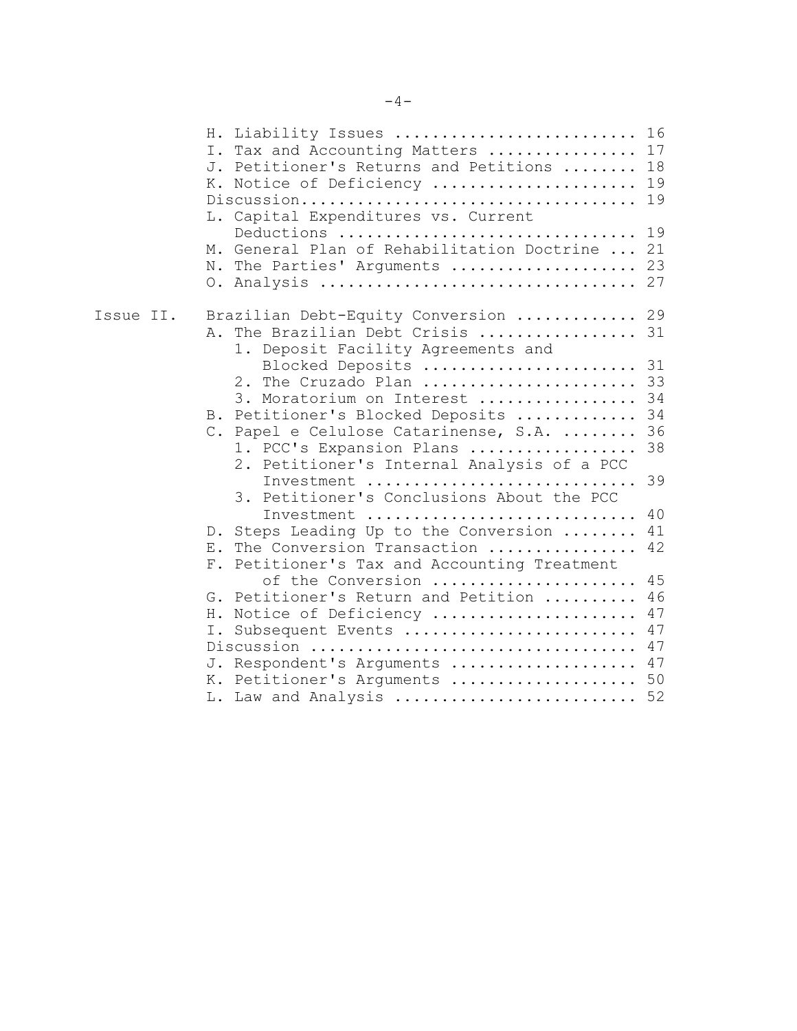H. Liability Issues ......................... 16
I. Tax and Accounting Matters ................ 17
J. Petitioner's Returns and Petitions ........ 18
K. Notice of Deficiency ...................... 19
Discussion.................................... 19
L. Capital Expenditures vs. Current
   Deductions ................................ 19
M. General Plan of Rehabilitation Doctrine ... 21
N. The Parties' Arguments .................... 23
O. Analysis .................................. 27

Issue II. Brazilian Debt-Equity Conversion ............. 29
A. The Brazilian Debt Crisis ................. 31
   1. Deposit Facility Agreements and
      Blocked Deposits ....................... 31
   2. The Cruzado Plan ....................... 33
   3. Moratorium on Interest ................. 34
B. Petitioner's Blocked Deposits ............. 34
C. Papel e Celulose Catarinense, S.A. ........ 36
   1. PCC's Expansion Plans .................. 38
   2. Petitioner's Internal Analysis of a PCC
      Investment ............................. 39
   3. Petitioner's Conclusions About the PCC
      Investment ............................. 40
D. Steps Leading Up to the Conversion ........ 41
E. The Conversion Transaction ................ 42
F. Petitioner's Tax and Accounting Treatment
      of the Conversion ...................... 45
G. Petitioner's Return and Petition .......... 46
H. Notice of Deficiency ...................... 47
I. Subsequent Events ......................... 47
Discussion ................................... 47
J. Respondent's Arguments .................... 47
K. Petitioner's Arguments .................... 50
L. Law and Analysis .......................... 52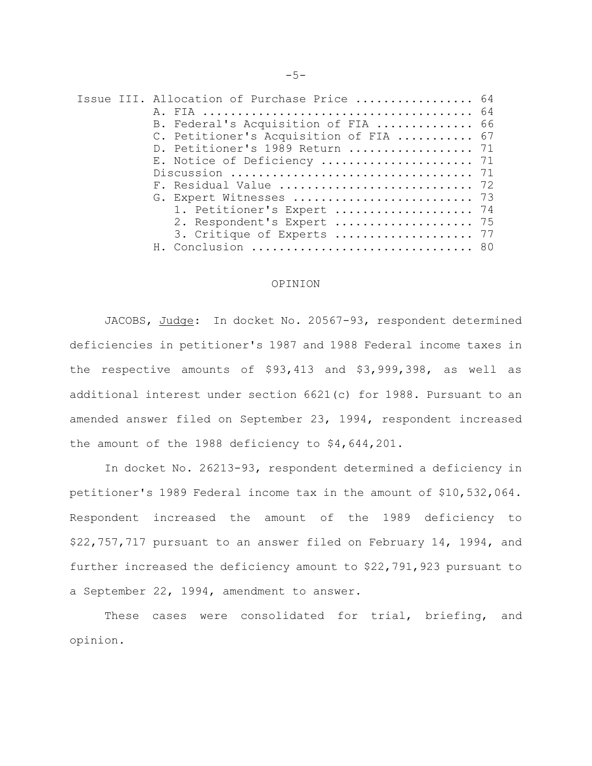Issue III. Allocation of Purchase Price ................ 64
- A. FIA ...................................... 64
- B. Federal's Acquisition of FIA ............. 66
- C. Petitioner's Acquisition of FIA ........... 67
- D. Petitioner's 1989 Return .................. 71
- E. Notice of Deficiency ...................... 71
- Discussion .................................. 71
- F. Residual Value ........................... 72
- G. Expert Witnesses ......................... 73
  - 1. Petitioner's Expert .................... 74
  - 2. Respondent's Expert .................... 75
  - 3. Critique of Experts .................... 77
- H. Conclusion ................................ 80

## OPINION

JACOBS, Judge: In docket No. 20567-93, respondent determined deficiencies in petitioner's 1987 and 1988 Federal income taxes in the respective amounts of $93,413 and $3,999,398, as well as additional interest under section 6621(c) for 1988. Pursuant to an amended answer filed on September 23, 1994, respondent increased the amount of the 1988 deficiency to $4,644,201.

In docket No. 26213-93, respondent determined a deficiency in petitioner's 1989 Federal income tax in the amount of $10,532,064. Respondent increased the amount of the 1989 deficiency to $22,757,717 pursuant to an answer filed on February 14, 1994, and further increased the deficiency amount to $22,791,923 pursuant to a September 22, 1994, amendment to answer.

These cases were consolidated for trial, briefing, and opinion.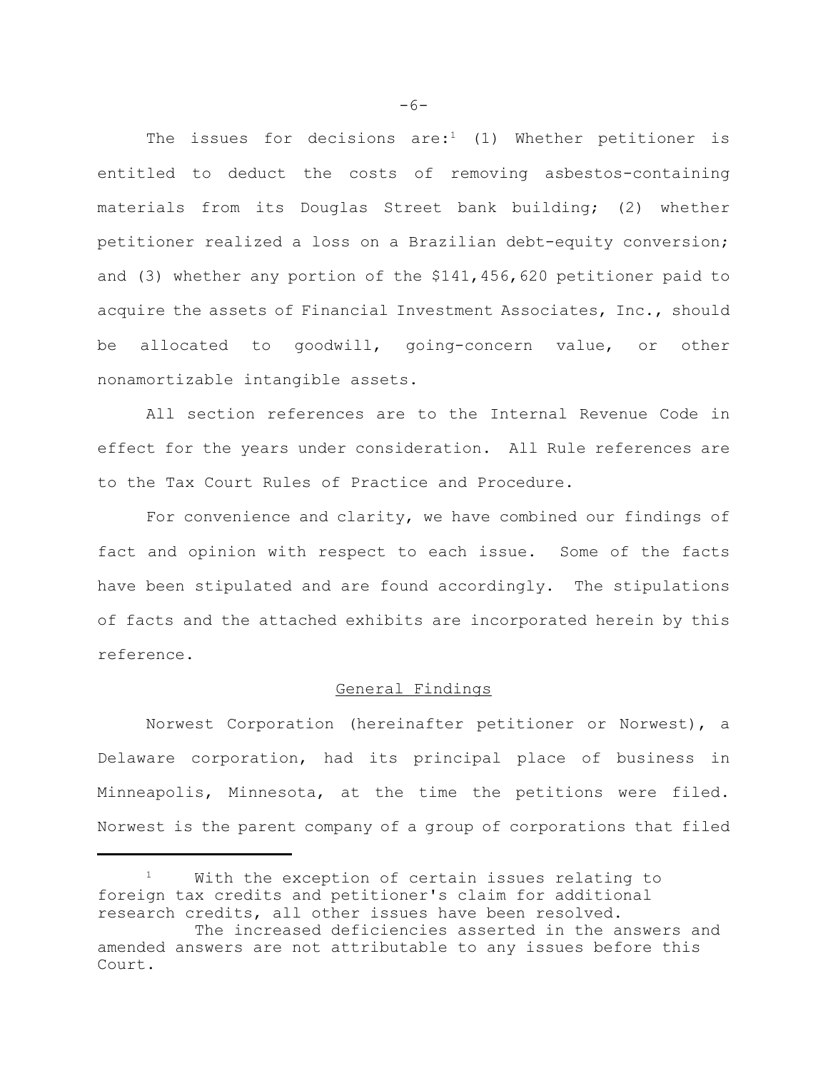The issues for decisions are:[1] (1) Whether petitioner is entitled to deduct the costs of removing asbestos-containing materials from its Douglas Street bank building; (2) whether petitioner realized a loss on a Brazilian debt-equity conversion; and (3) whether any portion of the $141,456,620 petitioner paid to acquire the assets of Financial Investment Associates, Inc., should be allocated to goodwill, going-concern value, or other nonamortizable intangible assets.

All section references are to the Internal Revenue Code in effect for the years under consideration. All Rule references are to the Tax Court Rules of Practice and Procedure.

For convenience and clarity, we have combined our findings of fact and opinion with respect to each issue. Some of the facts have been stipulated and are found accordingly. The stipulations of facts and the attached exhibits are incorporated herein by this reference.

## General Findings

Norwest Corporation (hereinafter petitioner or Norwest), a Delaware corporation, had its principal place of business in Minneapolis, Minnesota, at the time the petitions were filed. Norwest is the parent company of a group of corporations that filed

---

[1] With the exception of certain issues relating to foreign tax credits and petitioner's claim for additional research credits, all other issues have been resolved.

The increased deficiencies asserted in the answers and amended answers are not attributable to any issues before this Court.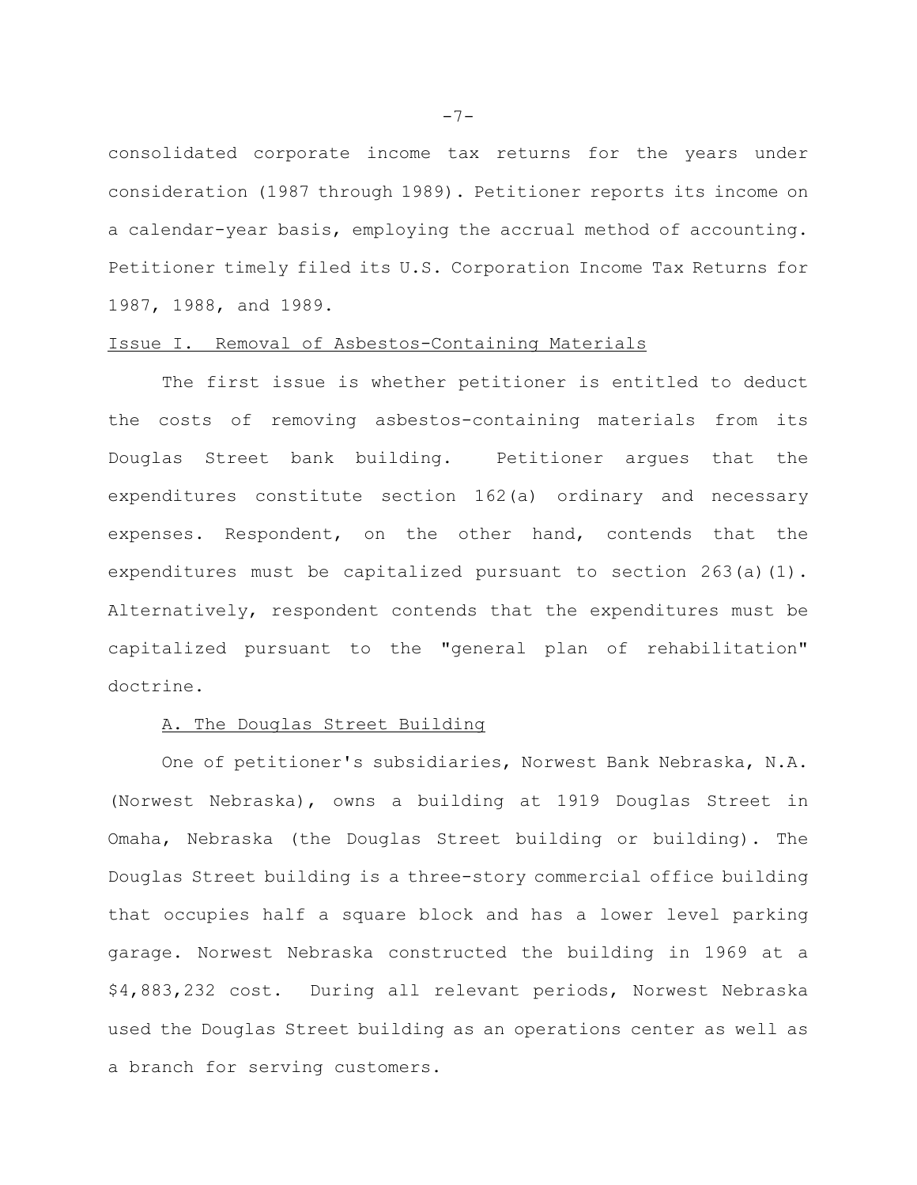consolidated corporate income tax returns for the years under consideration (1987 through 1989). Petitioner reports its income on a calendar-year basis, employing the accrual method of accounting. Petitioner timely filed its U.S. Corporation Income Tax Returns for 1987, 1988, and 1989.

Issue I. Removal of Asbestos-Containing Materials

The first issue is whether petitioner is entitled to deduct the costs of removing asbestos-containing materials from its Douglas Street bank building. Petitioner argues that the expenditures constitute section 162(a) ordinary and necessary expenses. Respondent, on the other hand, contends that the expenditures must be capitalized pursuant to section 263(a)(1). Alternatively, respondent contends that the expenditures must be capitalized pursuant to the "general plan of rehabilitation" doctrine.

A. The Douglas Street Building

One of petitioner's subsidiaries, Norwest Bank Nebraska, N.A. (Norwest Nebraska), owns a building at 1919 Douglas Street in Omaha, Nebraska (the Douglas Street building or building). The Douglas Street building is a three-story commercial office building that occupies half a square block and has a lower level parking garage. Norwest Nebraska constructed the building in 1969 at a $4,883,232 cost. During all relevant periods, Norwest Nebraska used the Douglas Street building as an operations center as well as a branch for serving customers.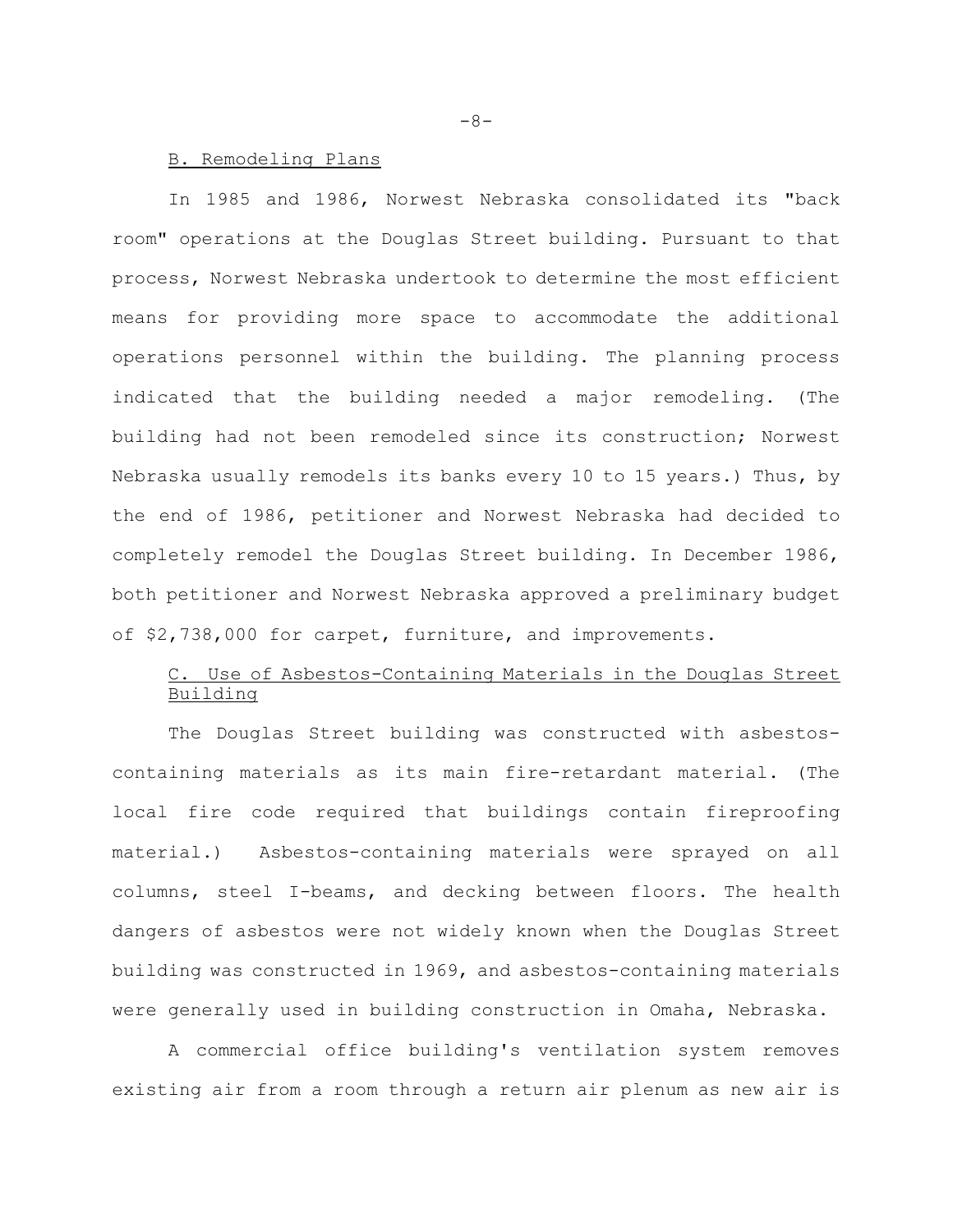B. Remodeling Plans

In 1985 and 1986, Norwest Nebraska consolidated its "back room" operations at the Douglas Street building. Pursuant to that process, Norwest Nebraska undertook to determine the most efficient means for providing more space to accommodate the additional operations personnel within the building. The planning process indicated that the building needed a major remodeling. (The building had not been remodeled since its construction; Norwest Nebraska usually remodels its banks every 10 to 15 years.) Thus, by the end of 1986, petitioner and Norwest Nebraska had decided to completely remodel the Douglas Street building. In December 1986, both petitioner and Norwest Nebraska approved a preliminary budget of $2,738,000 for carpet, furniture, and improvements.

C. Use of Asbestos-Containing Materials in the Douglas Street Building

The Douglas Street building was constructed with asbestos-containing materials as its main fire-retardant material. (The local fire code required that buildings contain fireproofing material.) Asbestos-containing materials were sprayed on all columns, steel I-beams, and decking between floors. The health dangers of asbestos were not widely known when the Douglas Street building was constructed in 1969, and asbestos-containing materials were generally used in building construction in Omaha, Nebraska.

A commercial office building's ventilation system removes existing air from a room through a return air plenum as new air is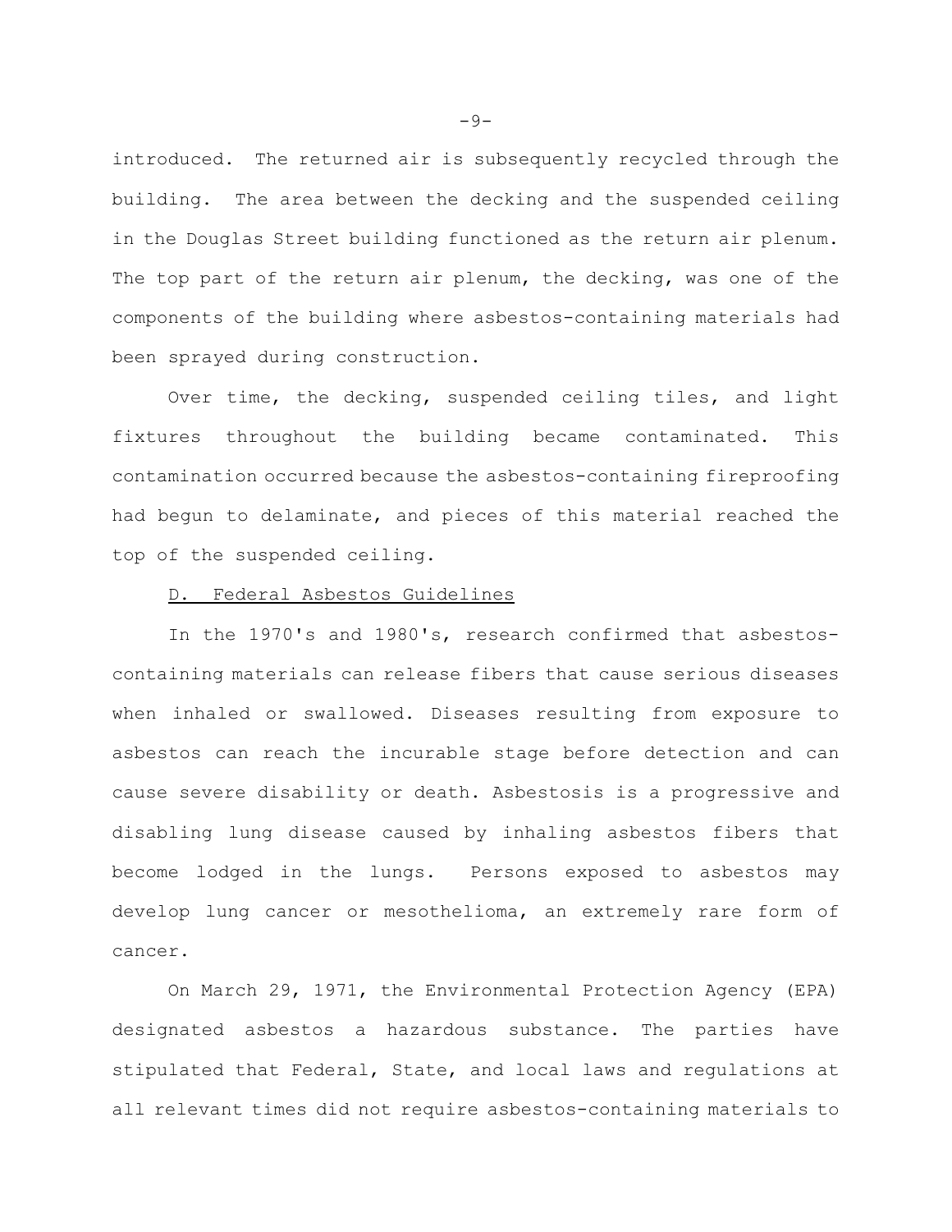introduced. The returned air is subsequently recycled through the building. The area between the decking and the suspended ceiling in the Douglas Street building functioned as the return air plenum. The top part of the return air plenum, the decking, was one of the components of the building where asbestos-containing materials had been sprayed during construction.

Over time, the decking, suspended ceiling tiles, and light fixtures throughout the building became contaminated. This contamination occurred because the asbestos-containing fireproofing had begun to delaminate, and pieces of this material reached the top of the suspended ceiling.

D. Federal Asbestos Guidelines

In the 1970's and 1980's, research confirmed that asbestos-containing materials can release fibers that cause serious diseases when inhaled or swallowed. Diseases resulting from exposure to asbestos can reach the incurable stage before detection and can cause severe disability or death. Asbestosis is a progressive and disabling lung disease caused by inhaling asbestos fibers that become lodged in the lungs. Persons exposed to asbestos may develop lung cancer or mesothelioma, an extremely rare form of cancer.

On March 29, 1971, the Environmental Protection Agency (EPA) designated asbestos a hazardous substance. The parties have stipulated that Federal, State, and local laws and regulations at all relevant times did not require asbestos-containing materials to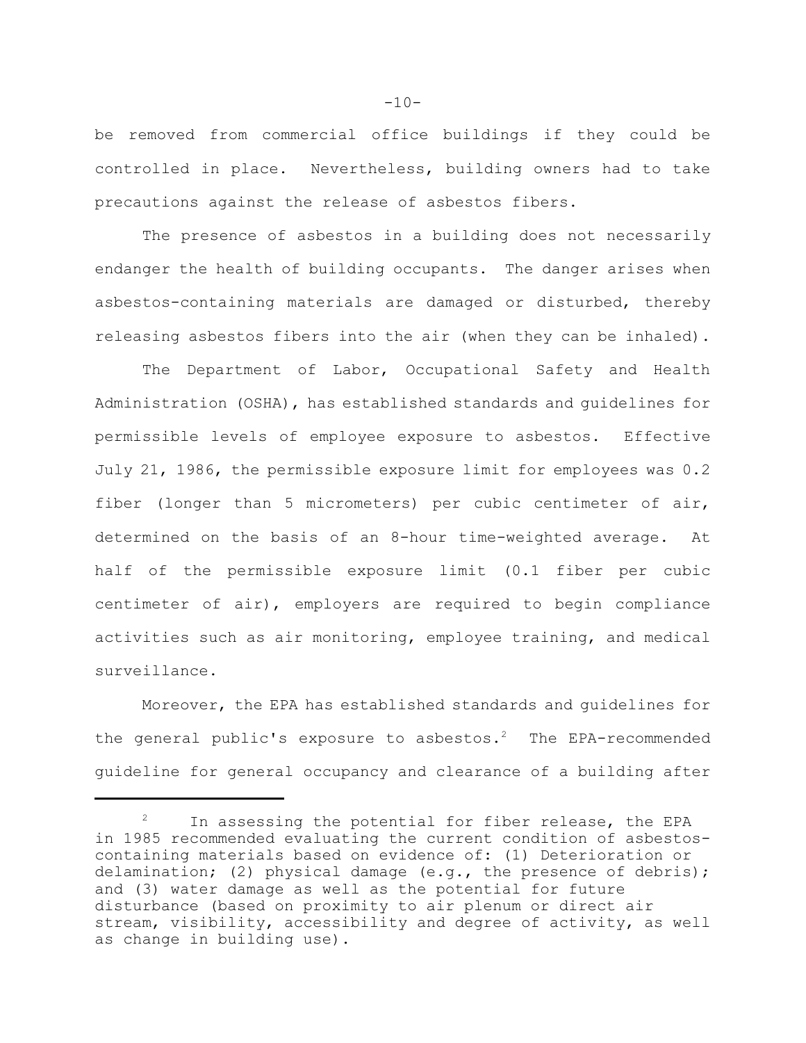be removed from commercial office buildings if they could be controlled in place. Nevertheless, building owners had to take precautions against the release of asbestos fibers.

The presence of asbestos in a building does not necessarily endanger the health of building occupants. The danger arises when asbestos-containing materials are damaged or disturbed, thereby releasing asbestos fibers into the air (when they can be inhaled).

The Department of Labor, Occupational Safety and Health Administration (OSHA), has established standards and guidelines for permissible levels of employee exposure to asbestos. Effective July 21, 1986, the permissible exposure limit for employees was 0.2 fiber (longer than 5 micrometers) per cubic centimeter of air, determined on the basis of an 8-hour time-weighted average. At half of the permissible exposure limit (0.1 fiber per cubic centimeter of air), employers are required to begin compliance activities such as air monitoring, employee training, and medical surveillance.

Moreover, the EPA has established standards and guidelines for the general public's exposure to asbestos.[2] The EPA-recommended guideline for general occupancy and clearance of a building after

---

[2] In assessing the potential for fiber release, the EPA in 1985 recommended evaluating the current condition of asbestos-containing materials based on evidence of: (1) Deterioration or delamination; (2) physical damage (e.g., the presence of debris); and (3) water damage as well as the potential for future disturbance (based on proximity to air plenum or direct air stream, visibility, accessibility and degree of activity, as well as change in building use).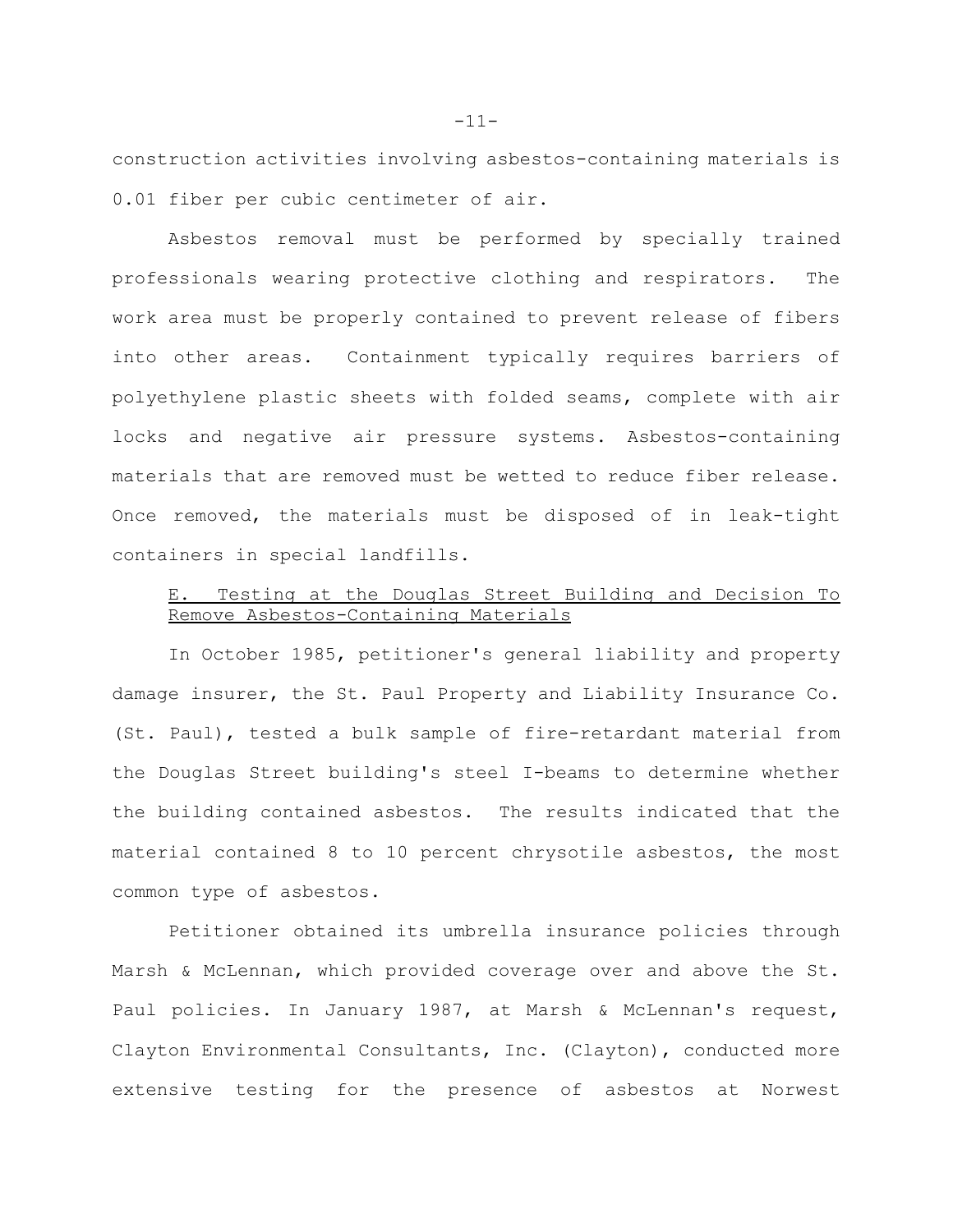construction activities involving asbestos-containing materials is 0.01 fiber per cubic centimeter of air.

Asbestos removal must be performed by specially trained professionals wearing protective clothing and respirators. The work area must be properly contained to prevent release of fibers into other areas. Containment typically requires barriers of polyethylene plastic sheets with folded seams, complete with air locks and negative air pressure systems. Asbestos-containing materials that are removed must be wetted to reduce fiber release. Once removed, the materials must be disposed of in leak-tight containers in special landfills.

### E. Testing at the Douglas Street Building and Decision To Remove Asbestos-Containing Materials

In October 1985, petitioner's general liability and property damage insurer, the St. Paul Property and Liability Insurance Co. (St. Paul), tested a bulk sample of fire-retardant material from the Douglas Street building's steel I-beams to determine whether the building contained asbestos. The results indicated that the material contained 8 to 10 percent chrysotile asbestos, the most common type of asbestos.

Petitioner obtained its umbrella insurance policies through Marsh & McLennan, which provided coverage over and above the St. Paul policies. In January 1987, at Marsh & McLennan's request, Clayton Environmental Consultants, Inc. (Clayton), conducted more extensive testing for the presence of asbestos at Norwest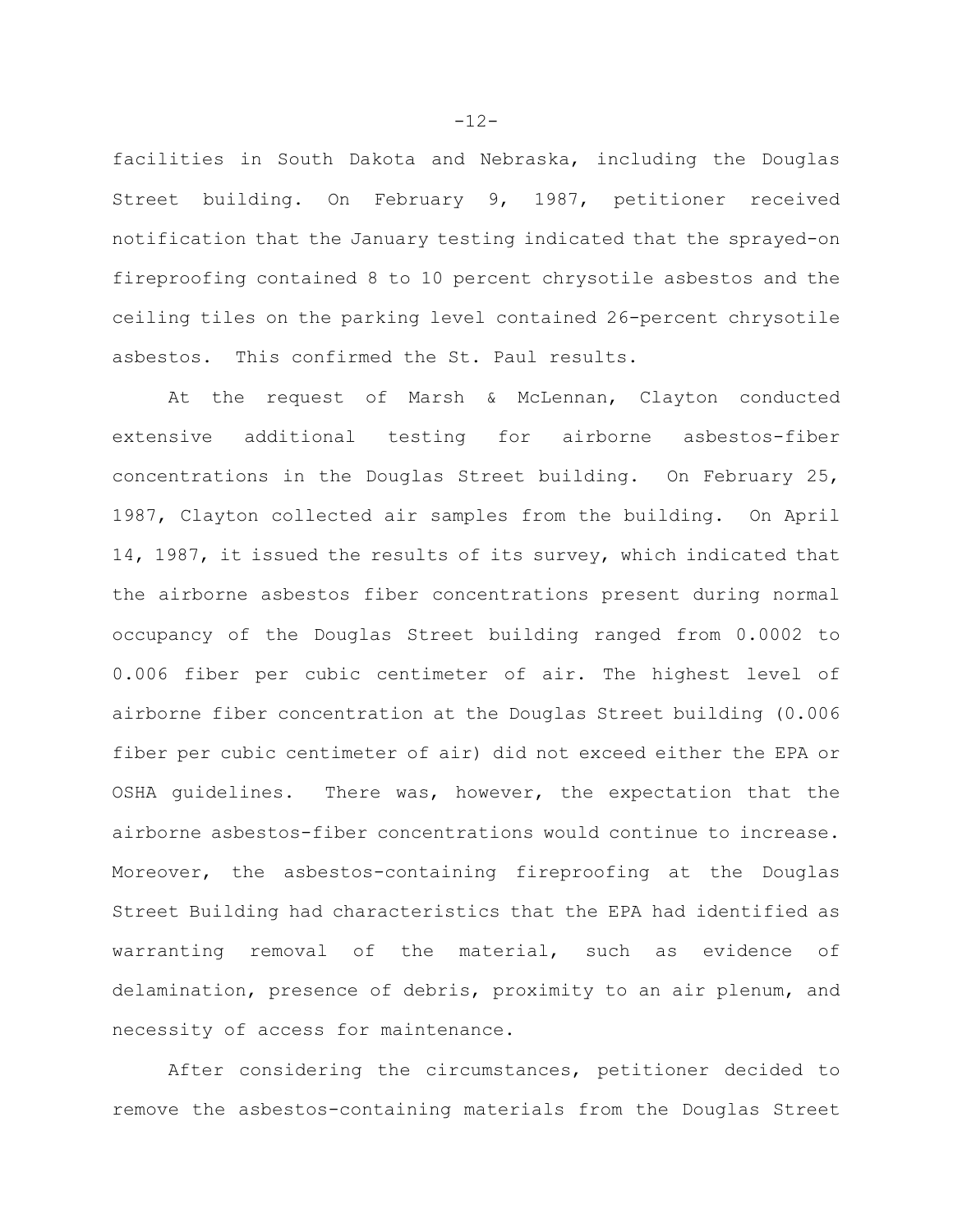facilities in South Dakota and Nebraska, including the Douglas Street building. On February 9, 1987, petitioner received notification that the January testing indicated that the sprayed-on fireproofing contained 8 to 10 percent chrysotile asbestos and the ceiling tiles on the parking level contained 26-percent chrysotile asbestos. This confirmed the St. Paul results.

At the request of Marsh & McLennan, Clayton conducted extensive additional testing for airborne asbestos-fiber concentrations in the Douglas Street building. On February 25, 1987, Clayton collected air samples from the building. On April 14, 1987, it issued the results of its survey, which indicated that the airborne asbestos fiber concentrations present during normal occupancy of the Douglas Street building ranged from 0.0002 to 0.006 fiber per cubic centimeter of air. The highest level of airborne fiber concentration at the Douglas Street building (0.006 fiber per cubic centimeter of air) did not exceed either the EPA or OSHA guidelines. There was, however, the expectation that the airborne asbestos-fiber concentrations would continue to increase. Moreover, the asbestos-containing fireproofing at the Douglas Street Building had characteristics that the EPA had identified as warranting removal of the material, such as evidence of delamination, presence of debris, proximity to an air plenum, and necessity of access for maintenance.

After considering the circumstances, petitioner decided to remove the asbestos-containing materials from the Douglas Street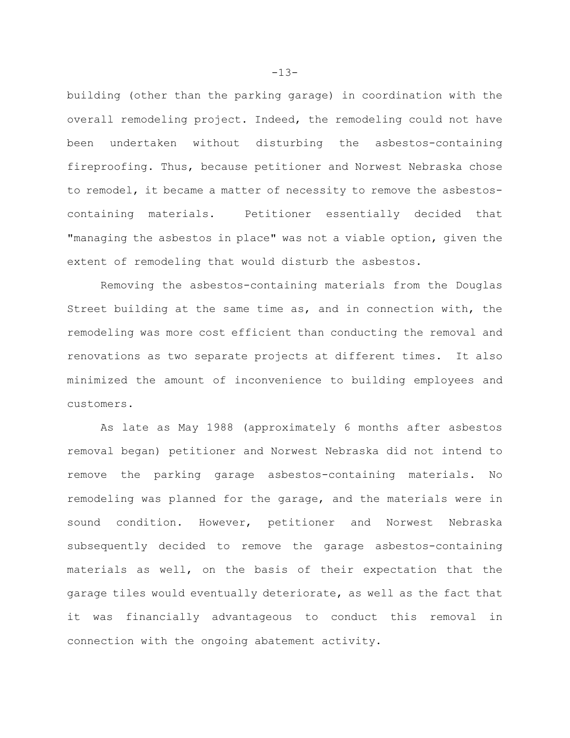building (other than the parking garage) in coordination with the overall remodeling project. Indeed, the remodeling could not have been undertaken without disturbing the asbestos-containing fireproofing. Thus, because petitioner and Norwest Nebraska chose to remodel, it became a matter of necessity to remove the asbestos-containing materials. Petitioner essentially decided that "managing the asbestos in place" was not a viable option, given the extent of remodeling that would disturb the asbestos.

Removing the asbestos-containing materials from the Douglas Street building at the same time as, and in connection with, the remodeling was more cost efficient than conducting the removal and renovations as two separate projects at different times. It also minimized the amount of inconvenience to building employees and customers.

As late as May 1988 (approximately 6 months after asbestos removal began) petitioner and Norwest Nebraska did not intend to remove the parking garage asbestos-containing materials. No remodeling was planned for the garage, and the materials were in sound condition. However, petitioner and Norwest Nebraska subsequently decided to remove the garage asbestos-containing materials as well, on the basis of their expectation that the garage tiles would eventually deteriorate, as well as the fact that it was financially advantageous to conduct this removal in connection with the ongoing abatement activity.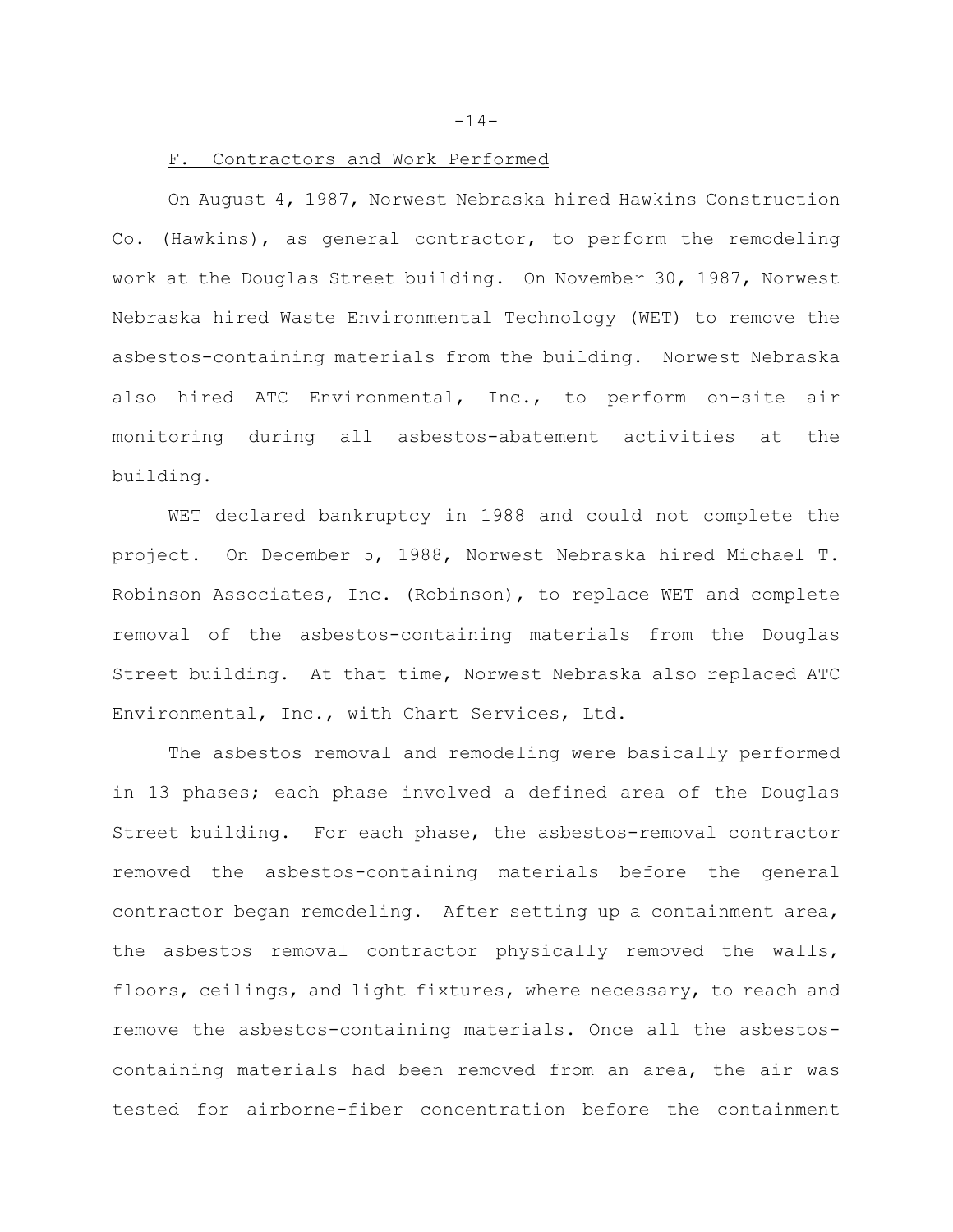### F. Contractors and Work Performed

On August 4, 1987, Norwest Nebraska hired Hawkins Construction Co. (Hawkins), as general contractor, to perform the remodeling work at the Douglas Street building. On November 30, 1987, Norwest Nebraska hired Waste Environmental Technology (WET) to remove the asbestos-containing materials from the building. Norwest Nebraska also hired ATC Environmental, Inc., to perform on-site air monitoring during all asbestos-abatement activities at the building.

WET declared bankruptcy in 1988 and could not complete the project. On December 5, 1988, Norwest Nebraska hired Michael T. Robinson Associates, Inc. (Robinson), to replace WET and complete removal of the asbestos-containing materials from the Douglas Street building. At that time, Norwest Nebraska also replaced ATC Environmental, Inc., with Chart Services, Ltd.

The asbestos removal and remodeling were basically performed in 13 phases; each phase involved a defined area of the Douglas Street building. For each phase, the asbestos-removal contractor removed the asbestos-containing materials before the general contractor began remodeling. After setting up a containment area, the asbestos removal contractor physically removed the walls, floors, ceilings, and light fixtures, where necessary, to reach and remove the asbestos-containing materials. Once all the asbestos-containing materials had been removed from an area, the air was tested for airborne-fiber concentration before the containment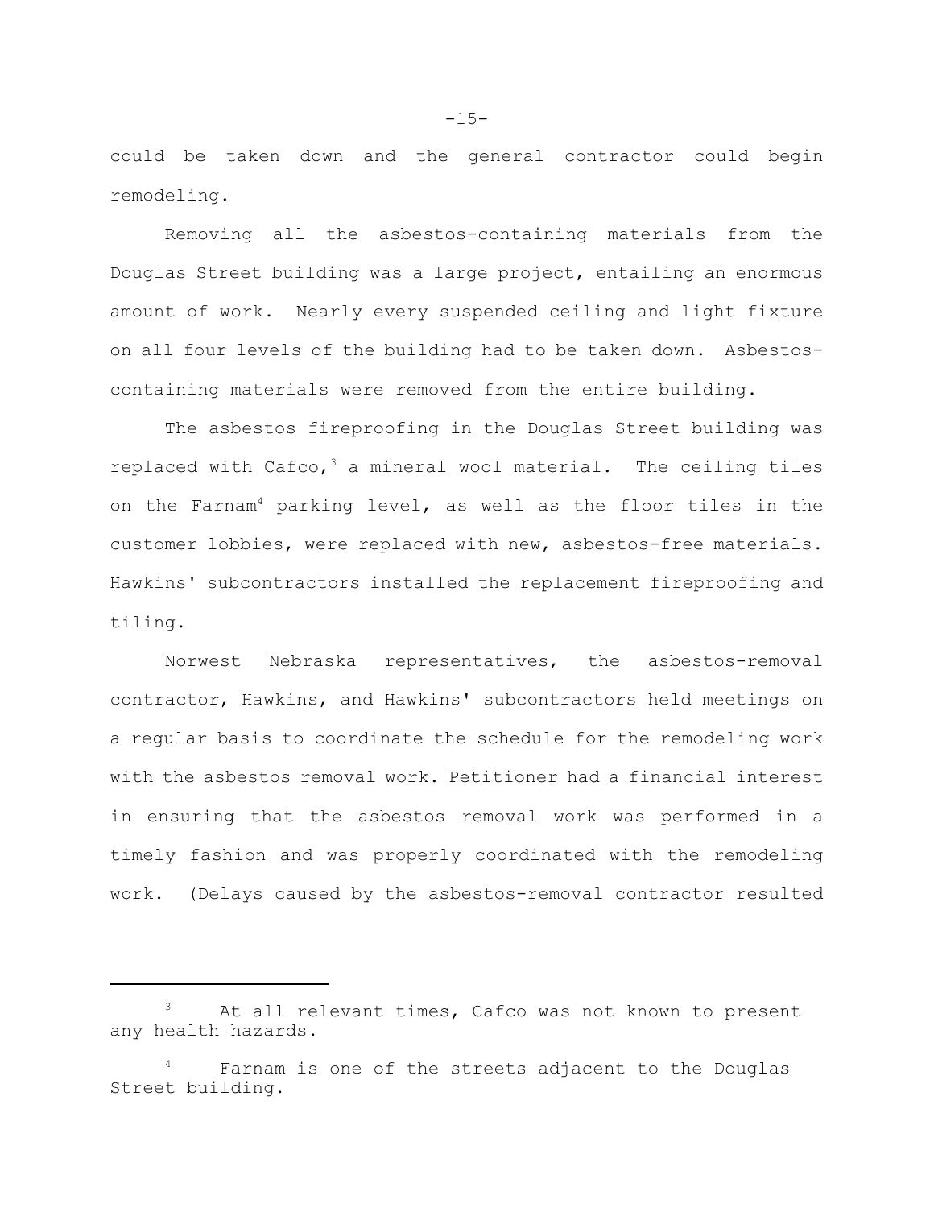could be taken down and the general contractor could begin remodeling.

Removing all the asbestos-containing materials from the Douglas Street building was a large project, entailing an enormous amount of work. Nearly every suspended ceiling and light fixture on all four levels of the building had to be taken down. Asbestos-containing materials were removed from the entire building.

The asbestos fireproofing in the Douglas Street building was replaced with Cafco,[3] a mineral wool material. The ceiling tiles on the Farnam[4] parking level, as well as the floor tiles in the customer lobbies, were replaced with new, asbestos-free materials. Hawkins' subcontractors installed the replacement fireproofing and tiling.

Norwest Nebraska representatives, the asbestos-removal contractor, Hawkins, and Hawkins' subcontractors held meetings on a regular basis to coordinate the schedule for the remodeling work with the asbestos removal work. Petitioner had a financial interest in ensuring that the asbestos removal work was performed in a timely fashion and was properly coordinated with the remodeling work. (Delays caused by the asbestos-removal contractor resulted

---

[3] At all relevant times, Cafco was not known to present any health hazards.

[4] Farnam is one of the streets adjacent to the Douglas Street building.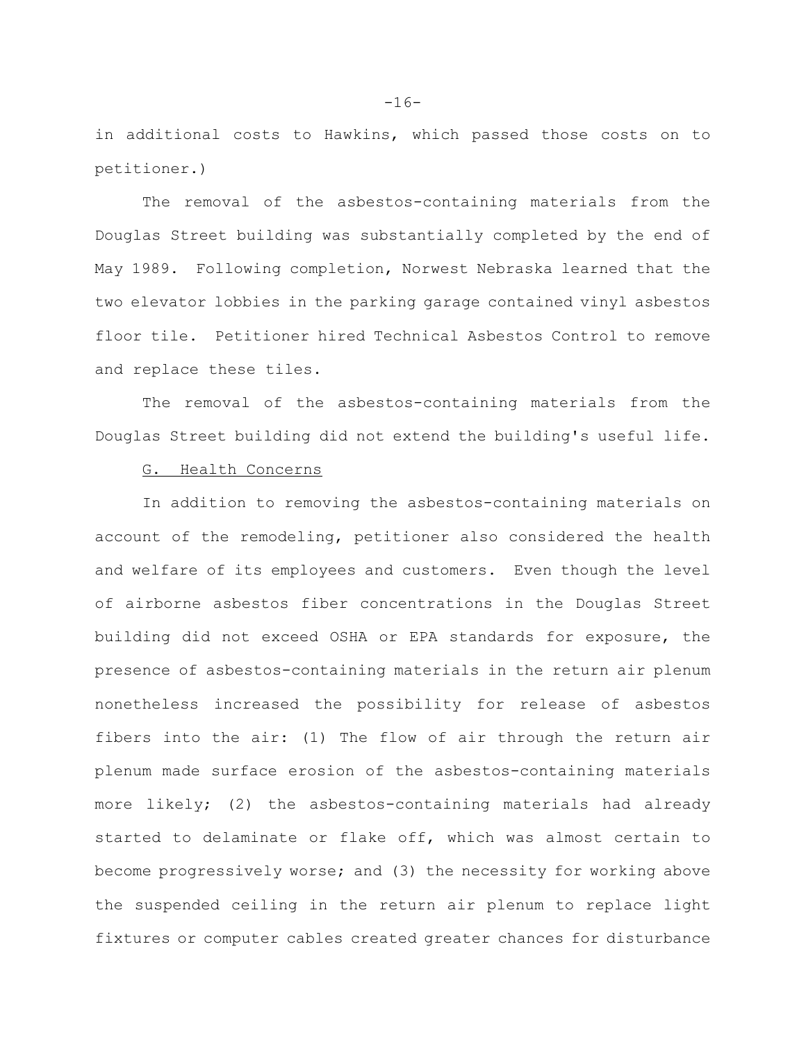in additional costs to Hawkins, which passed those costs on to petitioner.)

The removal of the asbestos-containing materials from the Douglas Street building was substantially completed by the end of May 1989. Following completion, Norwest Nebraska learned that the two elevator lobbies in the parking garage contained vinyl asbestos floor tile. Petitioner hired Technical Asbestos Control to remove and replace these tiles.

The removal of the asbestos-containing materials from the Douglas Street building did not extend the building's useful life.

G. Health Concerns

In addition to removing the asbestos-containing materials on account of the remodeling, petitioner also considered the health and welfare of its employees and customers. Even though the level of airborne asbestos fiber concentrations in the Douglas Street building did not exceed OSHA or EPA standards for exposure, the presence of asbestos-containing materials in the return air plenum nonetheless increased the possibility for release of asbestos fibers into the air: (1) The flow of air through the return air plenum made surface erosion of the asbestos-containing materials more likely; (2) the asbestos-containing materials had already started to delaminate or flake off, which was almost certain to become progressively worse; and (3) the necessity for working above the suspended ceiling in the return air plenum to replace light fixtures or computer cables created greater chances for disturbance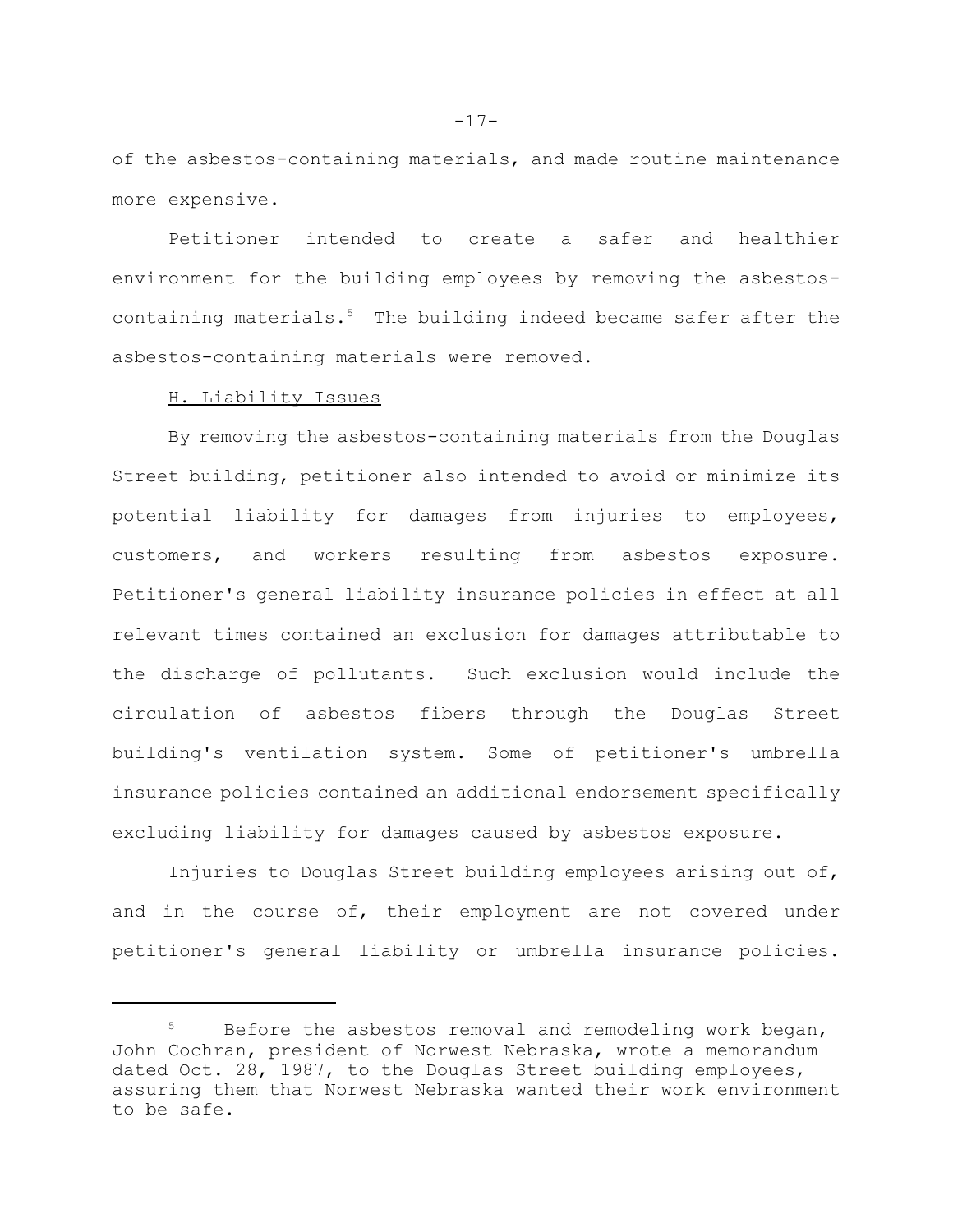of the asbestos-containing materials, and made routine maintenance more expensive.

Petitioner intended to create a safer and healthier environment for the building employees by removing the asbestos-containing materials.[5] The building indeed became safer after the asbestos-containing materials were removed.

H. Liability Issues

By removing the asbestos-containing materials from the Douglas Street building, petitioner also intended to avoid or minimize its potential liability for damages from injuries to employees, customers, and workers resulting from asbestos exposure. Petitioner's general liability insurance policies in effect at all relevant times contained an exclusion for damages attributable to the discharge of pollutants. Such exclusion would include the circulation of asbestos fibers through the Douglas Street building's ventilation system. Some of petitioner's umbrella insurance policies contained an additional endorsement specifically excluding liability for damages caused by asbestos exposure.

Injuries to Douglas Street building employees arising out of, and in the course of, their employment are not covered under petitioner's general liability or umbrella insurance policies.

---

[5] Before the asbestos removal and remodeling work began, John Cochran, president of Norwest Nebraska, wrote a memorandum dated Oct. 28, 1987, to the Douglas Street building employees, assuring them that Norwest Nebraska wanted their work environment to be safe.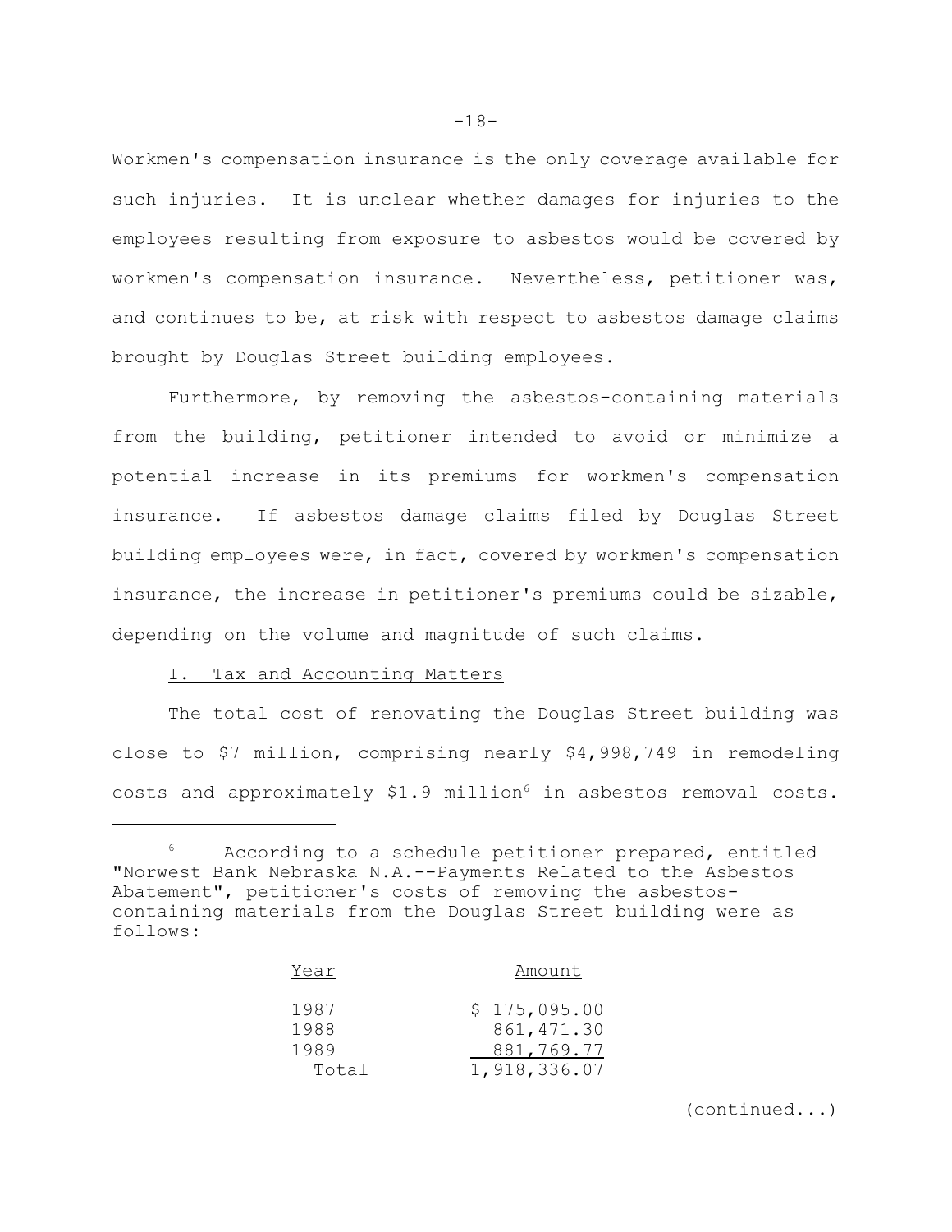Workmen's compensation insurance is the only coverage available for such injuries. It is unclear whether damages for injuries to the employees resulting from exposure to asbestos would be covered by workmen's compensation insurance. Nevertheless, petitioner was, and continues to be, at risk with respect to asbestos damage claims brought by Douglas Street building employees.

Furthermore, by removing the asbestos-containing materials from the building, petitioner intended to avoid or minimize a potential increase in its premiums for workmen's compensation insurance. If asbestos damage claims filed by Douglas Street building employees were, in fact, covered by workmen's compensation insurance, the increase in petitioner's premiums could be sizable, depending on the volume and magnitude of such claims.

I. Tax and Accounting Matters

The total cost of renovating the Douglas Street building was close to $7 million, comprising nearly $4,998,749 in remodeling costs and approximately $1.9 million[6] in asbestos removal costs.

---

[6] According to a schedule petitioner prepared, entitled "Norwest Bank Nebraska N.A.--Payments Related to the Asbestos Abatement", petitioner's costs of removing the asbestos-containing materials from the Douglas Street building were as follows:

| Year | Amount |
|---|---|
| 1987 | $ 175,095.00 |
| 1988 | 861,471.30 |
| 1989 | 881,769.77 |
| Total | 1,918,336.07 |

(continued...)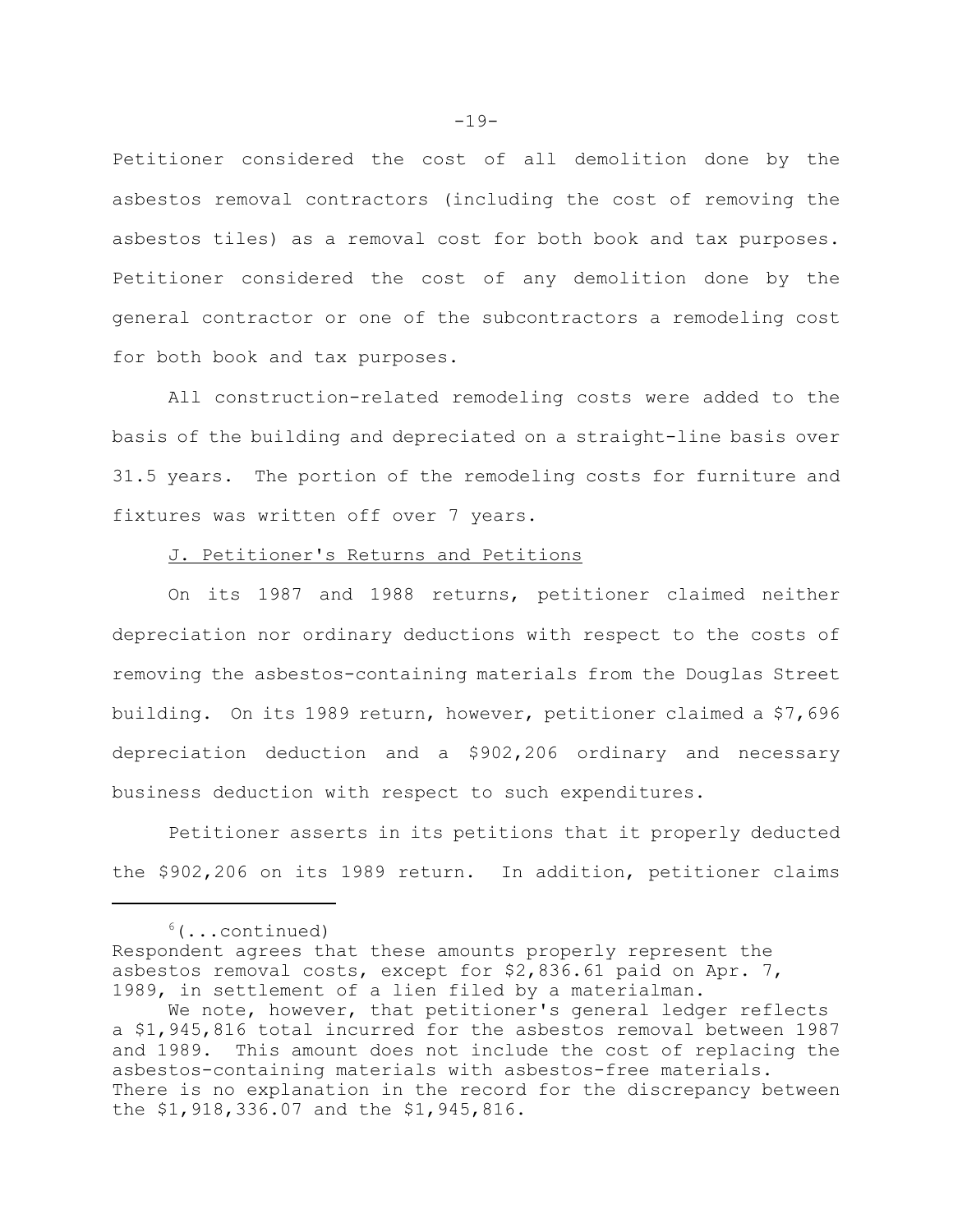Petitioner considered the cost of all demolition done by the asbestos removal contractors (including the cost of removing the asbestos tiles) as a removal cost for both book and tax purposes. Petitioner considered the cost of any demolition done by the general contractor or one of the subcontractors a remodeling cost for both book and tax purposes.

All construction-related remodeling costs were added to the basis of the building and depreciated on a straight-line basis over 31.5 years. The portion of the remodeling costs for furniture and fixtures was written off over 7 years.

J. Petitioner's Returns and Petitions

On its 1987 and 1988 returns, petitioner claimed neither depreciation nor ordinary deductions with respect to the costs of removing the asbestos-containing materials from the Douglas Street building. On its 1989 return, however, petitioner claimed a $7,696 depreciation deduction and a $902,206 ordinary and necessary business deduction with respect to such expenditures.

Petitioner asserts in its petitions that it properly deducted the $902,206 on its 1989 return. In addition, petitioner claims

---

[6](...continued)
Respondent agrees that these amounts properly represent the asbestos removal costs, except for $2,836.61 paid on Apr. 7, 1989, in settlement of a lien filed by a materialman.

We note, however, that petitioner's general ledger reflects a $1,945,816 total incurred for the asbestos removal between 1987 and 1989. This amount does not include the cost of replacing the asbestos-containing materials with asbestos-free materials. There is no explanation in the record for the discrepancy between the $1,918,336.07 and the $1,945,816.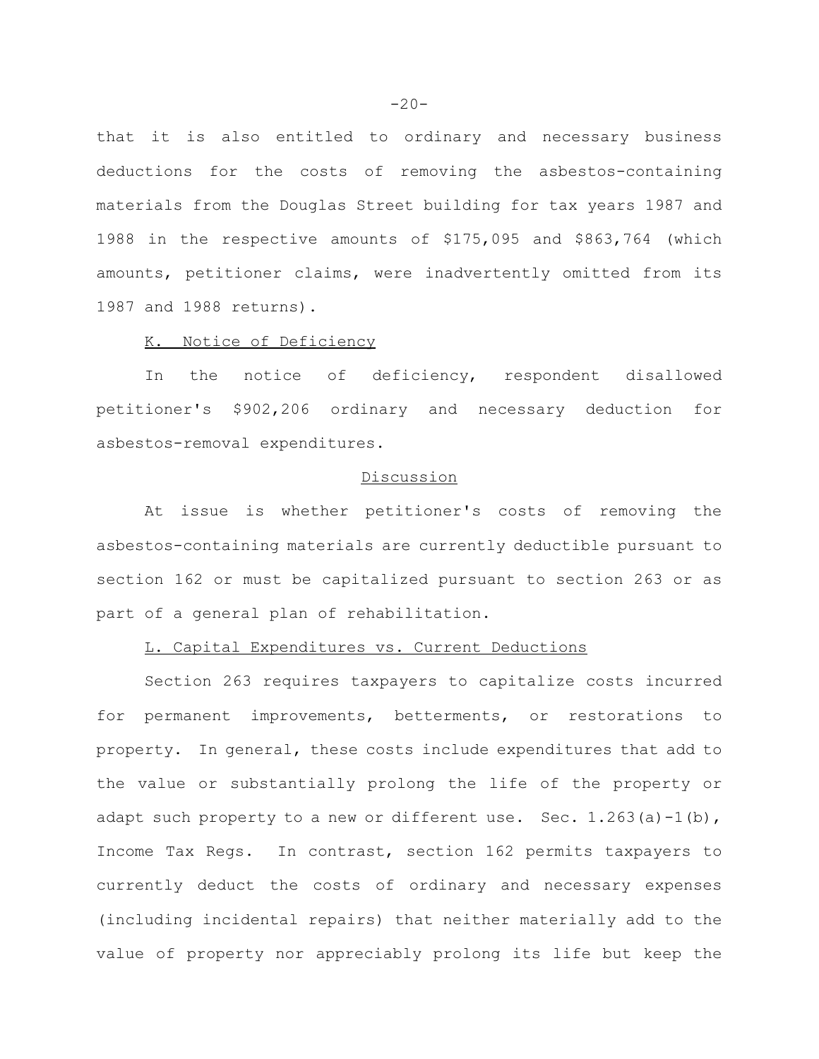that it is also entitled to ordinary and necessary business deductions for the costs of removing the asbestos-containing materials from the Douglas Street building for tax years 1987 and 1988 in the respective amounts of $175,095 and $863,764 (which amounts, petitioner claims, were inadvertently omitted from its 1987 and 1988 returns).

K. Notice of Deficiency

In the notice of deficiency, respondent disallowed petitioner's $902,206 ordinary and necessary deduction for asbestos-removal expenditures.

## Discussion

At issue is whether petitioner's costs of removing the asbestos-containing materials are currently deductible pursuant to section 162 or must be capitalized pursuant to section 263 or as part of a general plan of rehabilitation.

L. Capital Expenditures vs. Current Deductions

Section 263 requires taxpayers to capitalize costs incurred for permanent improvements, betterments, or restorations to property. In general, these costs include expenditures that add to the value or substantially prolong the life of the property or adapt such property to a new or different use. Sec. 1.263(a)-1(b), Income Tax Regs. In contrast, section 162 permits taxpayers to currently deduct the costs of ordinary and necessary expenses (including incidental repairs) that neither materially add to the value of property nor appreciably prolong its life but keep the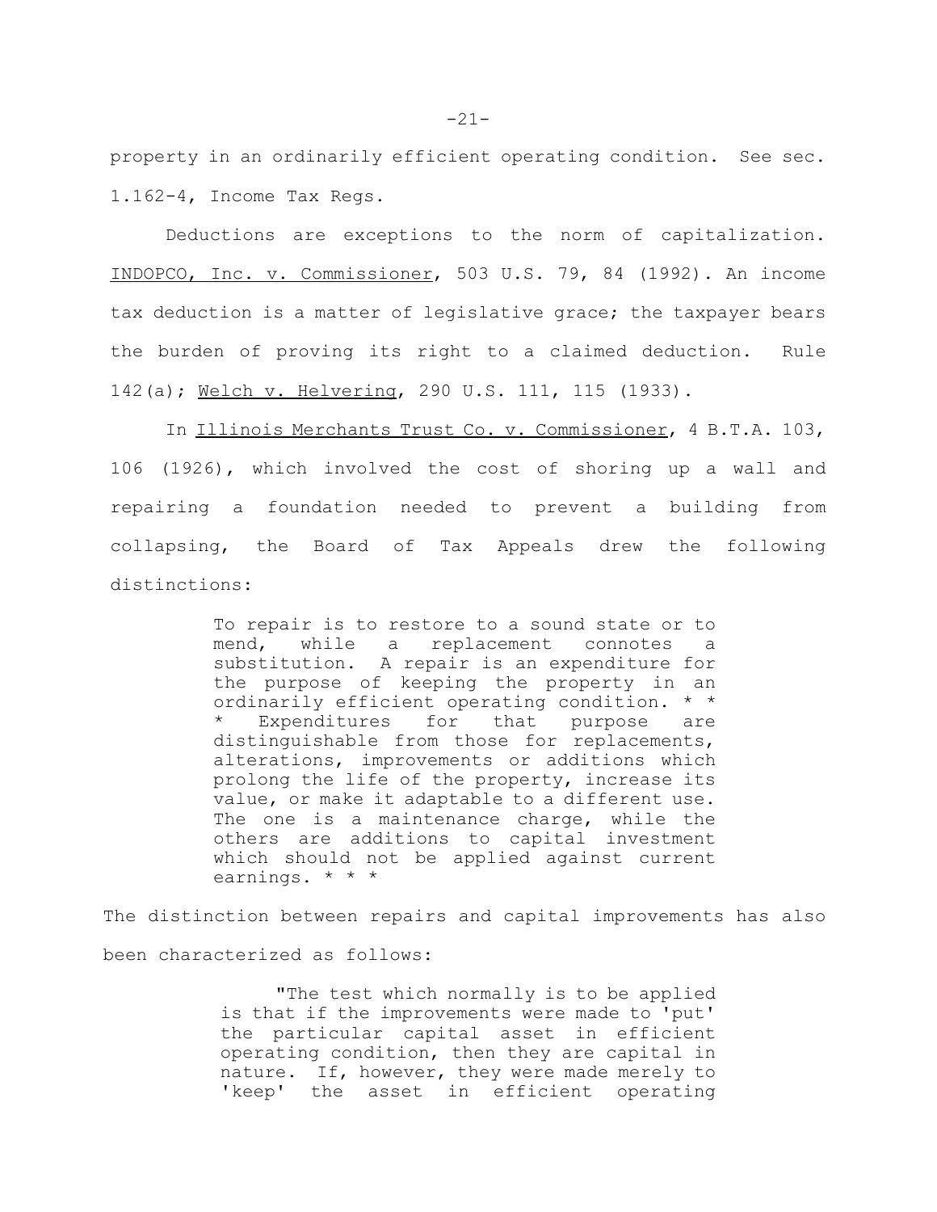property in an ordinarily efficient operating condition. See sec. 1.162-4, Income Tax Regs.

Deductions are exceptions to the norm of capitalization. INDOPCO, Inc. v. Commissioner, 503 U.S. 79, 84 (1992). An income tax deduction is a matter of legislative grace; the taxpayer bears the burden of proving its right to a claimed deduction. Rule 142(a); Welch v. Helvering, 290 U.S. 111, 115 (1933).

In Illinois Merchants Trust Co. v. Commissioner, 4 B.T.A. 103, 106 (1926), which involved the cost of shoring up a wall and repairing a foundation needed to prevent a building from collapsing, the Board of Tax Appeals drew the following distinctions:

> To repair is to restore to a sound state or to mend, while a replacement connotes a substitution. A repair is an expenditure for the purpose of keeping the property in an ordinarily efficient operating condition. * * * Expenditures for that purpose are distinguishable from those for replacements, alterations, improvements or additions which prolong the life of the property, increase its value, or make it adaptable to a different use. The one is a maintenance charge, while the others are additions to capital investment which should not be applied against current earnings. * * *

The distinction between repairs and capital improvements has also been characterized as follows:

> "The test which normally is to be applied is that if the improvements were made to 'put' the particular capital asset in efficient operating condition, then they are capital in nature. If, however, they were made merely to 'keep' the asset in efficient operating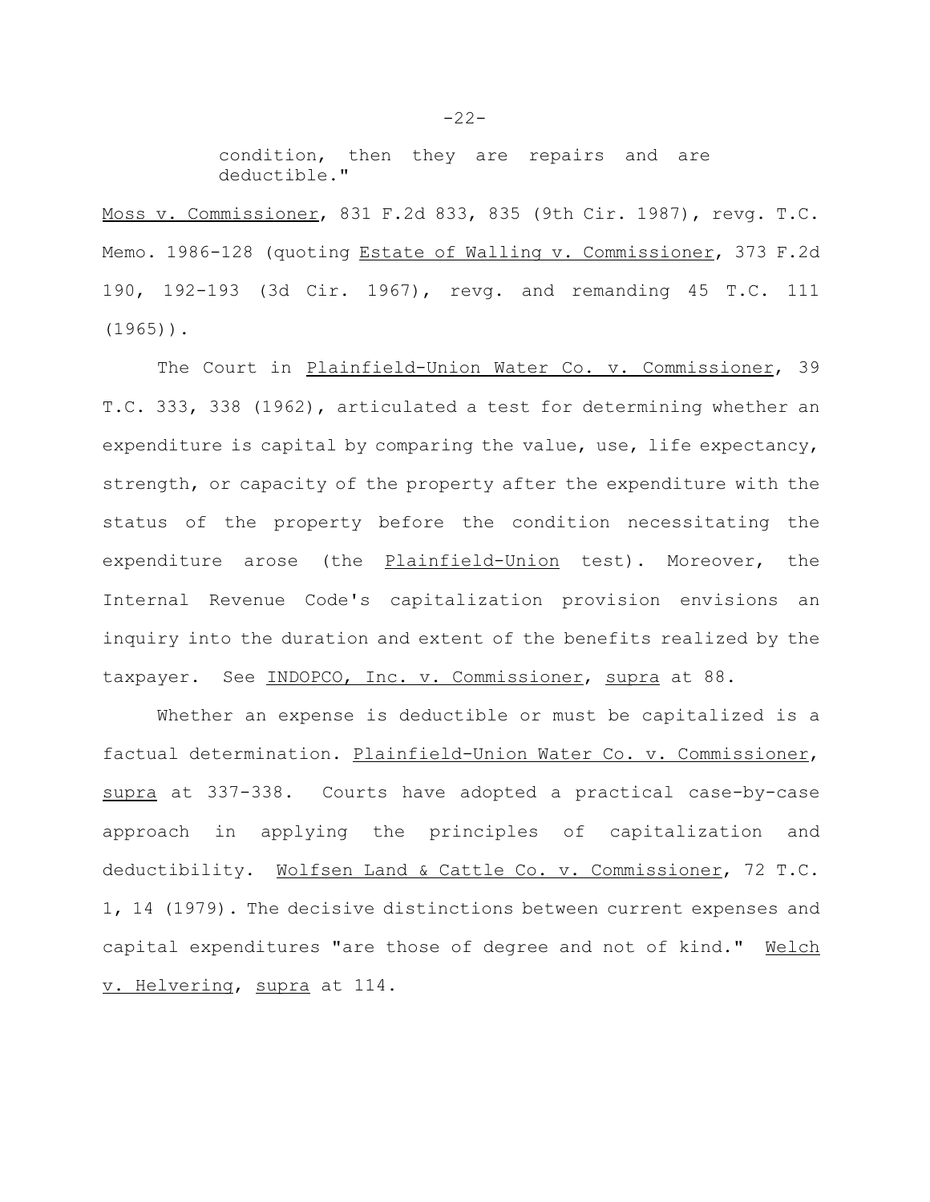> condition, then they are repairs and are deductible."

Moss v. Commissioner, 831 F.2d 833, 835 (9th Cir. 1987), revg. T.C. Memo. 1986-128 (quoting Estate of Walling v. Commissioner, 373 F.2d 190, 192-193 (3d Cir. 1967), revg. and remanding 45 T.C. 111 (1965)).

The Court in Plainfield-Union Water Co. v. Commissioner, 39 T.C. 333, 338 (1962), articulated a test for determining whether an expenditure is capital by comparing the value, use, life expectancy, strength, or capacity of the property after the expenditure with the status of the property before the condition necessitating the expenditure arose (the Plainfield-Union test). Moreover, the Internal Revenue Code's capitalization provision envisions an inquiry into the duration and extent of the benefits realized by the taxpayer. See INDOPCO, Inc. v. Commissioner, supra at 88.

Whether an expense is deductible or must be capitalized is a factual determination. Plainfield-Union Water Co. v. Commissioner, supra at 337-338. Courts have adopted a practical case-by-case approach in applying the principles of capitalization and deductibility. Wolfsen Land & Cattle Co. v. Commissioner, 72 T.C. 1, 14 (1979). The decisive distinctions between current expenses and capital expenditures "are those of degree and not of kind." Welch v. Helvering, supra at 114.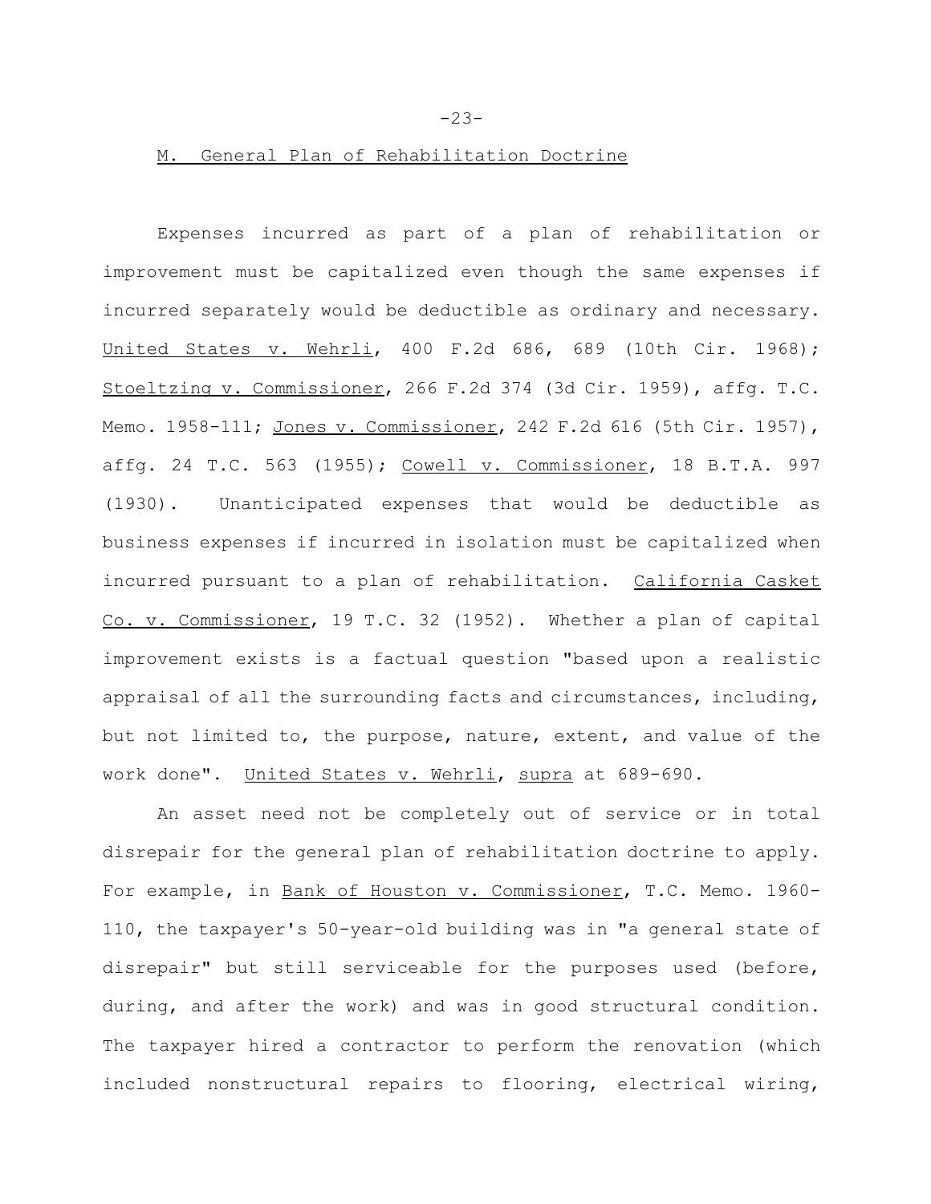## M. General Plan of Rehabilitation Doctrine

Expenses incurred as part of a plan of rehabilitation or improvement must be capitalized even though the same expenses if incurred separately would be deductible as ordinary and necessary. United States v. Wehrli, 400 F.2d 686, 689 (10th Cir. 1968); Stoeltzing v. Commissioner, 266 F.2d 374 (3d Cir. 1959), affg. T.C. Memo. 1958-111; Jones v. Commissioner, 242 F.2d 616 (5th Cir. 1957), affg. 24 T.C. 563 (1955); Cowell v. Commissioner, 18 B.T.A. 997 (1930). Unanticipated expenses that would be deductible as business expenses if incurred in isolation must be capitalized when incurred pursuant to a plan of rehabilitation. California Casket Co. v. Commissioner, 19 T.C. 32 (1952). Whether a plan of capital improvement exists is a factual question "based upon a realistic appraisal of all the surrounding facts and circumstances, including, but not limited to, the purpose, nature, extent, and value of the work done". United States v. Wehrli, supra at 689-690.

An asset need not be completely out of service or in total disrepair for the general plan of rehabilitation doctrine to apply. For example, in Bank of Houston v. Commissioner, T.C. Memo. 1960-110, the taxpayer's 50-year-old building was in "a general state of disrepair" but still serviceable for the purposes used (before, during, and after the work) and was in good structural condition. The taxpayer hired a contractor to perform the renovation (which included nonstructural repairs to flooring, electrical wiring,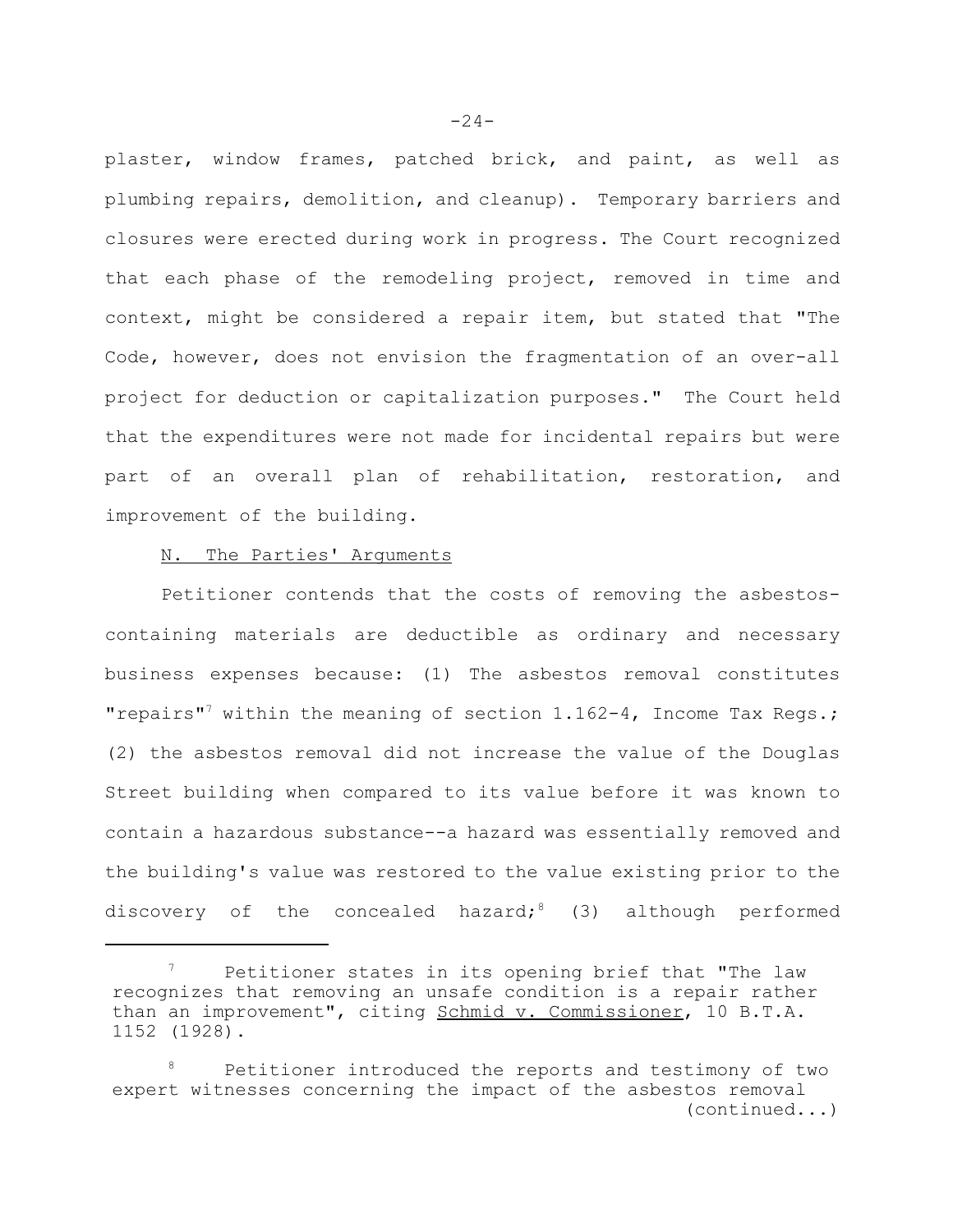plaster, window frames, patched brick, and paint, as well as plumbing repairs, demolition, and cleanup). Temporary barriers and closures were erected during work in progress. The Court recognized that each phase of the remodeling project, removed in time and context, might be considered a repair item, but stated that "The Code, however, does not envision the fragmentation of an over-all project for deduction or capitalization purposes." The Court held that the expenditures were not made for incidental repairs but were part of an overall plan of rehabilitation, restoration, and improvement of the building.

N. The Parties' Arguments

Petitioner contends that the costs of removing the asbestos-containing materials are deductible as ordinary and necessary business expenses because: (1) The asbestos removal constitutes "repairs"[7] within the meaning of section 1.162-4, Income Tax Regs.; (2) the asbestos removal did not increase the value of the Douglas Street building when compared to its value before it was known to contain a hazardous substance--a hazard was essentially removed and the building's value was restored to the value existing prior to the discovery of the concealed hazard;[8] (3) although performed

---

[7] Petitioner states in its opening brief that "The law recognizes that removing an unsafe condition is a repair rather than an improvement", citing Schmid v. Commissioner, 10 B.T.A. 1152 (1928).

[8] Petitioner introduced the reports and testimony of two expert witnesses concerning the impact of the asbestos removal (continued...)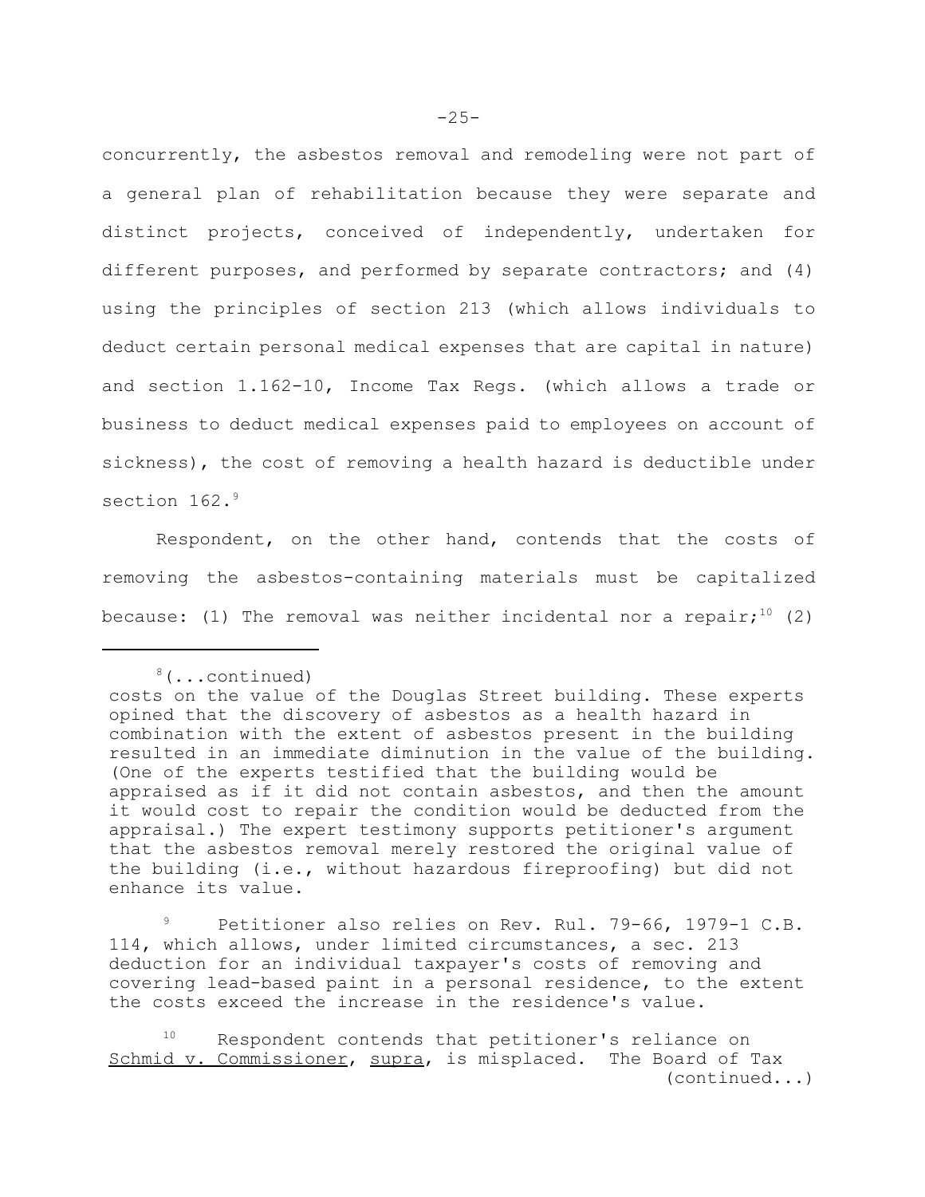concurrently, the asbestos removal and remodeling were not part of a general plan of rehabilitation because they were separate and distinct projects, conceived of independently, undertaken for different purposes, and performed by separate contractors; and (4) using the principles of section 213 (which allows individuals to deduct certain personal medical expenses that are capital in nature) and section 1.162-10, Income Tax Regs. (which allows a trade or business to deduct medical expenses paid to employees on account of sickness), the cost of removing a health hazard is deductible under section 162.[9]

Respondent, on the other hand, contends that the costs of removing the asbestos-containing materials must be capitalized because: (1) The removal was neither incidental nor a repair;[10] (2)

---

[8](...continued)
costs on the value of the Douglas Street building. These experts opined that the discovery of asbestos as a health hazard in combination with the extent of asbestos present in the building resulted in an immediate diminution in the value of the building. (One of the experts testified that the building would be appraised as if it did not contain asbestos, and then the amount it would cost to repair the condition would be deducted from the appraisal.) The expert testimony supports petitioner's argument that the asbestos removal merely restored the original value of the building (i.e., without hazardous fireproofing) but did not enhance its value.

[9] Petitioner also relies on Rev. Rul. 79-66, 1979-1 C.B. 114, which allows, under limited circumstances, a sec. 213 deduction for an individual taxpayer's costs of removing and covering lead-based paint in a personal residence, to the extent the costs exceed the increase in the residence's value.

[10] Respondent contends that petitioner's reliance on Schmid v. Commissioner, supra, is misplaced. The Board of Tax (continued...)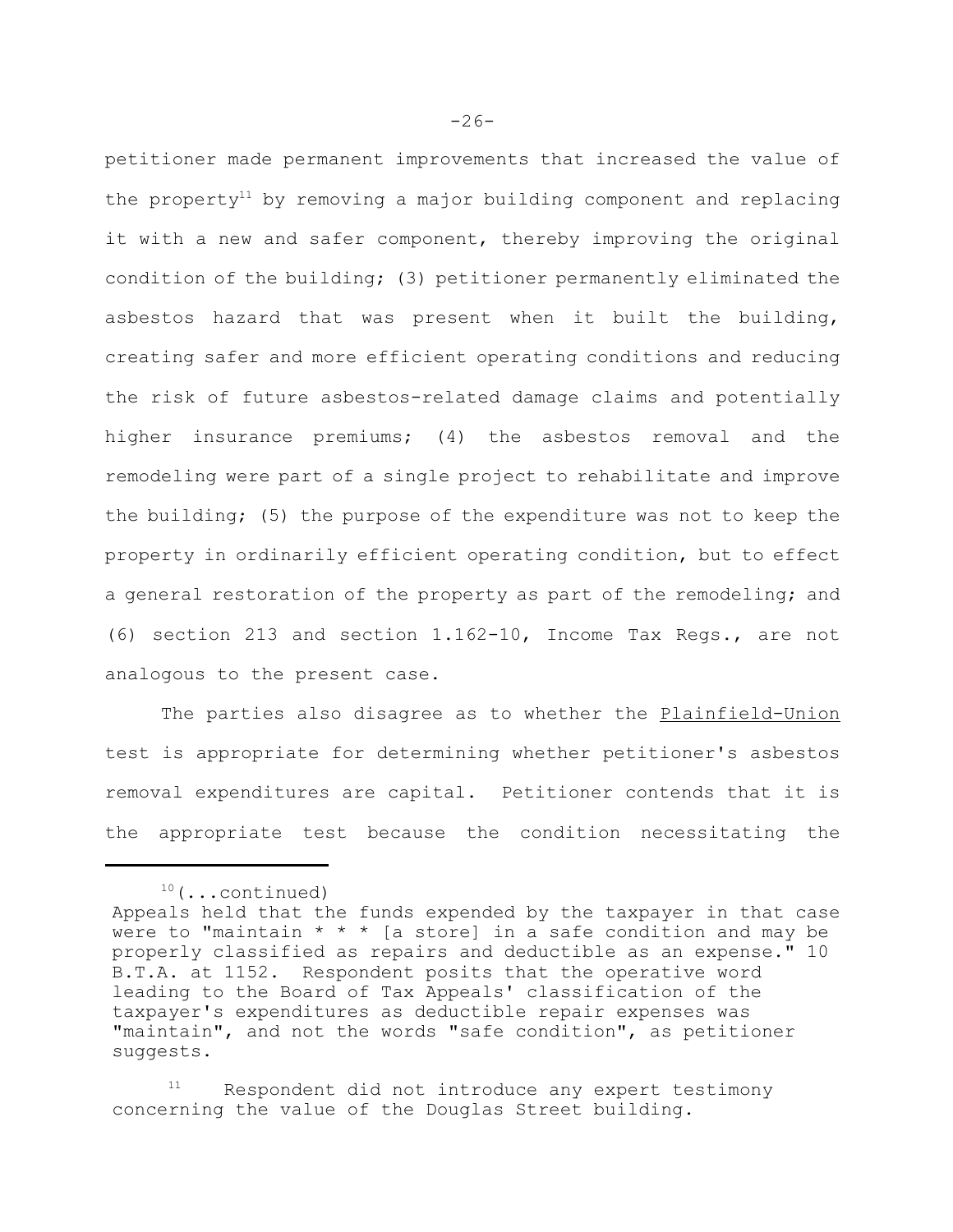petitioner made permanent improvements that increased the value of the property[11] by removing a major building component and replacing it with a new and safer component, thereby improving the original condition of the building; (3) petitioner permanently eliminated the asbestos hazard that was present when it built the building, creating safer and more efficient operating conditions and reducing the risk of future asbestos-related damage claims and potentially higher insurance premiums; (4) the asbestos removal and the remodeling were part of a single project to rehabilitate and improve the building; (5) the purpose of the expenditure was not to keep the property in ordinarily efficient operating condition, but to effect a general restoration of the property as part of the remodeling; and (6) section 213 and section 1.162-10, Income Tax Regs., are not analogous to the present case.

The parties also disagree as to whether the Plainfield-Union test is appropriate for determining whether petitioner's asbestos removal expenditures are capital. Petitioner contends that it is the appropriate test because the condition necessitating the

---

[10](...continued) Appeals held that the funds expended by the taxpayer in that case were to "maintain * * * [a store] in a safe condition and may be properly classified as repairs and deductible as an expense." 10 B.T.A. at 1152. Respondent posits that the operative word leading to the Board of Tax Appeals' classification of the taxpayer's expenditures as deductible repair expenses was "maintain", and not the words "safe condition", as petitioner suggests.

[11] Respondent did not introduce any expert testimony concerning the value of the Douglas Street building.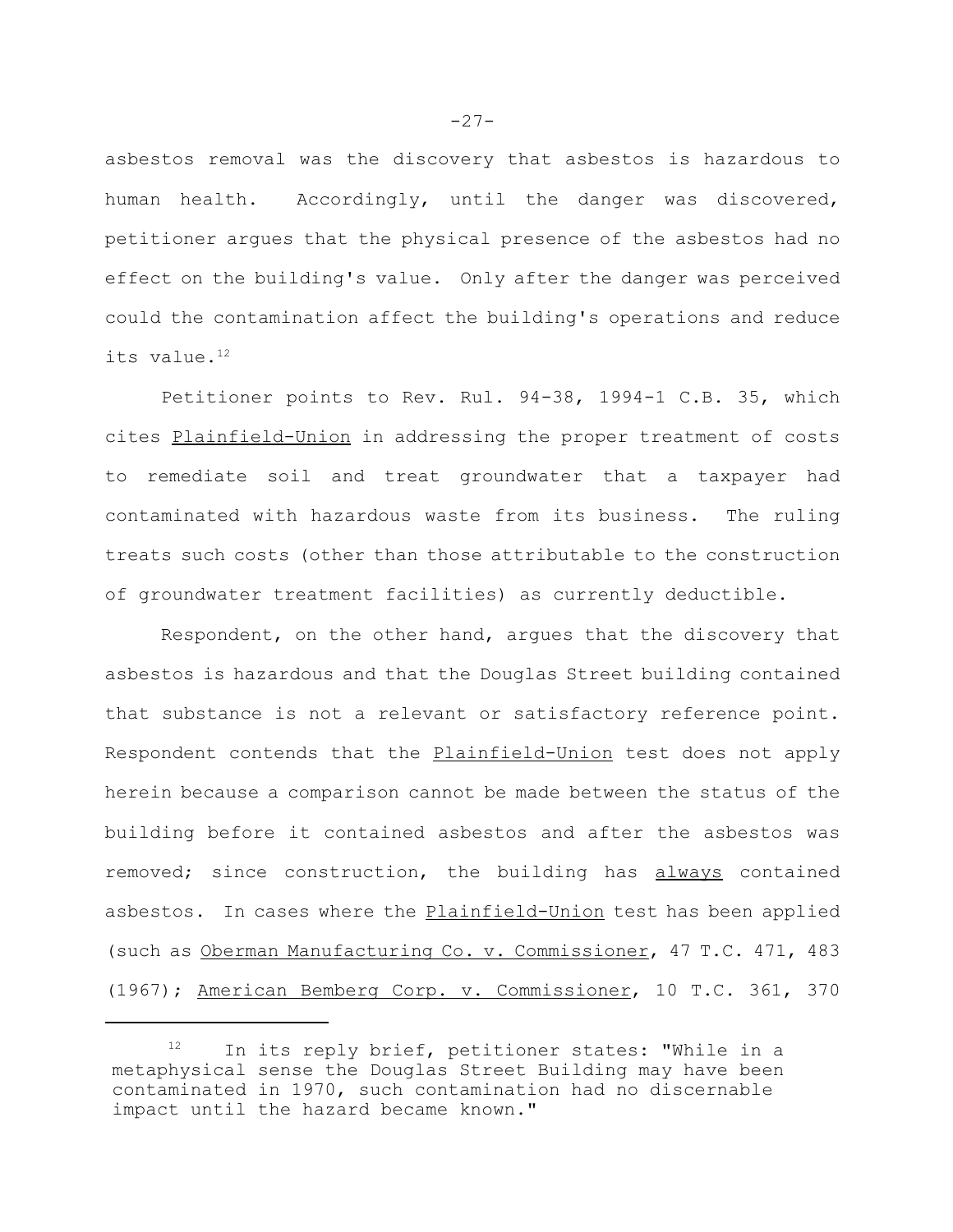asbestos removal was the discovery that asbestos is hazardous to human health. Accordingly, until the danger was discovered, petitioner argues that the physical presence of the asbestos had no effect on the building's value. Only after the danger was perceived could the contamination affect the building's operations and reduce its value.[12]

Petitioner points to Rev. Rul. 94-38, 1994-1 C.B. 35, which cites Plainfield-Union in addressing the proper treatment of costs to remediate soil and treat groundwater that a taxpayer had contaminated with hazardous waste from its business. The ruling treats such costs (other than those attributable to the construction of groundwater treatment facilities) as currently deductible.

Respondent, on the other hand, argues that the discovery that asbestos is hazardous and that the Douglas Street building contained that substance is not a relevant or satisfactory reference point. Respondent contends that the Plainfield-Union test does not apply herein because a comparison cannot be made between the status of the building before it contained asbestos and after the asbestos was removed; since construction, the building has always contained asbestos. In cases where the Plainfield-Union test has been applied (such as Oberman Manufacturing Co. v. Commissioner, 47 T.C. 471, 483 (1967); American Bemberg Corp. v. Commissioner, 10 T.C. 361, 370

---

[12] In its reply brief, petitioner states: "While in a metaphysical sense the Douglas Street Building may have been contaminated in 1970, such contamination had no discernable impact until the hazard became known."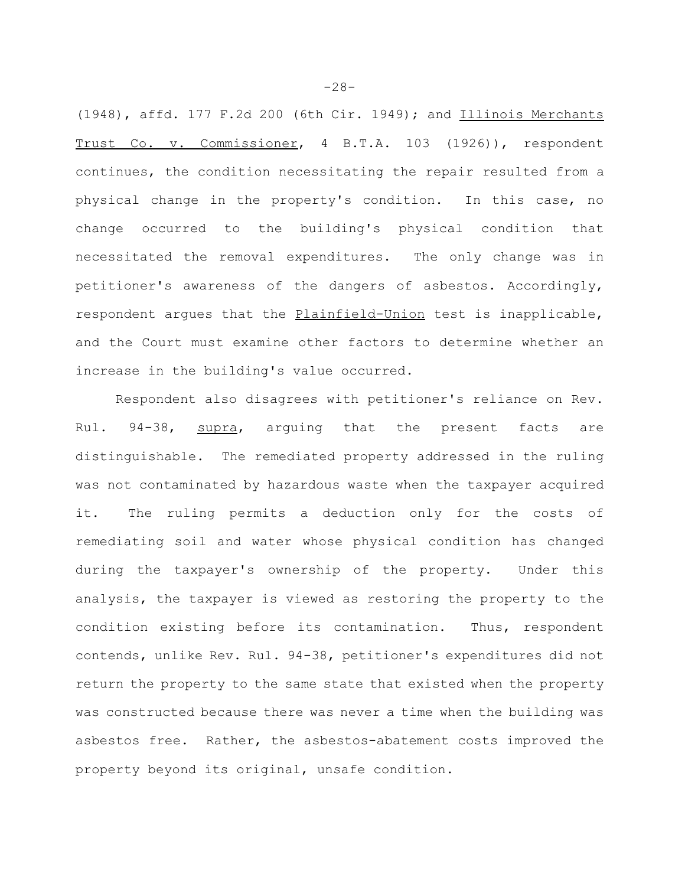(1948), affd. 177 F.2d 200 (6th Cir. 1949); and Illinois Merchants Trust Co. v. Commissioner, 4 B.T.A. 103 (1926)), respondent continues, the condition necessitating the repair resulted from a physical change in the property's condition. In this case, no change occurred to the building's physical condition that necessitated the removal expenditures. The only change was in petitioner's awareness of the dangers of asbestos. Accordingly, respondent argues that the Plainfield-Union test is inapplicable, and the Court must examine other factors to determine whether an increase in the building's value occurred.

Respondent also disagrees with petitioner's reliance on Rev. Rul. 94-38, supra, arguing that the present facts are distinguishable. The remediated property addressed in the ruling was not contaminated by hazardous waste when the taxpayer acquired it. The ruling permits a deduction only for the costs of remediating soil and water whose physical condition has changed during the taxpayer's ownership of the property. Under this analysis, the taxpayer is viewed as restoring the property to the condition existing before its contamination. Thus, respondent contends, unlike Rev. Rul. 94-38, petitioner's expenditures did not return the property to the same state that existed when the property was constructed because there was never a time when the building was asbestos free. Rather, the asbestos-abatement costs improved the property beyond its original, unsafe condition.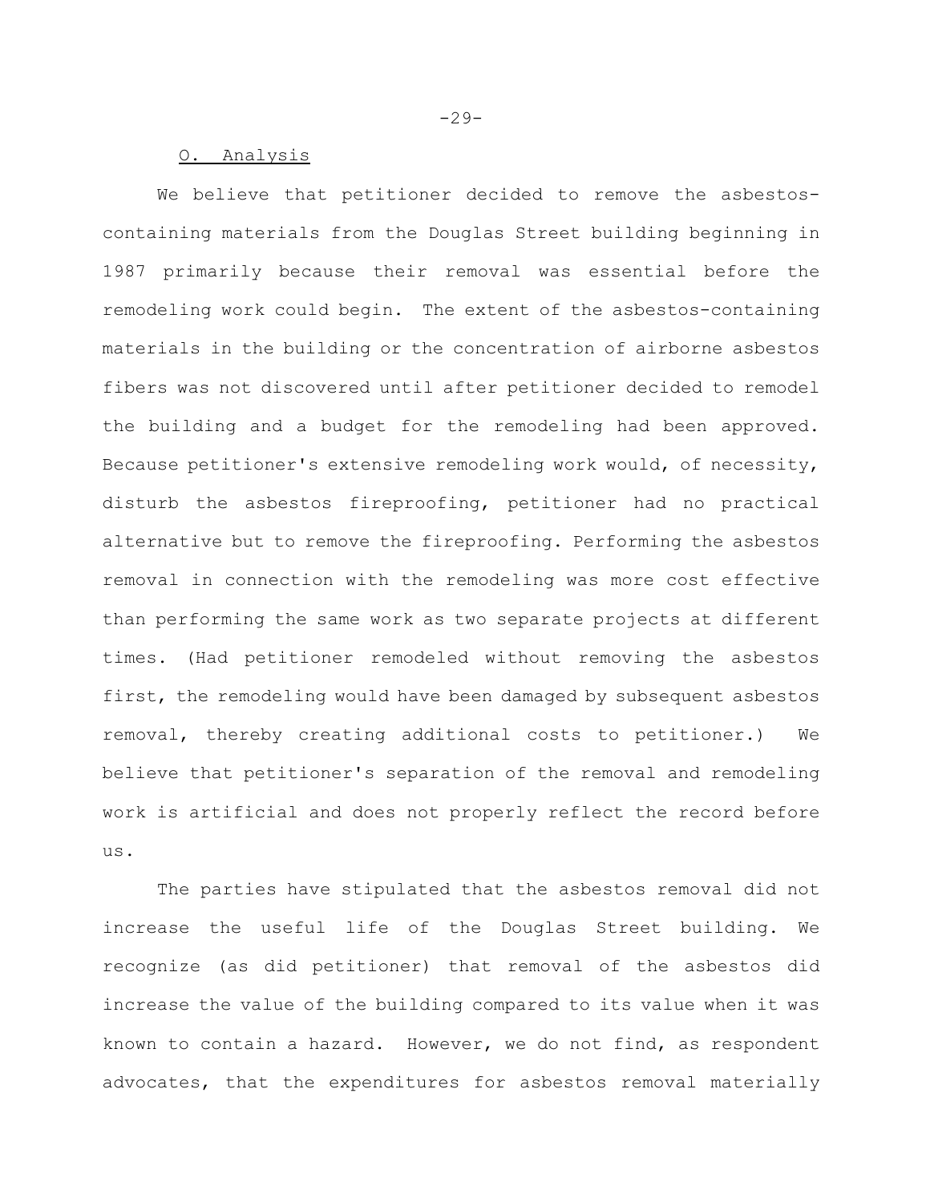### O. Analysis

We believe that petitioner decided to remove the asbestos-containing materials from the Douglas Street building beginning in 1987 primarily because their removal was essential before the remodeling work could begin. The extent of the asbestos-containing materials in the building or the concentration of airborne asbestos fibers was not discovered until after petitioner decided to remodel the building and a budget for the remodeling had been approved. Because petitioner's extensive remodeling work would, of necessity, disturb the asbestos fireproofing, petitioner had no practical alternative but to remove the fireproofing. Performing the asbestos removal in connection with the remodeling was more cost effective than performing the same work as two separate projects at different times. (Had petitioner remodeled without removing the asbestos first, the remodeling would have been damaged by subsequent asbestos removal, thereby creating additional costs to petitioner.) We believe that petitioner's separation of the removal and remodeling work is artificial and does not properly reflect the record before us.

The parties have stipulated that the asbestos removal did not increase the useful life of the Douglas Street building. We recognize (as did petitioner) that removal of the asbestos did increase the value of the building compared to its value when it was known to contain a hazard. However, we do not find, as respondent advocates, that the expenditures for asbestos removal materially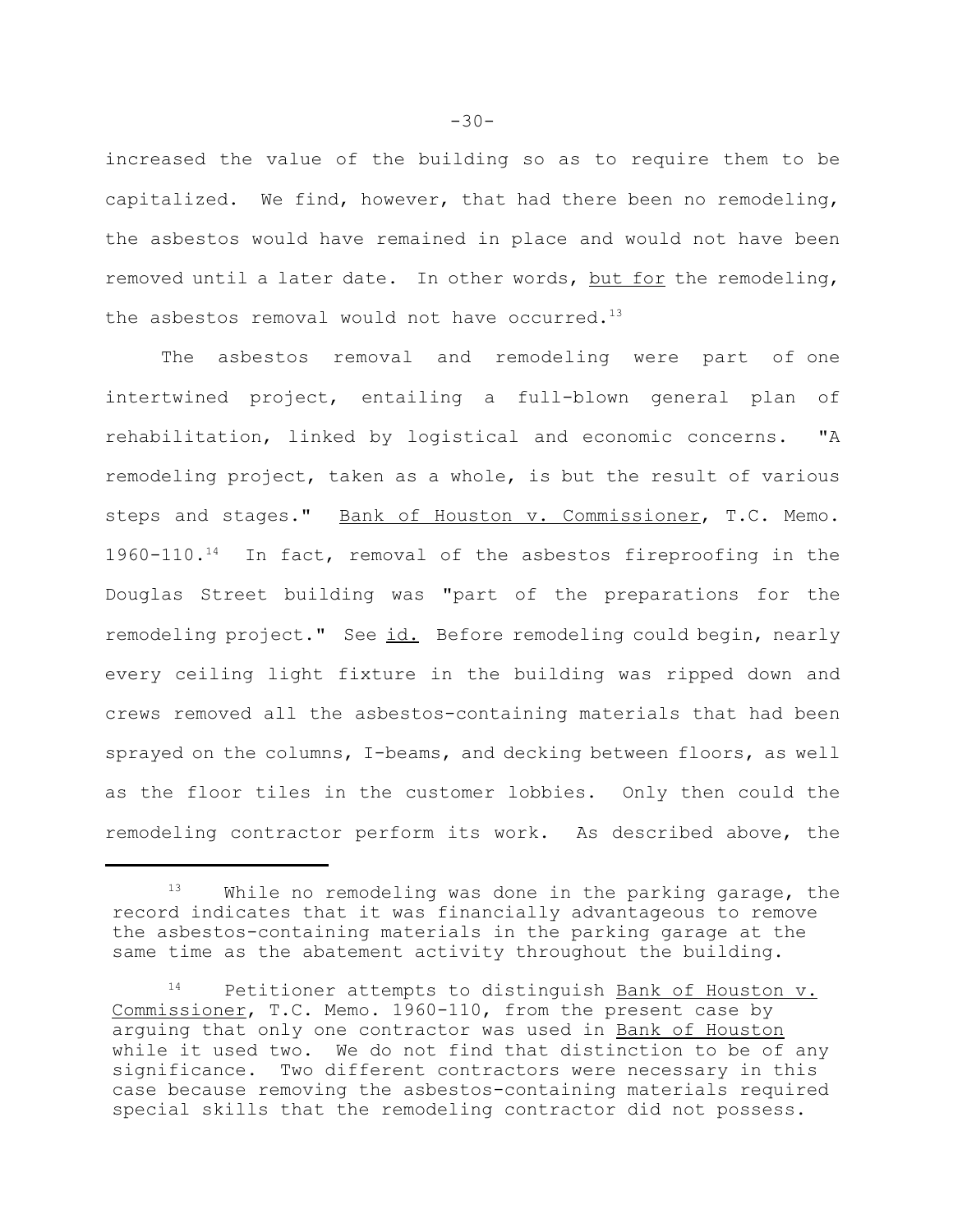increased the value of the building so as to require them to be capitalized. We find, however, that had there been no remodeling, the asbestos would have remained in place and would not have been removed until a later date. In other words, but for the remodeling, the asbestos removal would not have occurred.[13]

The asbestos removal and remodeling were part of one intertwined project, entailing a full-blown general plan of rehabilitation, linked by logistical and economic concerns. "A remodeling project, taken as a whole, is but the result of various steps and stages." Bank of Houston v. Commissioner, T.C. Memo. 1960-110.[14] In fact, removal of the asbestos fireproofing in the Douglas Street building was "part of the preparations for the remodeling project." See id. Before remodeling could begin, nearly every ceiling light fixture in the building was ripped down and crews removed all the asbestos-containing materials that had been sprayed on the columns, I-beams, and decking between floors, as well as the floor tiles in the customer lobbies. Only then could the remodeling contractor perform its work. As described above, the

---

[13] While no remodeling was done in the parking garage, the record indicates that it was financially advantageous to remove the asbestos-containing materials in the parking garage at the same time as the abatement activity throughout the building.

[14] Petitioner attempts to distinguish Bank of Houston v. Commissioner, T.C. Memo. 1960-110, from the present case by arguing that only one contractor was used in Bank of Houston while it used two. We do not find that distinction to be of any significance. Two different contractors were necessary in this case because removing the asbestos-containing materials required special skills that the remodeling contractor did not possess.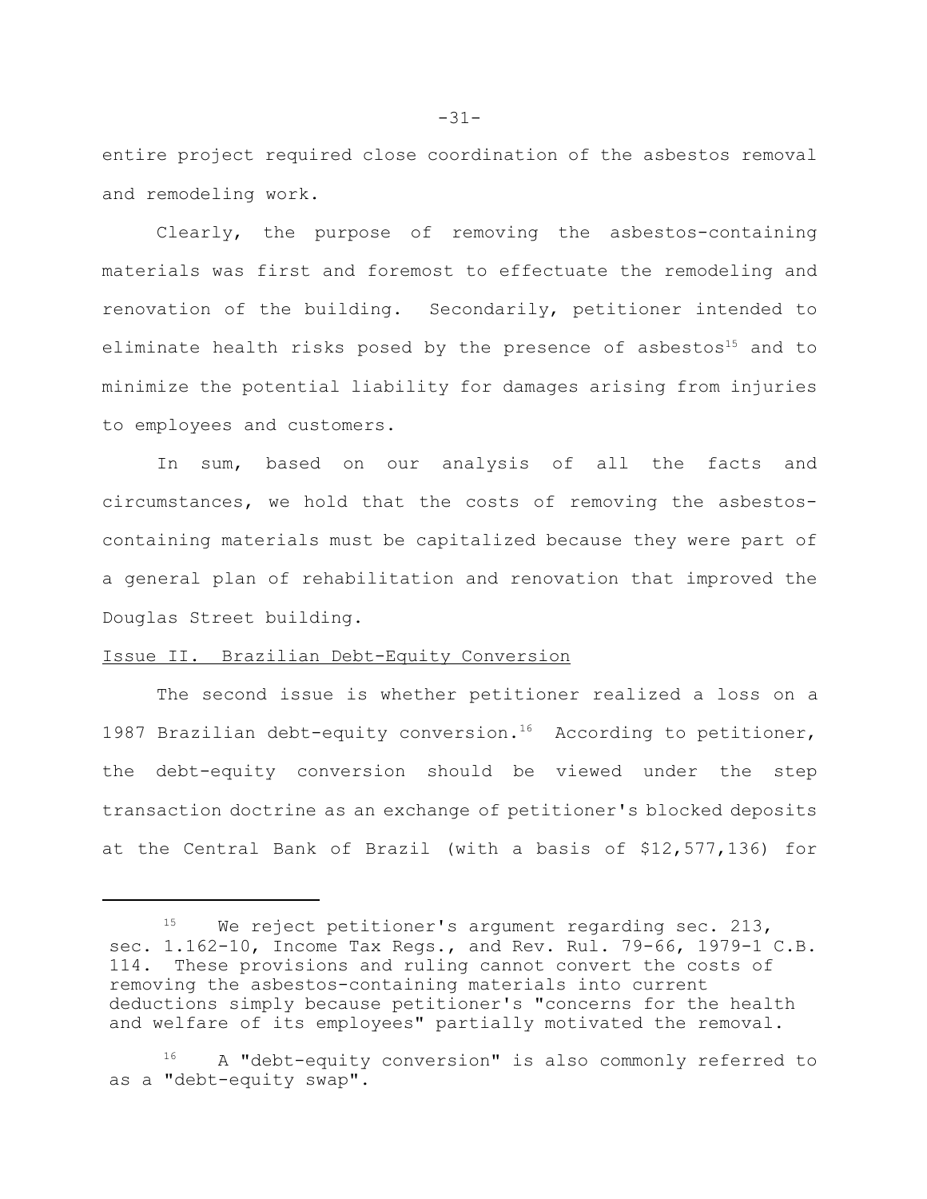entire project required close coordination of the asbestos removal and remodeling work.

Clearly, the purpose of removing the asbestos-containing materials was first and foremost to effectuate the remodeling and renovation of the building. Secondarily, petitioner intended to eliminate health risks posed by the presence of asbestos[15] and to minimize the potential liability for damages arising from injuries to employees and customers.

In sum, based on our analysis of all the facts and circumstances, we hold that the costs of removing the asbestos-containing materials must be capitalized because they were part of a general plan of rehabilitation and renovation that improved the Douglas Street building.

Issue II. Brazilian Debt-Equity Conversion

The second issue is whether petitioner realized a loss on a 1987 Brazilian debt-equity conversion.[16] According to petitioner, the debt-equity conversion should be viewed under the step transaction doctrine as an exchange of petitioner's blocked deposits at the Central Bank of Brazil (with a basis of $12,577,136) for

---

[15] We reject petitioner's argument regarding sec. 213, sec. 1.162-10, Income Tax Regs., and Rev. Rul. 79-66, 1979-1 C.B. 114. These provisions and ruling cannot convert the costs of removing the asbestos-containing materials into current deductions simply because petitioner's "concerns for the health and welfare of its employees" partially motivated the removal.

[16] A "debt-equity conversion" is also commonly referred to as a "debt-equity swap".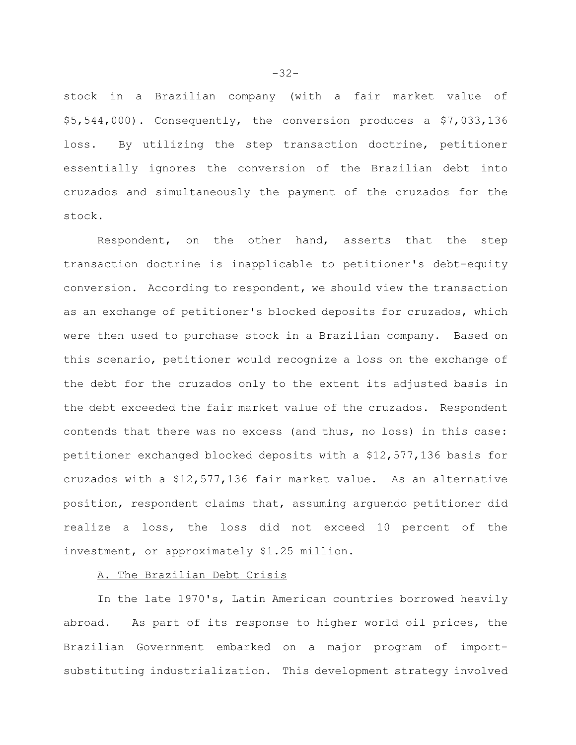stock in a Brazilian company (with a fair market value of $5,544,000). Consequently, the conversion produces a $7,033,136 loss. By utilizing the step transaction doctrine, petitioner essentially ignores the conversion of the Brazilian debt into cruzados and simultaneously the payment of the cruzados for the stock.

Respondent, on the other hand, asserts that the step transaction doctrine is inapplicable to petitioner's debt-equity conversion. According to respondent, we should view the transaction as an exchange of petitioner's blocked deposits for cruzados, which were then used to purchase stock in a Brazilian company. Based on this scenario, petitioner would recognize a loss on the exchange of the debt for the cruzados only to the extent its adjusted basis in the debt exceeded the fair market value of the cruzados. Respondent contends that there was no excess (and thus, no loss) in this case: petitioner exchanged blocked deposits with a $12,577,136 basis for cruzados with a $12,577,136 fair market value. As an alternative position, respondent claims that, assuming arguendo petitioner did realize a loss, the loss did not exceed 10 percent of the investment, or approximately $1.25 million.

A. The Brazilian Debt Crisis

In the late 1970's, Latin American countries borrowed heavily abroad. As part of its response to higher world oil prices, the Brazilian Government embarked on a major program of import-substituting industrialization. This development strategy involved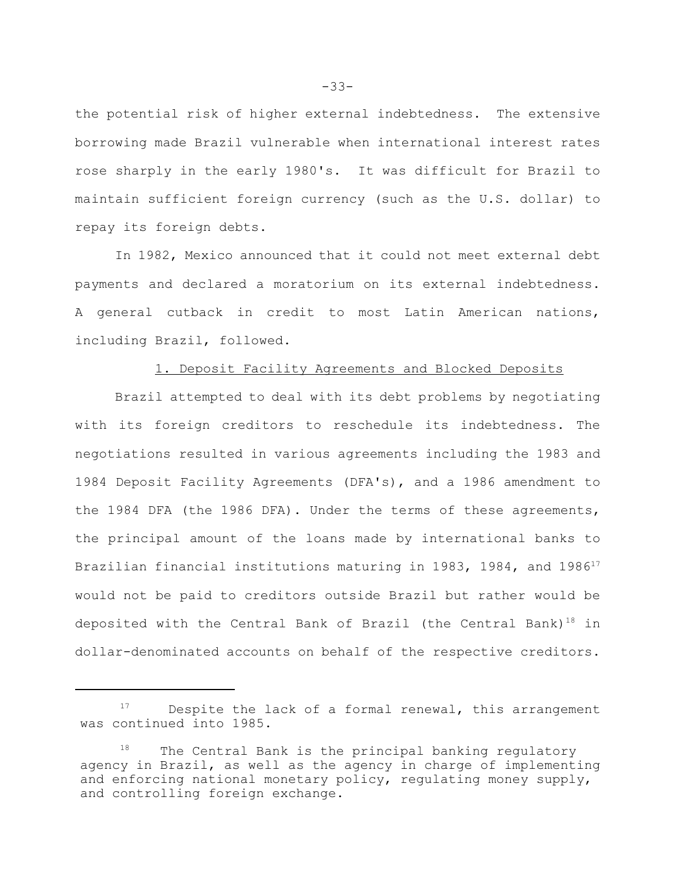the potential risk of higher external indebtedness. The extensive borrowing made Brazil vulnerable when international interest rates rose sharply in the early 1980's. It was difficult for Brazil to maintain sufficient foreign currency (such as the U.S. dollar) to repay its foreign debts.

In 1982, Mexico announced that it could not meet external debt payments and declared a moratorium on its external indebtedness. A general cutback in credit to most Latin American nations, including Brazil, followed.

### 1. Deposit Facility Agreements and Blocked Deposits

Brazil attempted to deal with its debt problems by negotiating with its foreign creditors to reschedule its indebtedness. The negotiations resulted in various agreements including the 1983 and 1984 Deposit Facility Agreements (DFA's), and a 1986 amendment to the 1984 DFA (the 1986 DFA). Under the terms of these agreements, the principal amount of the loans made by international banks to Brazilian financial institutions maturing in 1983, 1984, and 1986[17] would not be paid to creditors outside Brazil but rather would be deposited with the Central Bank of Brazil (the Central Bank)[18] in dollar-denominated accounts on behalf of the respective creditors.

---

[17] Despite the lack of a formal renewal, this arrangement was continued into 1985.

[18] The Central Bank is the principal banking regulatory agency in Brazil, as well as the agency in charge of implementing and enforcing national monetary policy, regulating money supply, and controlling foreign exchange.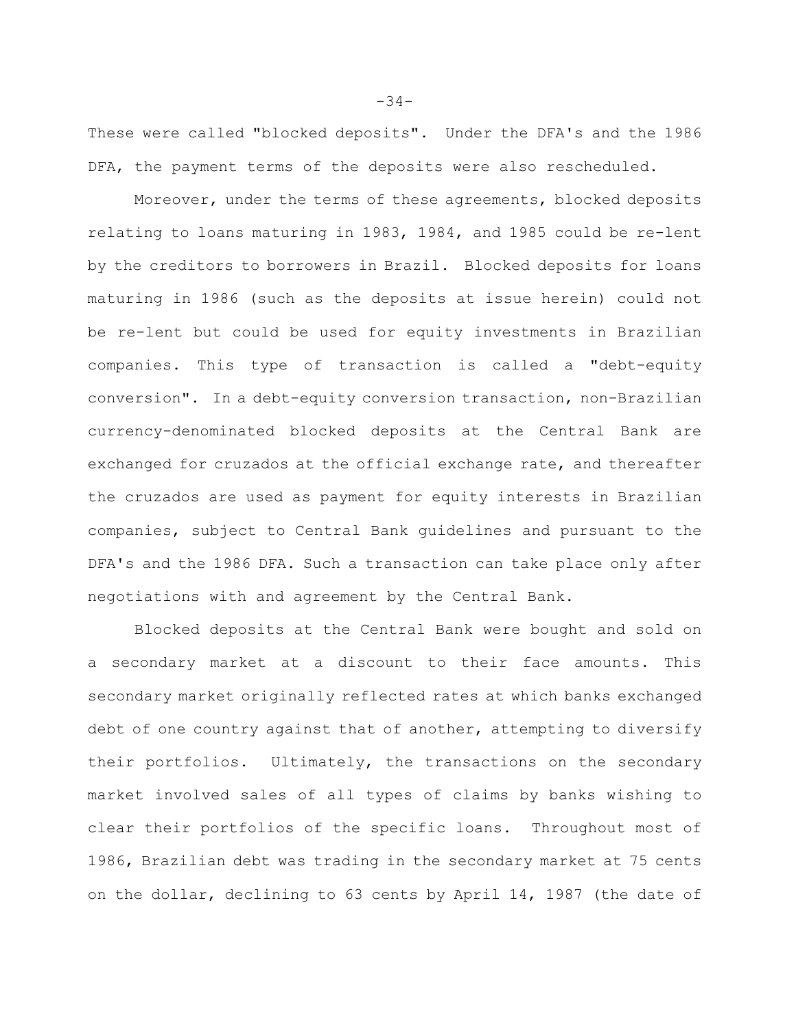These were called "blocked deposits". Under the DFA's and the 1986 DFA, the payment terms of the deposits were also rescheduled.

Moreover, under the terms of these agreements, blocked deposits relating to loans maturing in 1983, 1984, and 1985 could be re-lent by the creditors to borrowers in Brazil. Blocked deposits for loans maturing in 1986 (such as the deposits at issue herein) could not be re-lent but could be used for equity investments in Brazilian companies. This type of transaction is called a "debt-equity conversion". In a debt-equity conversion transaction, non-Brazilian currency-denominated blocked deposits at the Central Bank are exchanged for cruzados at the official exchange rate, and thereafter the cruzados are used as payment for equity interests in Brazilian companies, subject to Central Bank guidelines and pursuant to the DFA's and the 1986 DFA. Such a transaction can take place only after negotiations with and agreement by the Central Bank.

Blocked deposits at the Central Bank were bought and sold on a secondary market at a discount to their face amounts. This secondary market originally reflected rates at which banks exchanged debt of one country against that of another, attempting to diversify their portfolios. Ultimately, the transactions on the secondary market involved sales of all types of claims by banks wishing to clear their portfolios of the specific loans. Throughout most of 1986, Brazilian debt was trading in the secondary market at 75 cents on the dollar, declining to 63 cents by April 14, 1987 (the date of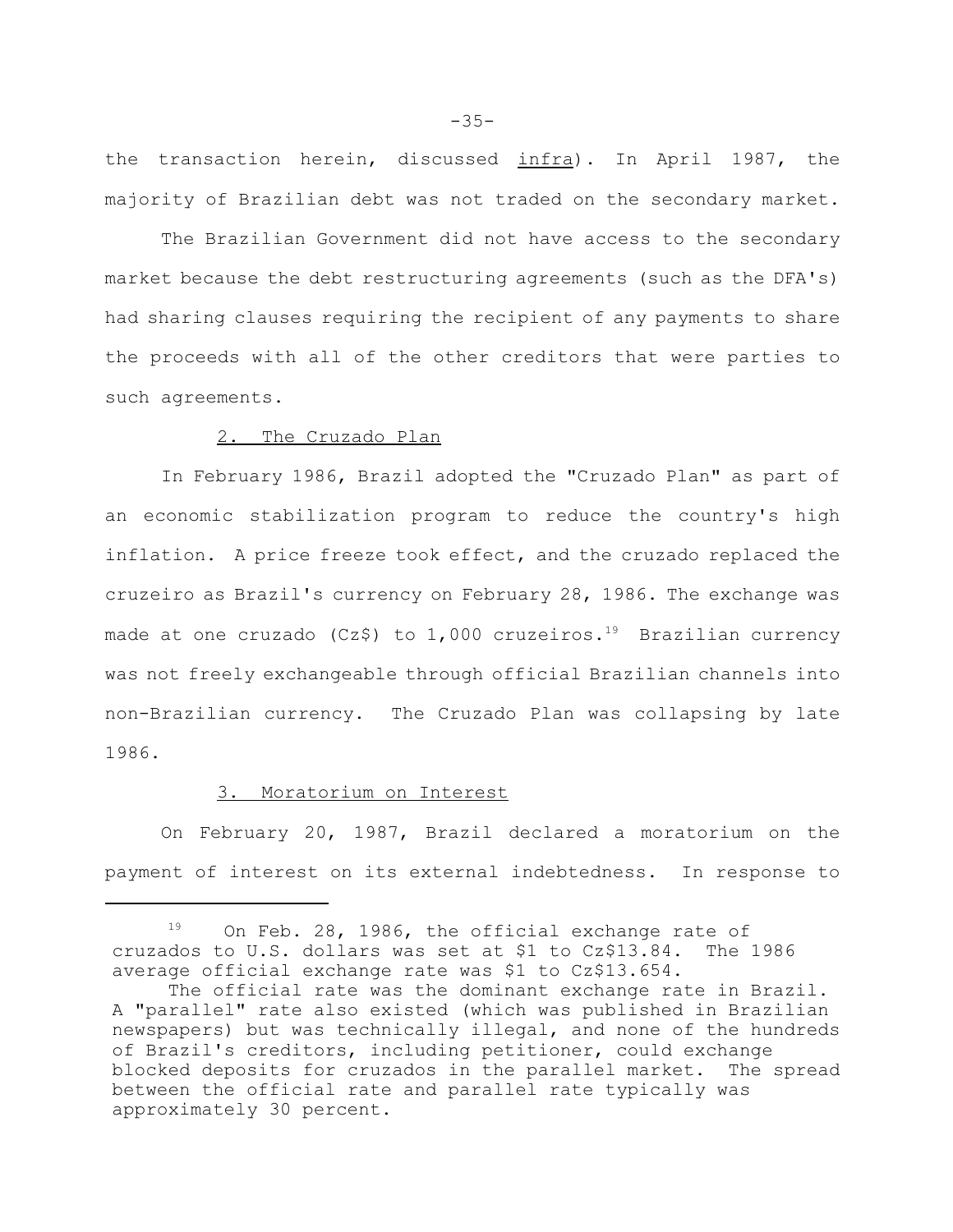the transaction herein, discussed *infra*). In April 1987, the majority of Brazilian debt was not traded on the secondary market.

The Brazilian Government did not have access to the secondary market because the debt restructuring agreements (such as the DFA's) had sharing clauses requiring the recipient of any payments to share the proceeds with all of the other creditors that were parties to such agreements.

### 2. The Cruzado Plan

In February 1986, Brazil adopted the "Cruzado Plan" as part of an economic stabilization program to reduce the country's high inflation. A price freeze took effect, and the cruzado replaced the cruzeiro as Brazil's currency on February 28, 1986. The exchange was made at one cruzado (Cz$) to 1,000 cruzeiros.[19] Brazilian currency was not freely exchangeable through official Brazilian channels into non-Brazilian currency. The Cruzado Plan was collapsing by late 1986.

### 3. Moratorium on Interest

On February 20, 1987, Brazil declared a moratorium on the payment of interest on its external indebtedness. In response to

---

[19] On Feb. 28, 1986, the official exchange rate of cruzados to U.S. dollars was set at $1 to Cz$13.84. The 1986 average official exchange rate was $1 to Cz$13.654.

The official rate was the dominant exchange rate in Brazil. A "parallel" rate also existed (which was published in Brazilian newspapers) but was technically illegal, and none of the hundreds of Brazil's creditors, including petitioner, could exchange blocked deposits for cruzados in the parallel market. The spread between the official rate and parallel rate typically was approximately 30 percent.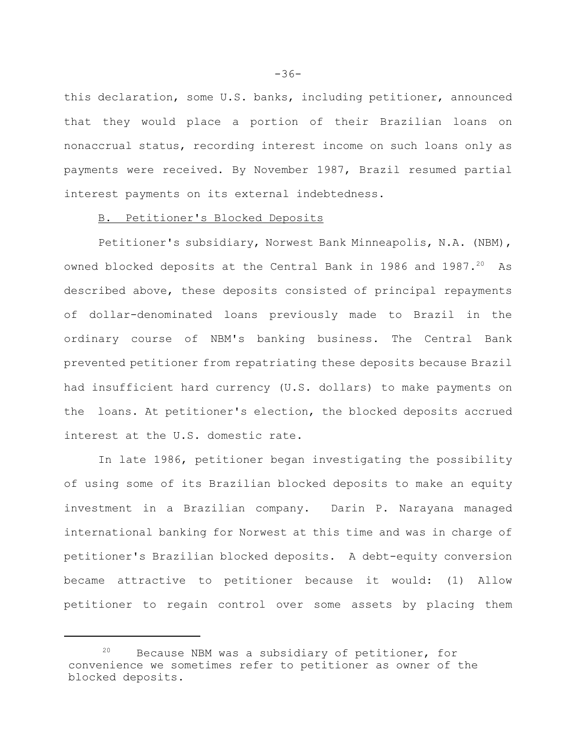this declaration, some U.S. banks, including petitioner, announced that they would place a portion of their Brazilian loans on nonaccrual status, recording interest income on such loans only as payments were received. By November 1987, Brazil resumed partial interest payments on its external indebtedness.

B. Petitioner's Blocked Deposits

Petitioner's subsidiary, Norwest Bank Minneapolis, N.A. (NBM), owned blocked deposits at the Central Bank in 1986 and 1987.[20] As described above, these deposits consisted of principal repayments of dollar-denominated loans previously made to Brazil in the ordinary course of NBM's banking business. The Central Bank prevented petitioner from repatriating these deposits because Brazil had insufficient hard currency (U.S. dollars) to make payments on the loans. At petitioner's election, the blocked deposits accrued interest at the U.S. domestic rate.

In late 1986, petitioner began investigating the possibility of using some of its Brazilian blocked deposits to make an equity investment in a Brazilian company. Darin P. Narayana managed international banking for Norwest at this time and was in charge of petitioner's Brazilian blocked deposits. A debt-equity conversion became attractive to petitioner because it would: (1) Allow petitioner to regain control over some assets by placing them

---

[20] Because NBM was a subsidiary of petitioner, for convenience we sometimes refer to petitioner as owner of the blocked deposits.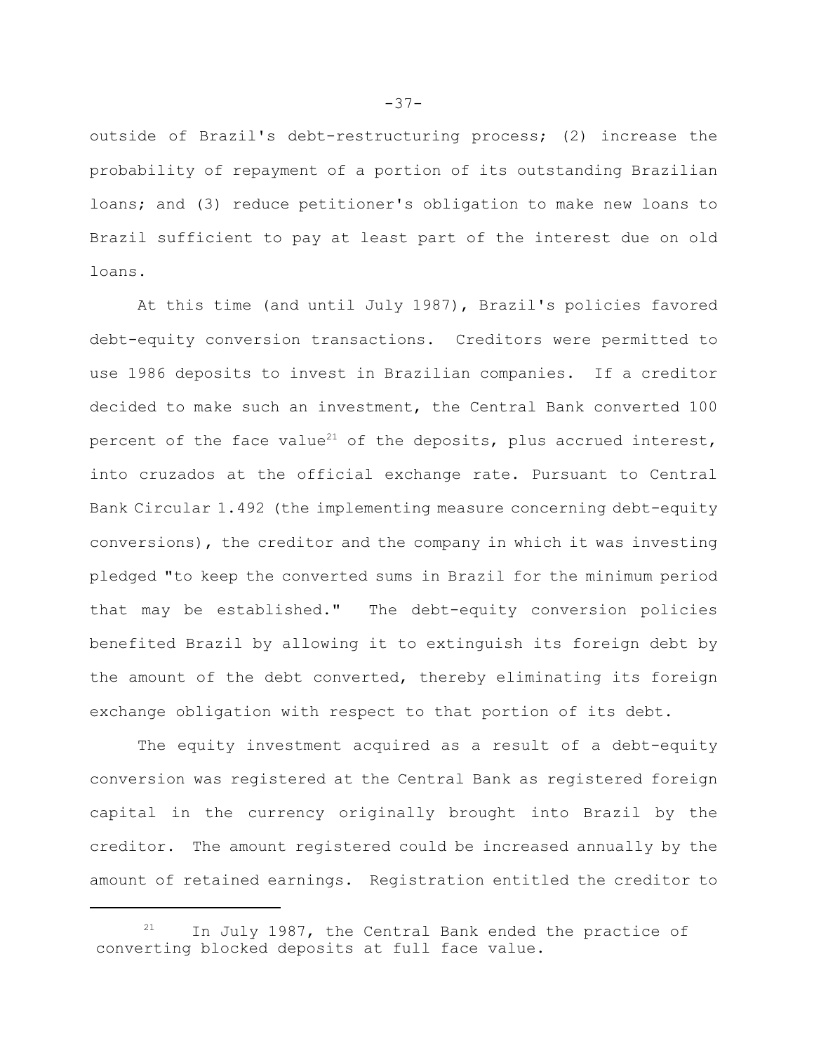outside of Brazil's debt-restructuring process; (2) increase the probability of repayment of a portion of its outstanding Brazilian loans; and (3) reduce petitioner's obligation to make new loans to Brazil sufficient to pay at least part of the interest due on old loans.

At this time (and until July 1987), Brazil's policies favored debt-equity conversion transactions. Creditors were permitted to use 1986 deposits to invest in Brazilian companies. If a creditor decided to make such an investment, the Central Bank converted 100 percent of the face value[21] of the deposits, plus accrued interest, into cruzados at the official exchange rate. Pursuant to Central Bank Circular 1.492 (the implementing measure concerning debt-equity conversions), the creditor and the company in which it was investing pledged "to keep the converted sums in Brazil for the minimum period that may be established." The debt-equity conversion policies benefited Brazil by allowing it to extinguish its foreign debt by the amount of the debt converted, thereby eliminating its foreign exchange obligation with respect to that portion of its debt.

The equity investment acquired as a result of a debt-equity conversion was registered at the Central Bank as registered foreign capital in the currency originally brought into Brazil by the creditor. The amount registered could be increased annually by the amount of retained earnings. Registration entitled the creditor to

---

[21] In July 1987, the Central Bank ended the practice of converting blocked deposits at full face value.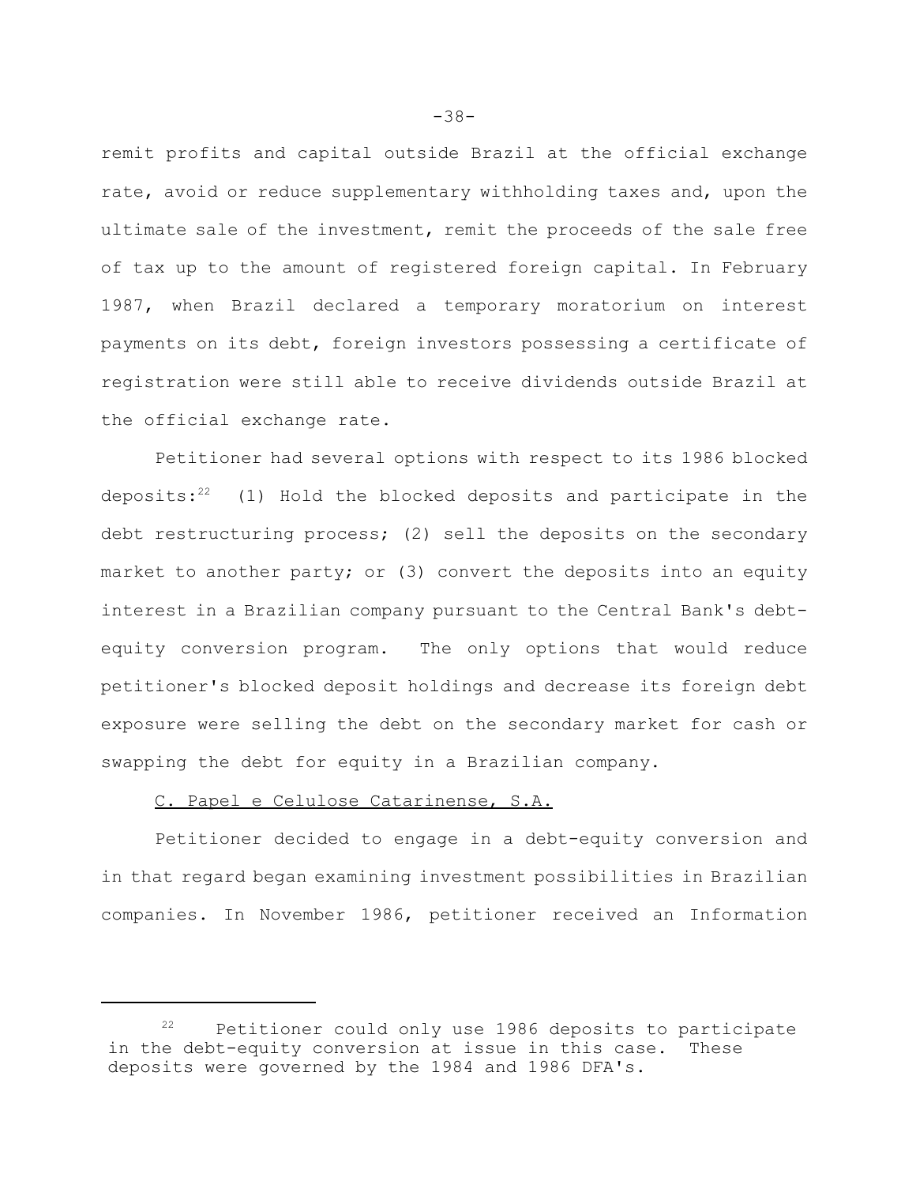remit profits and capital outside Brazil at the official exchange rate, avoid or reduce supplementary withholding taxes and, upon the ultimate sale of the investment, remit the proceeds of the sale free of tax up to the amount of registered foreign capital. In February 1987, when Brazil declared a temporary moratorium on interest payments on its debt, foreign investors possessing a certificate of registration were still able to receive dividends outside Brazil at the official exchange rate.

Petitioner had several options with respect to its 1986 blocked deposits:[22] (1) Hold the blocked deposits and participate in the debt restructuring process; (2) sell the deposits on the secondary market to another party; or (3) convert the deposits into an equity interest in a Brazilian company pursuant to the Central Bank's debt-equity conversion program. The only options that would reduce petitioner's blocked deposit holdings and decrease its foreign debt exposure were selling the debt on the secondary market for cash or swapping the debt for equity in a Brazilian company.

C. Papel e Celulose Catarinense, S.A.

Petitioner decided to engage in a debt-equity conversion and in that regard began examining investment possibilities in Brazilian companies. In November 1986, petitioner received an Information

---

[22] Petitioner could only use 1986 deposits to participate in the debt-equity conversion at issue in this case. These deposits were governed by the 1984 and 1986 DFA's.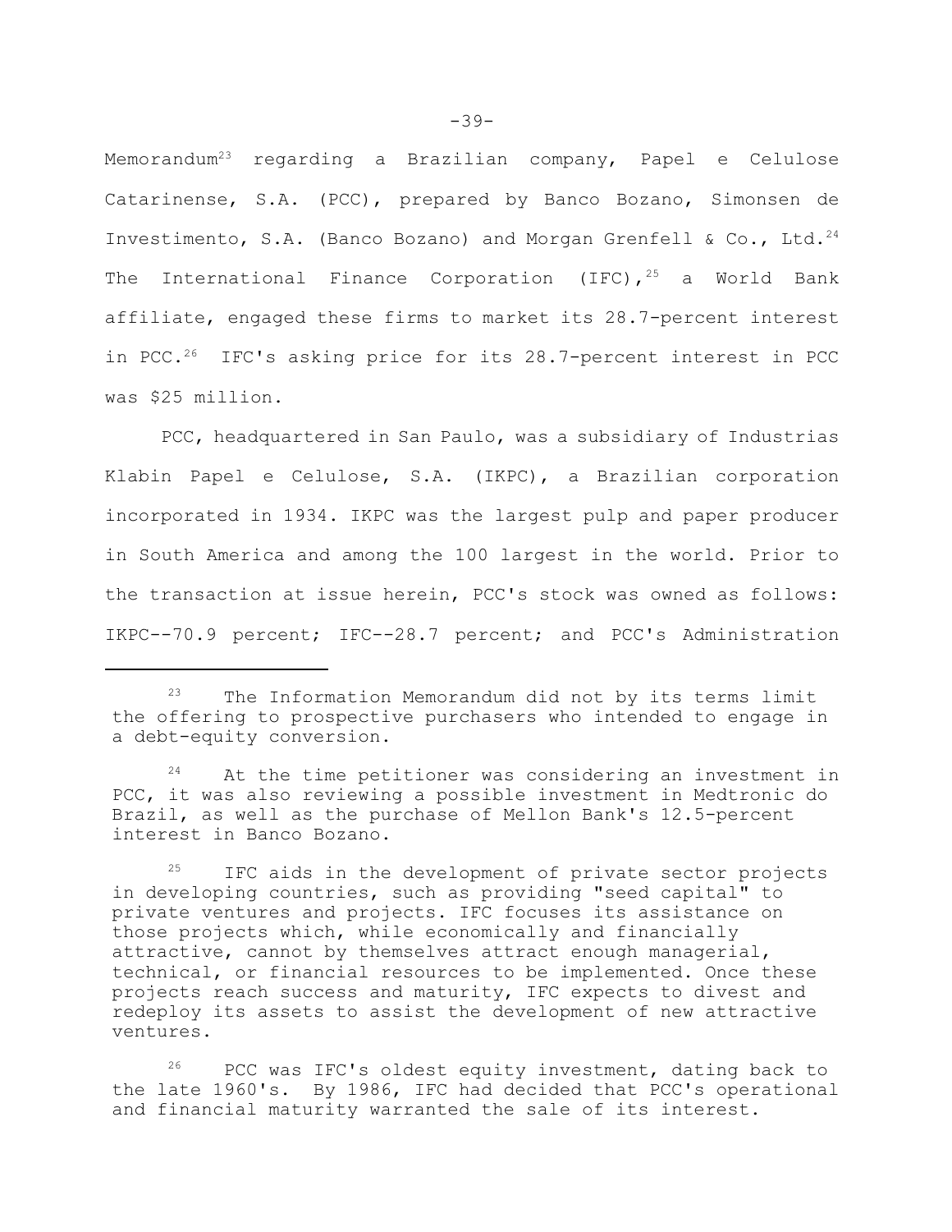Memorandum[23] regarding a Brazilian company, Papel e Celulose Catarinense, S.A. (PCC), prepared by Banco Bozano, Simonsen de Investimento, S.A. (Banco Bozano) and Morgan Grenfell & Co., Ltd.[24] The International Finance Corporation (IFC),[25] a World Bank affiliate, engaged these firms to market its 28.7-percent interest in PCC.[26] IFC's asking price for its 28.7-percent interest in PCC was $25 million.

PCC, headquartered in San Paulo, was a subsidiary of Industrias Klabin Papel e Celulose, S.A. (IKPC), a Brazilian corporation incorporated in 1934. IKPC was the largest pulp and paper producer in South America and among the 100 largest in the world. Prior to the transaction at issue herein, PCC's stock was owned as follows: IKPC--70.9 percent; IFC--28.7 percent; and PCC's Administration

---

[23] The Information Memorandum did not by its terms limit the offering to prospective purchasers who intended to engage in a debt-equity conversion.

[24] At the time petitioner was considering an investment in PCC, it was also reviewing a possible investment in Medtronic do Brazil, as well as the purchase of Mellon Bank's 12.5-percent interest in Banco Bozano.

[25] IFC aids in the development of private sector projects in developing countries, such as providing "seed capital" to private ventures and projects. IFC focuses its assistance on those projects which, while economically and financially attractive, cannot by themselves attract enough managerial, technical, or financial resources to be implemented. Once these projects reach success and maturity, IFC expects to divest and redeploy its assets to assist the development of new attractive ventures.

[26] PCC was IFC's oldest equity investment, dating back to the late 1960's. By 1986, IFC had decided that PCC's operational and financial maturity warranted the sale of its interest.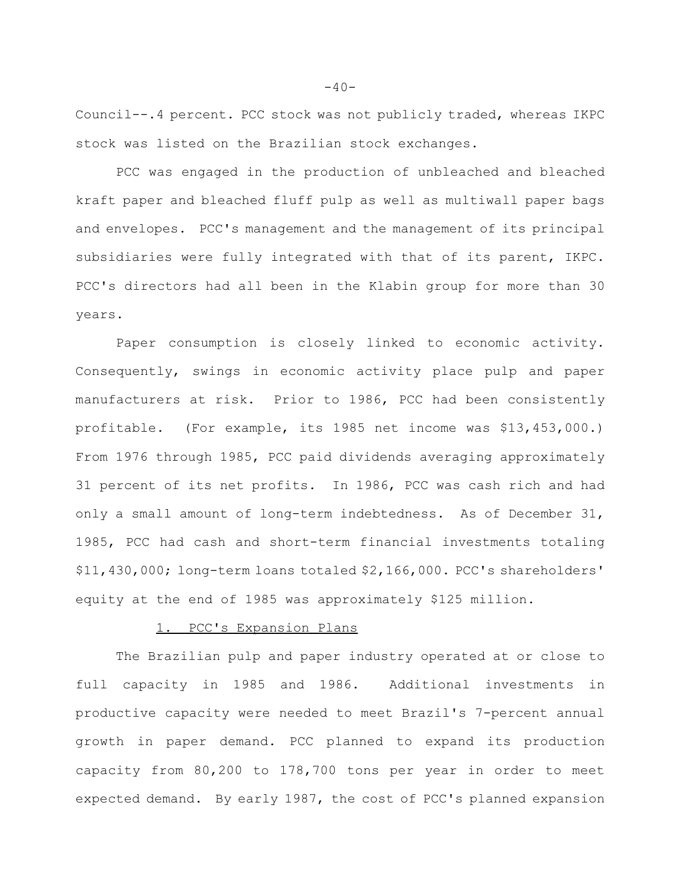Council--.4 percent. PCC stock was not publicly traded, whereas IKPC stock was listed on the Brazilian stock exchanges.

PCC was engaged in the production of unbleached and bleached kraft paper and bleached fluff pulp as well as multiwall paper bags and envelopes. PCC's management and the management of its principal subsidiaries were fully integrated with that of its parent, IKPC. PCC's directors had all been in the Klabin group for more than 30 years.

Paper consumption is closely linked to economic activity. Consequently, swings in economic activity place pulp and paper manufacturers at risk. Prior to 1986, PCC had been consistently profitable. (For example, its 1985 net income was $13,453,000.) From 1976 through 1985, PCC paid dividends averaging approximately 31 percent of its net profits. In 1986, PCC was cash rich and had only a small amount of long-term indebtedness. As of December 31, 1985, PCC had cash and short-term financial investments totaling $11,430,000; long-term loans totaled $2,166,000. PCC's shareholders' equity at the end of 1985 was approximately $125 million.

1. PCC's Expansion Plans

The Brazilian pulp and paper industry operated at or close to full capacity in 1985 and 1986. Additional investments in productive capacity were needed to meet Brazil's 7-percent annual growth in paper demand. PCC planned to expand its production capacity from 80,200 to 178,700 tons per year in order to meet expected demand. By early 1987, the cost of PCC's planned expansion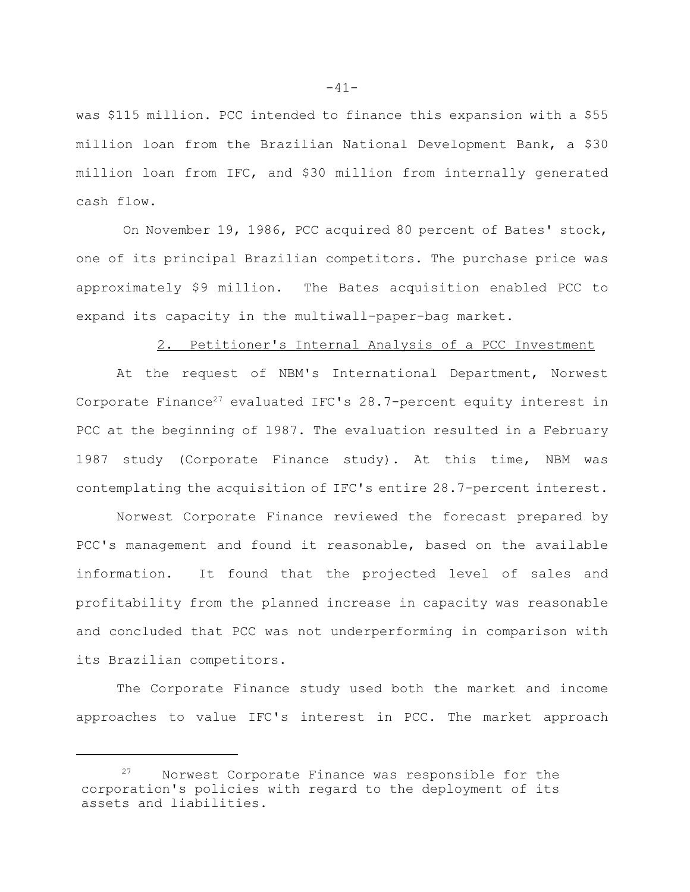was $115 million. PCC intended to finance this expansion with a $55 million loan from the Brazilian National Development Bank, a $30 million loan from IFC, and $30 million from internally generated cash flow.

On November 19, 1986, PCC acquired 80 percent of Bates' stock, one of its principal Brazilian competitors. The purchase price was approximately $9 million. The Bates acquisition enabled PCC to expand its capacity in the multiwall-paper-bag market.

### 2. Petitioner's Internal Analysis of a PCC Investment

At the request of NBM's International Department, Norwest Corporate Finance[27] evaluated IFC's 28.7-percent equity interest in PCC at the beginning of 1987. The evaluation resulted in a February 1987 study (Corporate Finance study). At this time, NBM was contemplating the acquisition of IFC's entire 28.7-percent interest.

Norwest Corporate Finance reviewed the forecast prepared by PCC's management and found it reasonable, based on the available information. It found that the projected level of sales and profitability from the planned increase in capacity was reasonable and concluded that PCC was not underperforming in comparison with its Brazilian competitors.

The Corporate Finance study used both the market and income approaches to value IFC's interest in PCC. The market approach

---

[27] Norwest Corporate Finance was responsible for the corporation's policies with regard to the deployment of its assets and liabilities.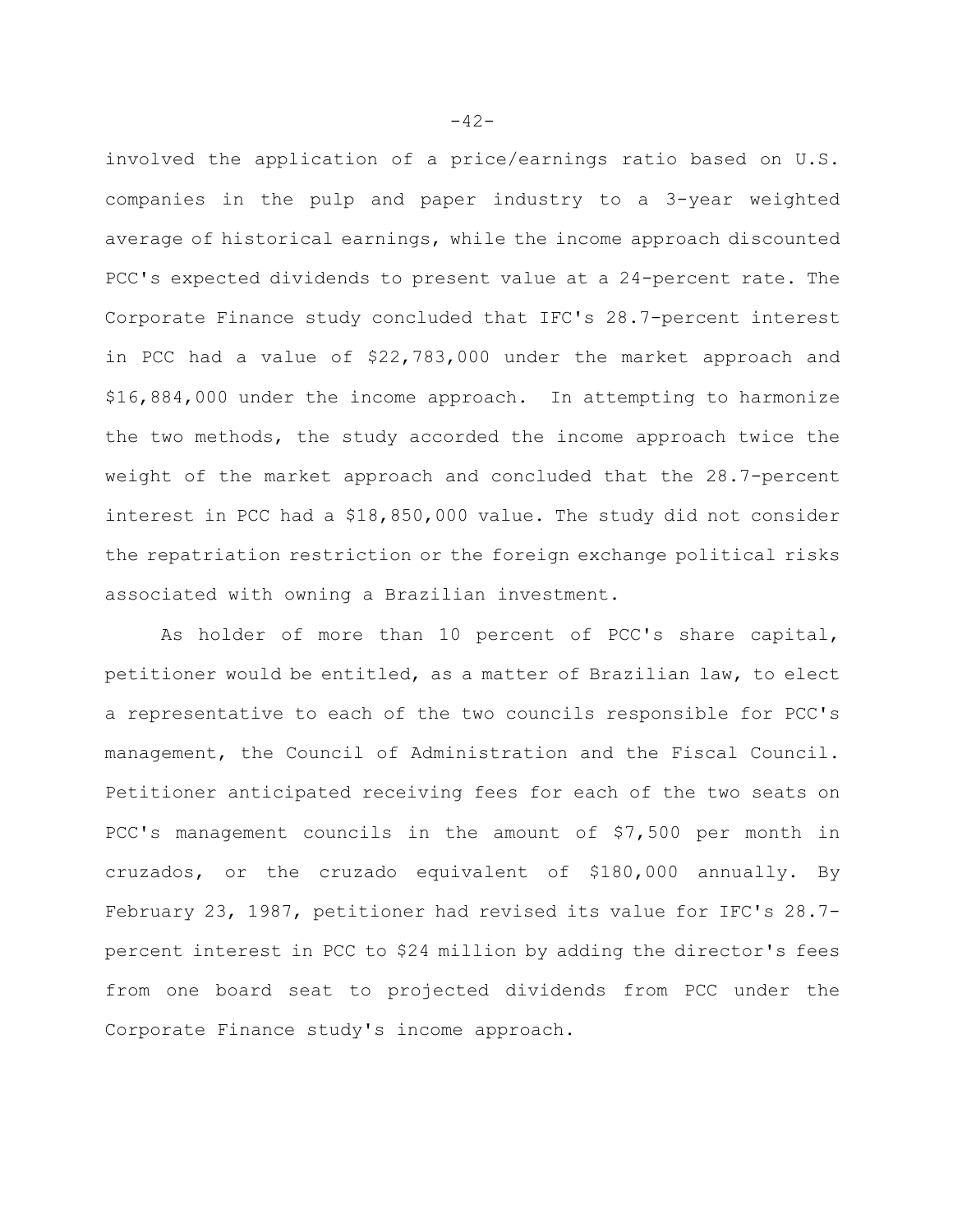involved the application of a price/earnings ratio based on U.S. companies in the pulp and paper industry to a 3-year weighted average of historical earnings, while the income approach discounted PCC's expected dividends to present value at a 24-percent rate. The Corporate Finance study concluded that IFC's 28.7-percent interest in PCC had a value of $22,783,000 under the market approach and $16,884,000 under the income approach. In attempting to harmonize the two methods, the study accorded the income approach twice the weight of the market approach and concluded that the 28.7-percent interest in PCC had a $18,850,000 value. The study did not consider the repatriation restriction or the foreign exchange political risks associated with owning a Brazilian investment.

As holder of more than 10 percent of PCC's share capital, petitioner would be entitled, as a matter of Brazilian law, to elect a representative to each of the two councils responsible for PCC's management, the Council of Administration and the Fiscal Council. Petitioner anticipated receiving fees for each of the two seats on PCC's management councils in the amount of $7,500 per month in cruzados, or the cruzado equivalent of $180,000 annually. By February 23, 1987, petitioner had revised its value for IFC's 28.7-percent interest in PCC to $24 million by adding the director's fees from one board seat to projected dividends from PCC under the Corporate Finance study's income approach.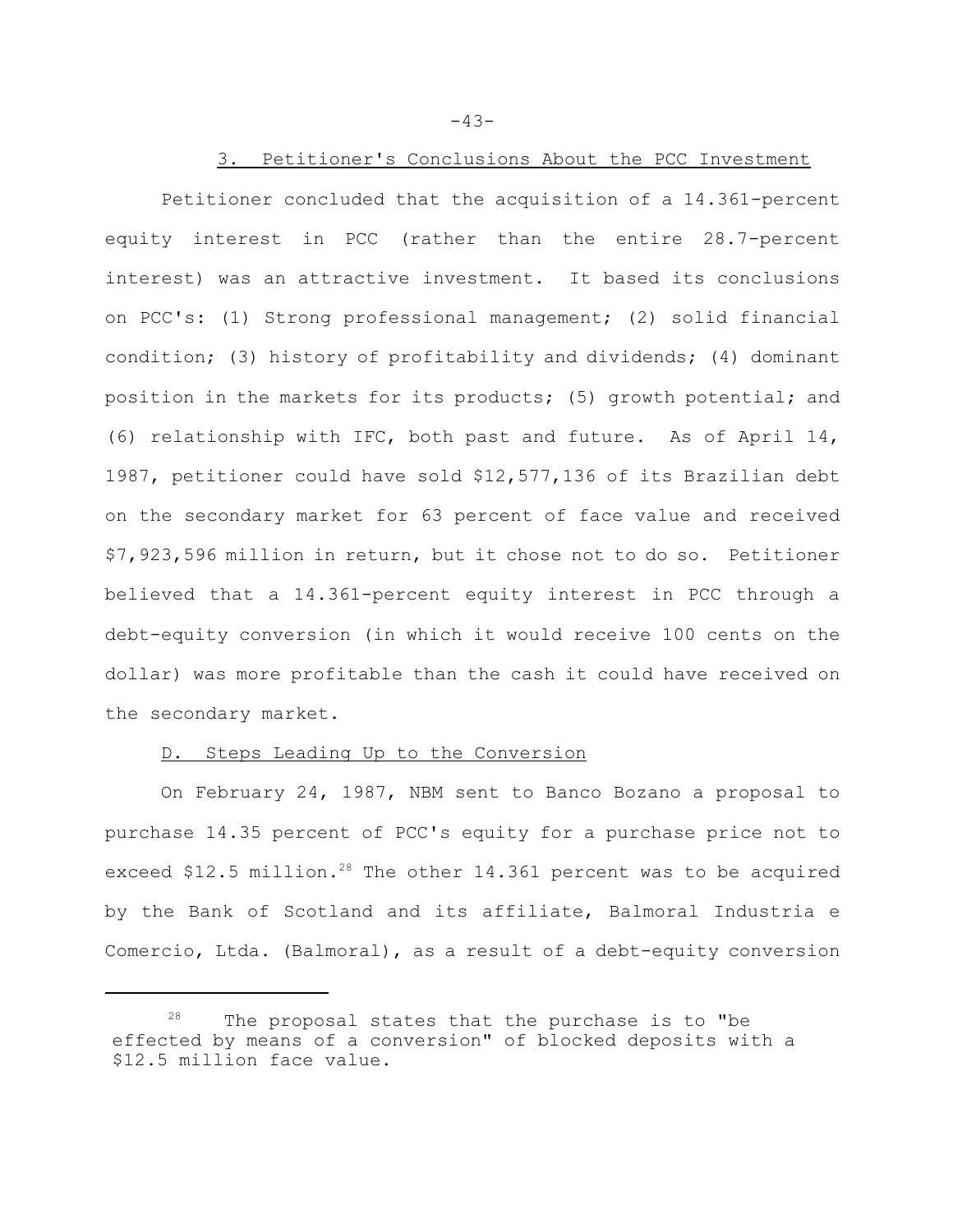### 3. Petitioner's Conclusions About the PCC Investment

Petitioner concluded that the acquisition of a 14.361-percent equity interest in PCC (rather than the entire 28.7-percent interest) was an attractive investment. It based its conclusions on PCC's: (1) Strong professional management; (2) solid financial condition; (3) history of profitability and dividends; (4) dominant position in the markets for its products; (5) growth potential; and (6) relationship with IFC, both past and future. As of April 14, 1987, petitioner could have sold $12,577,136 of its Brazilian debt on the secondary market for 63 percent of face value and received $7,923,596 million in return, but it chose not to do so. Petitioner believed that a 14.361-percent equity interest in PCC through a debt-equity conversion (in which it would receive 100 cents on the dollar) was more profitable than the cash it could have received on the secondary market.

## D. Steps Leading Up to the Conversion

On February 24, 1987, NBM sent to Banco Bozano a proposal to purchase 14.35 percent of PCC's equity for a purchase price not to exceed $12.5 million.[28] The other 14.361 percent was to be acquired by the Bank of Scotland and its affiliate, Balmoral Industria e Comercio, Ltda. (Balmoral), as a result of a debt-equity conversion

---

[28] The proposal states that the purchase is to "be effected by means of a conversion" of blocked deposits with a $12.5 million face value.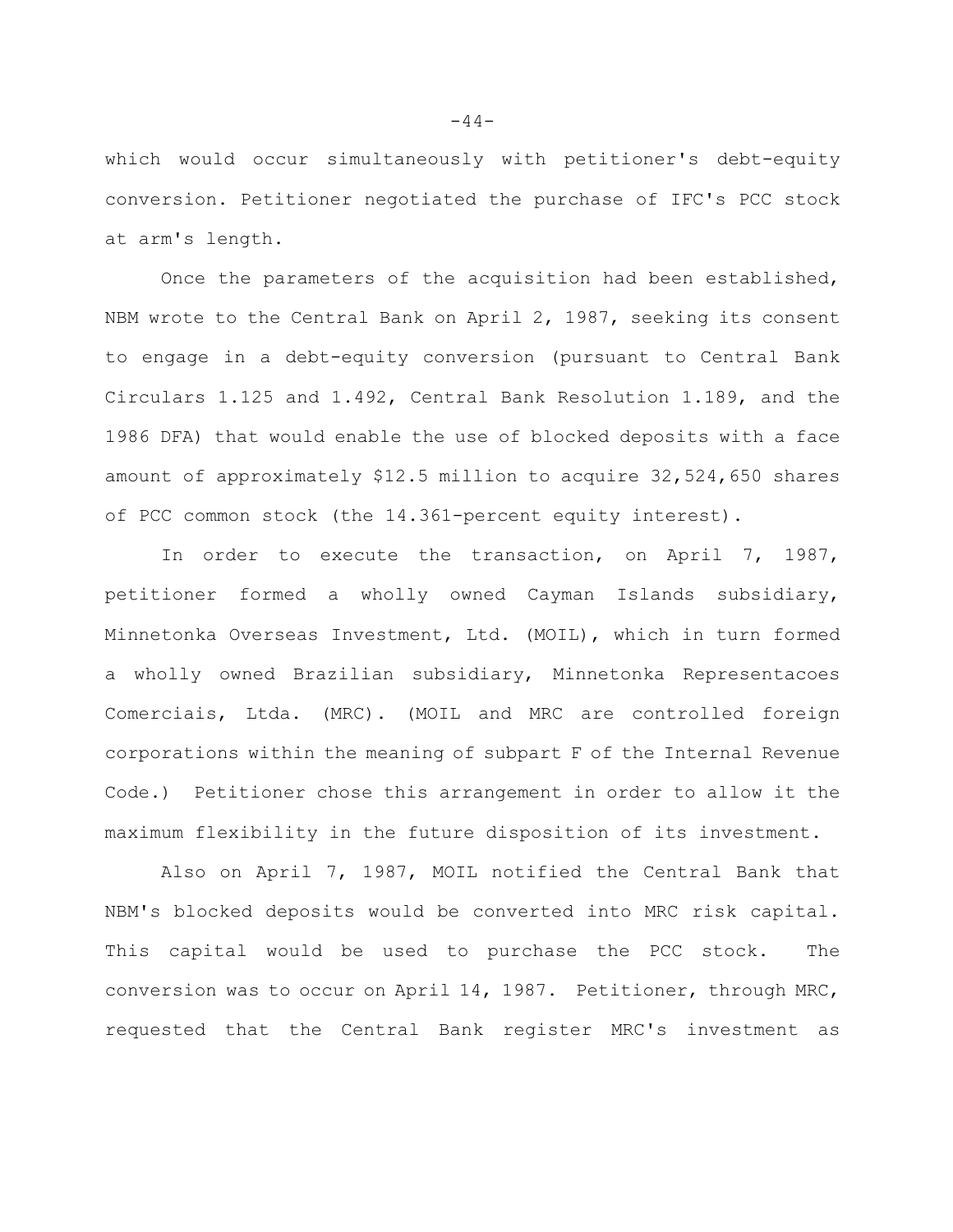which would occur simultaneously with petitioner's debt-equity conversion. Petitioner negotiated the purchase of IFC's PCC stock at arm's length.

Once the parameters of the acquisition had been established, NBM wrote to the Central Bank on April 2, 1987, seeking its consent to engage in a debt-equity conversion (pursuant to Central Bank Circulars 1.125 and 1.492, Central Bank Resolution 1.189, and the 1986 DFA) that would enable the use of blocked deposits with a face amount of approximately $12.5 million to acquire 32,524,650 shares of PCC common stock (the 14.361-percent equity interest).

In order to execute the transaction, on April 7, 1987, petitioner formed a wholly owned Cayman Islands subsidiary, Minnetonka Overseas Investment, Ltd. (MOIL), which in turn formed a wholly owned Brazilian subsidiary, Minnetonka Representacoes Comerciais, Ltda. (MRC). (MOIL and MRC are controlled foreign corporations within the meaning of subpart F of the Internal Revenue Code.) Petitioner chose this arrangement in order to allow it the maximum flexibility in the future disposition of its investment.

Also on April 7, 1987, MOIL notified the Central Bank that NBM's blocked deposits would be converted into MRC risk capital. This capital would be used to purchase the PCC stock. The conversion was to occur on April 14, 1987. Petitioner, through MRC, requested that the Central Bank register MRC's investment as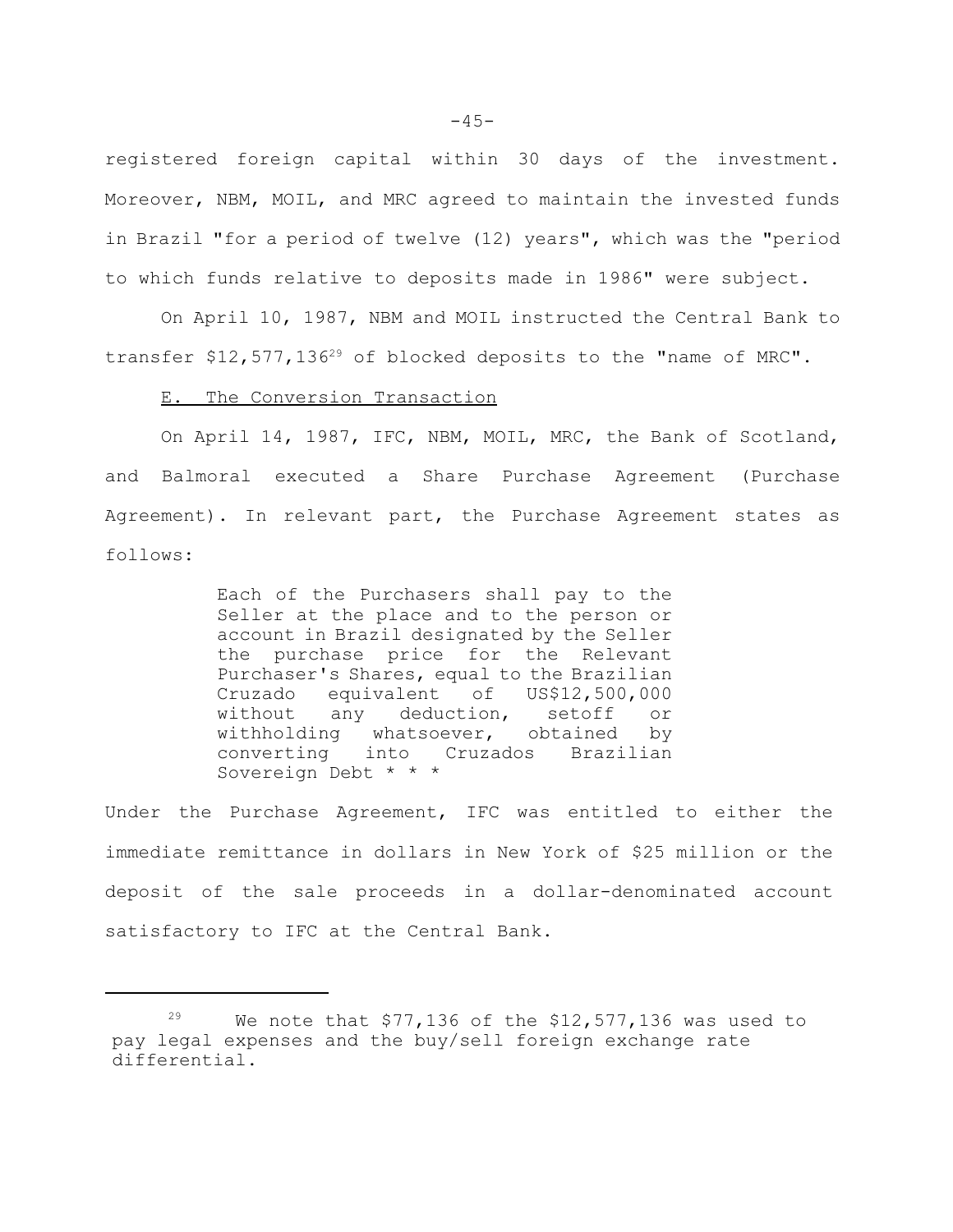registered foreign capital within 30 days of the investment. Moreover, NBM, MOIL, and MRC agreed to maintain the invested funds in Brazil "for a period of twelve (12) years", which was the "period to which funds relative to deposits made in 1986" were subject.

On April 10, 1987, NBM and MOIL instructed the Central Bank to transfer $12,577,136[29] of blocked deposits to the "name of MRC".

E. The Conversion Transaction

On April 14, 1987, IFC, NBM, MOIL, MRC, the Bank of Scotland, and Balmoral executed a Share Purchase Agreement (Purchase Agreement). In relevant part, the Purchase Agreement states as follows:

> Each of the Purchasers shall pay to the Seller at the place and to the person or account in Brazil designated by the Seller the purchase price for the Relevant Purchaser's Shares, equal to the Brazilian Cruzado equivalent of US$12,500,000 without any deduction, setoff or withholding whatsoever, obtained by converting into Cruzados Brazilian Sovereign Debt * * *

Under the Purchase Agreement, IFC was entitled to either the immediate remittance in dollars in New York of $25 million or the deposit of the sale proceeds in a dollar-denominated account satisfactory to IFC at the Central Bank.

[29] We note that $77,136 of the $12,577,136 was used to pay legal expenses and the buy/sell foreign exchange rate differential.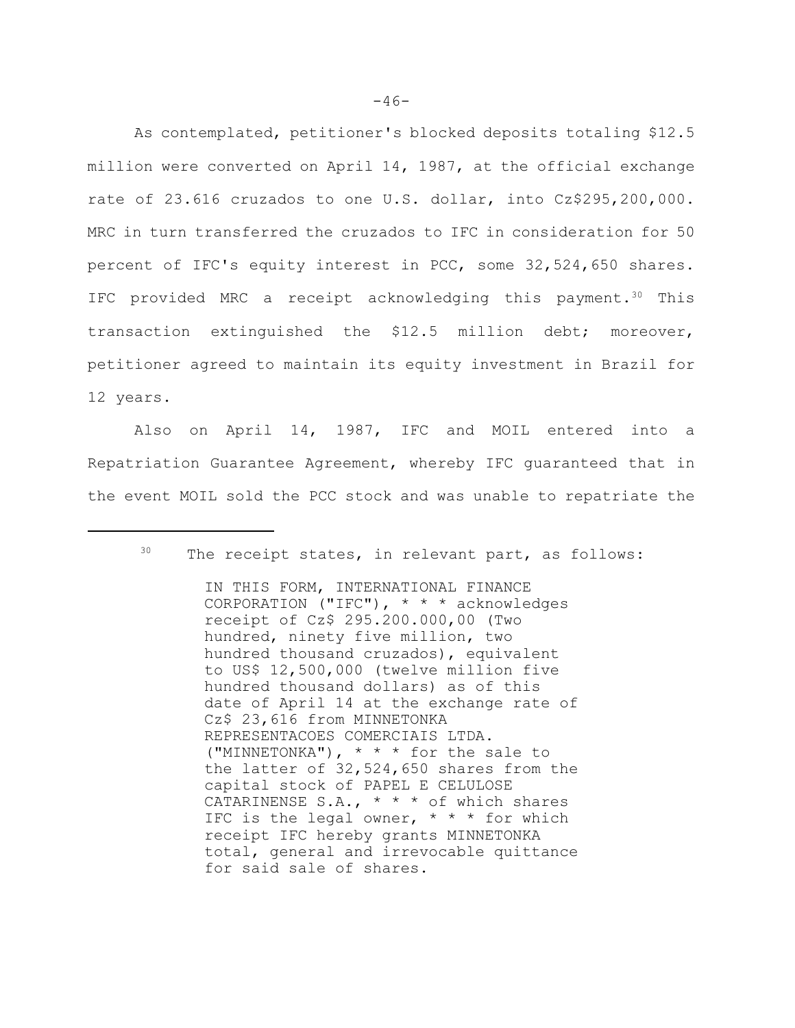As contemplated, petitioner's blocked deposits totaling \$12.5 million were converted on April 14, 1987, at the official exchange rate of 23.616 cruzados to one U.S. dollar, into Cz\$295,200,000. MRC in turn transferred the cruzados to IFC in consideration for 50 percent of IFC's equity interest in PCC, some 32,524,650 shares. IFC provided MRC a receipt acknowledging this payment.[30] This transaction extinguished the \$12.5 million debt; moreover, petitioner agreed to maintain its equity investment in Brazil for 12 years.

Also on April 14, 1987, IFC and MOIL entered into a Repatriation Guarantee Agreement, whereby IFC guaranteed that in the event MOIL sold the PCC stock and was unable to repatriate the

---

[30] The receipt states, in relevant part, as follows:

> IN THIS FORM, INTERNATIONAL FINANCE CORPORATION ("IFC"), * * * acknowledges receipt of Cz\$ 295.200.000,00 (Two hundred, ninety five million, two hundred thousand cruzados), equivalent to US\$ 12,500,000 (twelve million five hundred thousand dollars) as of this date of April 14 at the exchange rate of Cz\$ 23,616 from MINNETONKA REPRESENTACOES COMERCIAIS LTDA. ("MINNETONKA"), * * * for the sale to the latter of 32,524,650 shares from the capital stock of PAPEL E CELULOSE CATARINENSE S.A., * * * of which shares IFC is the legal owner, * * * for which receipt IFC hereby grants MINNETONKA total, general and irrevocable quittance for said sale of shares.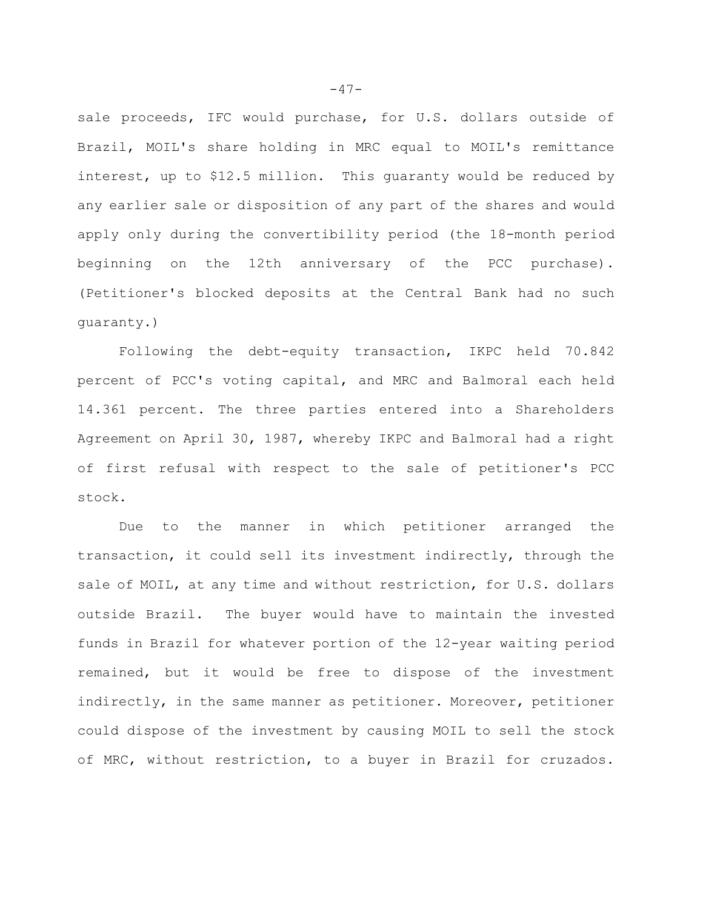sale proceeds, IFC would purchase, for U.S. dollars outside of Brazil, MOIL's share holding in MRC equal to MOIL's remittance interest, up to $12.5 million. This guaranty would be reduced by any earlier sale or disposition of any part of the shares and would apply only during the convertibility period (the 18-month period beginning on the 12th anniversary of the PCC purchase). (Petitioner's blocked deposits at the Central Bank had no such guaranty.)

Following the debt-equity transaction, IKPC held 70.842 percent of PCC's voting capital, and MRC and Balmoral each held 14.361 percent. The three parties entered into a Shareholders Agreement on April 30, 1987, whereby IKPC and Balmoral had a right of first refusal with respect to the sale of petitioner's PCC stock.

Due to the manner in which petitioner arranged the transaction, it could sell its investment indirectly, through the sale of MOIL, at any time and without restriction, for U.S. dollars outside Brazil. The buyer would have to maintain the invested funds in Brazil for whatever portion of the 12-year waiting period remained, but it would be free to dispose of the investment indirectly, in the same manner as petitioner. Moreover, petitioner could dispose of the investment by causing MOIL to sell the stock of MRC, without restriction, to a buyer in Brazil for cruzados.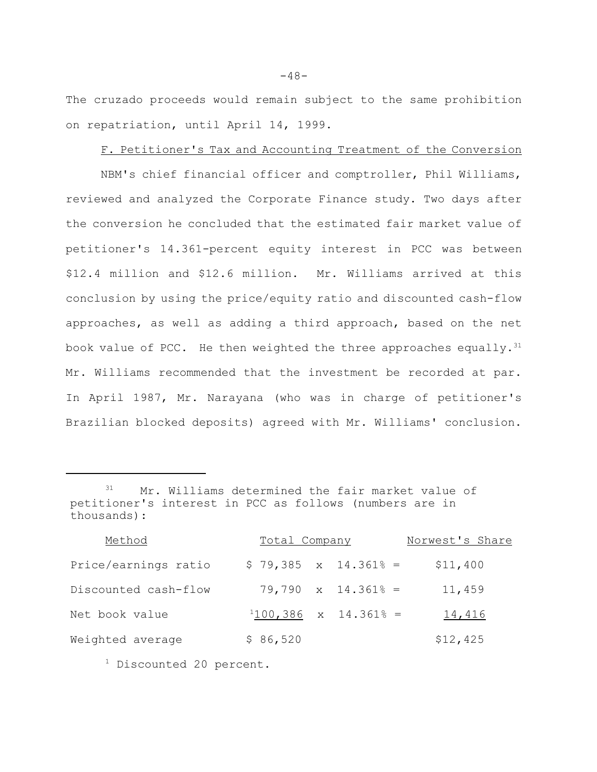The cruzado proceeds would remain subject to the same prohibition on repatriation, until April 14, 1999.

F. Petitioner's Tax and Accounting Treatment of the Conversion

NBM's chief financial officer and comptroller, Phil Williams, reviewed and analyzed the Corporate Finance study. Two days after the conversion he concluded that the estimated fair market value of petitioner's 14.361-percent equity interest in PCC was between \$12.4 million and \$12.6 million. Mr. Williams arrived at this conclusion by using the price/equity ratio and discounted cash-flow approaches, as well as adding a third approach, based on the net book value of PCC. He then weighted the three approaches equally.[31] Mr. Williams recommended that the investment be recorded at par. In April 1987, Mr. Narayana (who was in charge of petitioner's Brazilian blocked deposits) agreed with Mr. Williams' conclusion.

---

[31] Mr. Williams determined the fair market value of petitioner's interest in PCC as follows (numbers are in thousands):

| Method | Total Company | | | | Norwest's Share |
|---|---|---|---|---|---|
| Price/earnings ratio | \$ 79,385 | x | 14.361% | = | \$11,400 |
| Discounted cash-flow | 79,790 | x | 14.361% | = | 11,459 |
| Net book value | [1]100,386 | x | 14.361% | = | 14,416 |
| Weighted average | \$ 86,520 | | | | \$12,425 |

[1] Discounted 20 percent.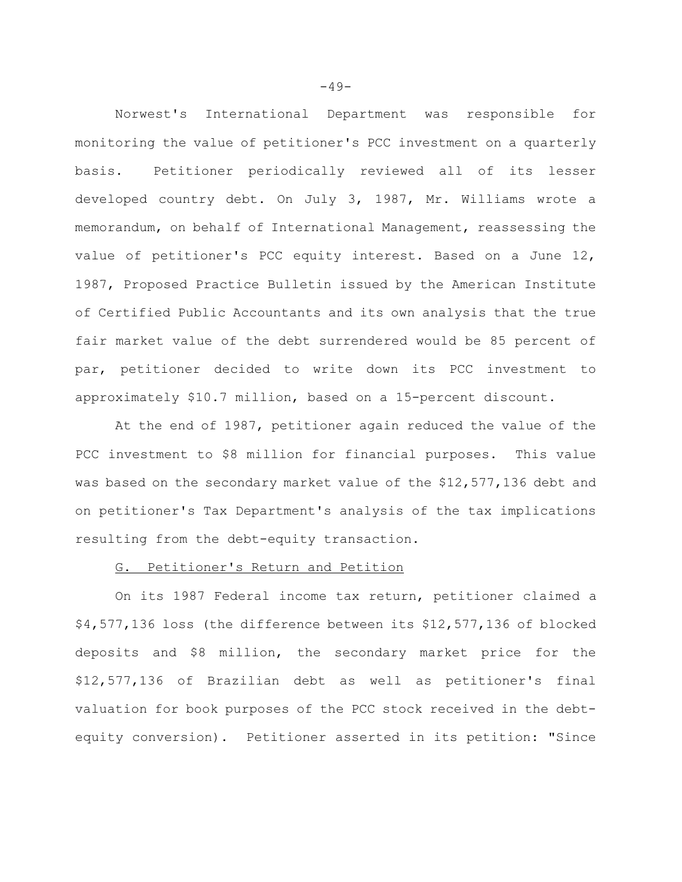Norwest's International Department was responsible for monitoring the value of petitioner's PCC investment on a quarterly basis. Petitioner periodically reviewed all of its lesser developed country debt. On July 3, 1987, Mr. Williams wrote a memorandum, on behalf of International Management, reassessing the value of petitioner's PCC equity interest. Based on a June 12, 1987, Proposed Practice Bulletin issued by the American Institute of Certified Public Accountants and its own analysis that the true fair market value of the debt surrendered would be 85 percent of par, petitioner decided to write down its PCC investment to approximately $10.7 million, based on a 15-percent discount.

At the end of 1987, petitioner again reduced the value of the PCC investment to $8 million for financial purposes. This value was based on the secondary market value of the $12,577,136 debt and on petitioner's Tax Department's analysis of the tax implications resulting from the debt-equity transaction.

G. Petitioner's Return and Petition

On its 1987 Federal income tax return, petitioner claimed a $4,577,136 loss (the difference between its $12,577,136 of blocked deposits and $8 million, the secondary market price for the $12,577,136 of Brazilian debt as well as petitioner's final valuation for book purposes of the PCC stock received in the debt-equity conversion). Petitioner asserted in its petition: "Since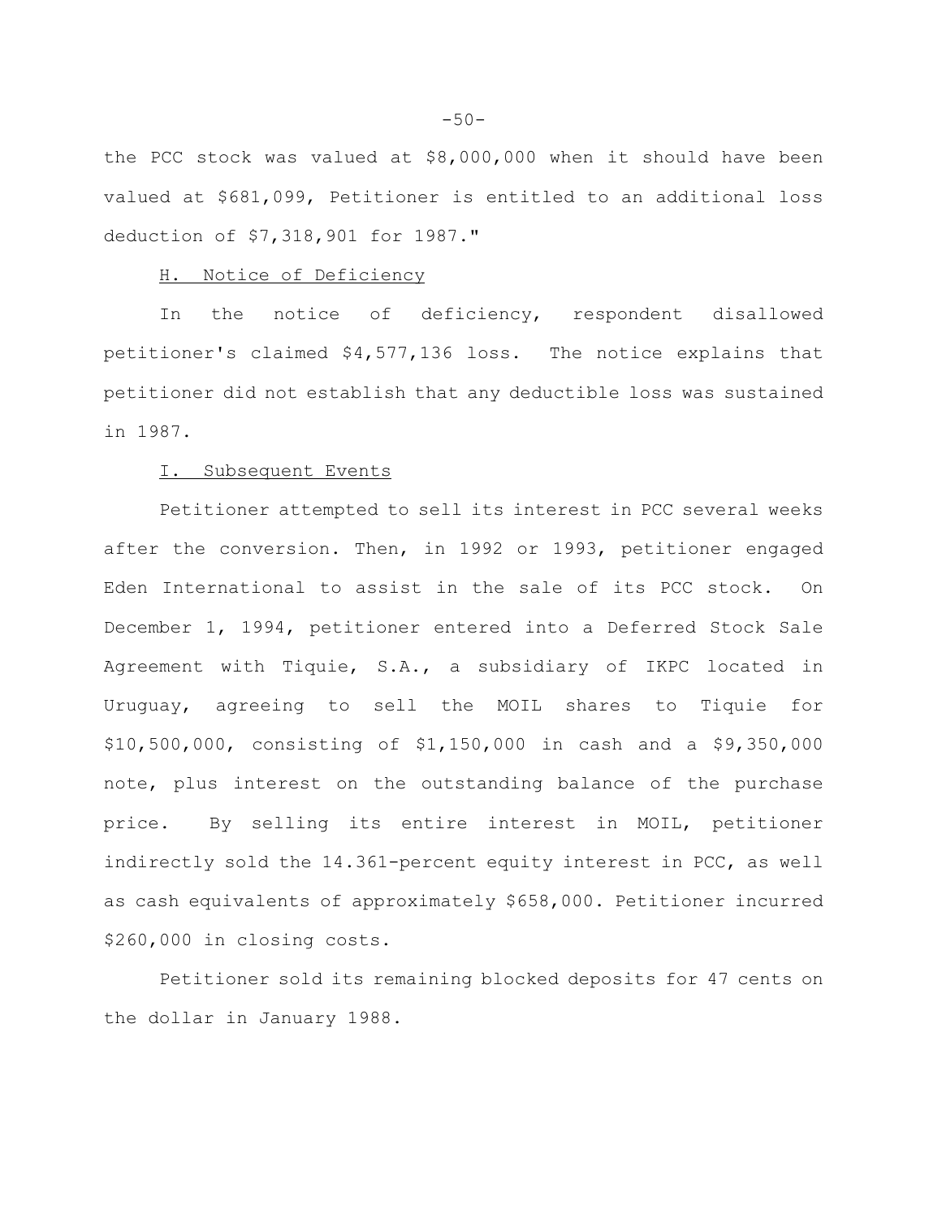the PCC stock was valued at $8,000,000 when it should have been valued at $681,099, Petitioner is entitled to an additional loss deduction of $7,318,901 for 1987."

H. Notice of Deficiency

In the notice of deficiency, respondent disallowed petitioner's claimed $4,577,136 loss. The notice explains that petitioner did not establish that any deductible loss was sustained in 1987.

I. Subsequent Events

Petitioner attempted to sell its interest in PCC several weeks after the conversion. Then, in 1992 or 1993, petitioner engaged Eden International to assist in the sale of its PCC stock. On December 1, 1994, petitioner entered into a Deferred Stock Sale Agreement with Tiquie, S.A., a subsidiary of IKPC located in Uruguay, agreeing to sell the MOIL shares to Tiquie for $10,500,000, consisting of $1,150,000 in cash and a $9,350,000 note, plus interest on the outstanding balance of the purchase price. By selling its entire interest in MOIL, petitioner indirectly sold the 14.361-percent equity interest in PCC, as well as cash equivalents of approximately $658,000. Petitioner incurred $260,000 in closing costs.

Petitioner sold its remaining blocked deposits for 47 cents on the dollar in January 1988.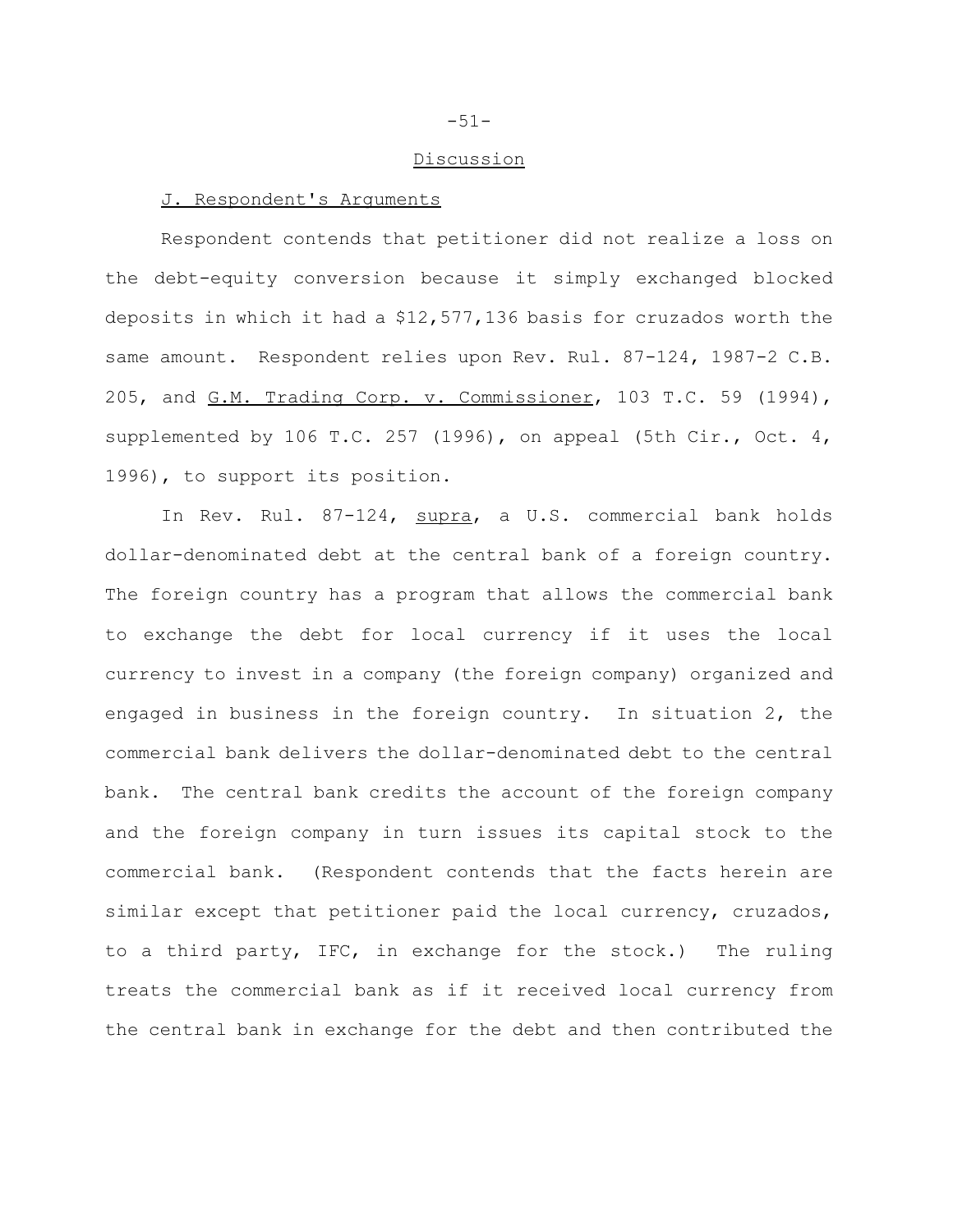## Discussion

### J. Respondent's Arguments

Respondent contends that petitioner did not realize a loss on the debt-equity conversion because it simply exchanged blocked deposits in which it had a $12,577,136 basis for cruzados worth the same amount. Respondent relies upon Rev. Rul. 87-124, 1987-2 C.B. 205, and G.M. Trading Corp. v. Commissioner, 103 T.C. 59 (1994), supplemented by 106 T.C. 257 (1996), on appeal (5th Cir., Oct. 4, 1996), to support its position.

In Rev. Rul. 87-124, supra, a U.S. commercial bank holds dollar-denominated debt at the central bank of a foreign country. The foreign country has a program that allows the commercial bank to exchange the debt for local currency if it uses the local currency to invest in a company (the foreign company) organized and engaged in business in the foreign country. In situation 2, the commercial bank delivers the dollar-denominated debt to the central bank. The central bank credits the account of the foreign company and the foreign company in turn issues its capital stock to the commercial bank. (Respondent contends that the facts herein are similar except that petitioner paid the local currency, cruzados, to a third party, IFC, in exchange for the stock.) The ruling treats the commercial bank as if it received local currency from the central bank in exchange for the debt and then contributed the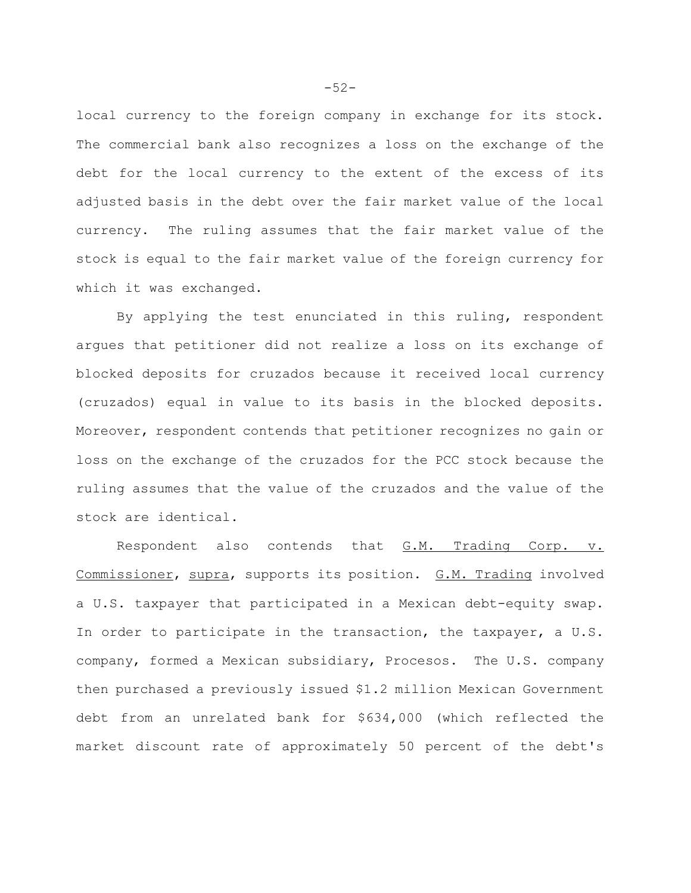local currency to the foreign company in exchange for its stock. The commercial bank also recognizes a loss on the exchange of the debt for the local currency to the extent of the excess of its adjusted basis in the debt over the fair market value of the local currency. The ruling assumes that the fair market value of the stock is equal to the fair market value of the foreign currency for which it was exchanged.

By applying the test enunciated in this ruling, respondent argues that petitioner did not realize a loss on its exchange of blocked deposits for cruzados because it received local currency (cruzados) equal in value to its basis in the blocked deposits. Moreover, respondent contends that petitioner recognizes no gain or loss on the exchange of the cruzados for the PCC stock because the ruling assumes that the value of the cruzados and the value of the stock are identical.

Respondent also contends that G.M. Trading Corp. v. Commissioner, supra, supports its position. G.M. Trading involved a U.S. taxpayer that participated in a Mexican debt-equity swap. In order to participate in the transaction, the taxpayer, a U.S. company, formed a Mexican subsidiary, Procesos. The U.S. company then purchased a previously issued $1.2 million Mexican Government debt from an unrelated bank for $634,000 (which reflected the market discount rate of approximately 50 percent of the debt's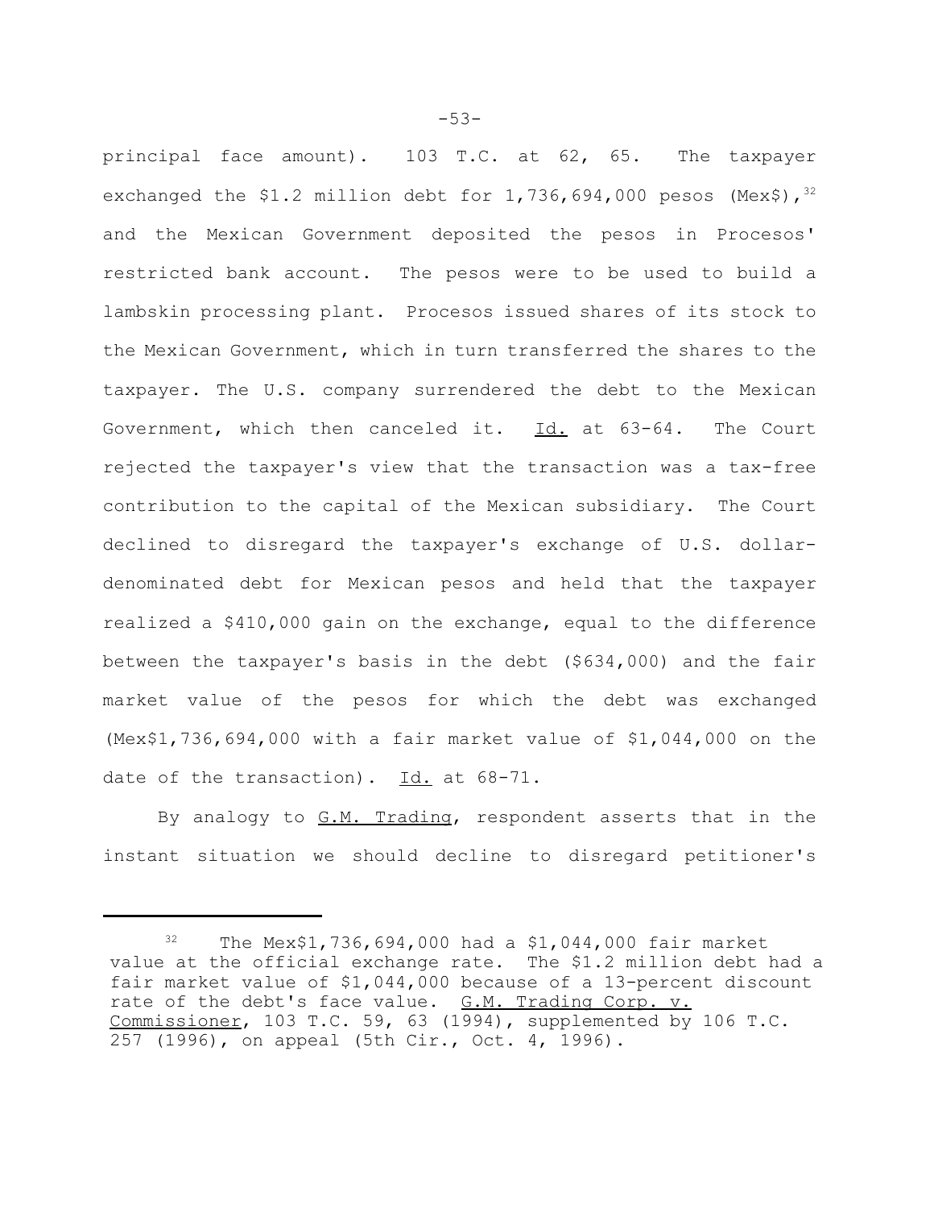principal face amount). 103 T.C. at 62, 65. The taxpayer exchanged the $1.2 million debt for 1,736,694,000 pesos (Mex$),[32] and the Mexican Government deposited the pesos in Procesos' restricted bank account. The pesos were to be used to build a lambskin processing plant. Procesos issued shares of its stock to the Mexican Government, which in turn transferred the shares to the taxpayer. The U.S. company surrendered the debt to the Mexican Government, which then canceled it. Id. at 63-64. The Court rejected the taxpayer's view that the transaction was a tax-free contribution to the capital of the Mexican subsidiary. The Court declined to disregard the taxpayer's exchange of U.S. dollar-denominated debt for Mexican pesos and held that the taxpayer realized a $410,000 gain on the exchange, equal to the difference between the taxpayer's basis in the debt ($634,000) and the fair market value of the pesos for which the debt was exchanged (Mex$1,736,694,000 with a fair market value of $1,044,000 on the date of the transaction). Id. at 68-71.

By analogy to G.M. Trading, respondent asserts that in the instant situation we should decline to disregard petitioner's

---

[32] The Mex$1,736,694,000 had a $1,044,000 fair market value at the official exchange rate. The $1.2 million debt had a fair market value of $1,044,000 because of a 13-percent discount rate of the debt's face value. G.M. Trading Corp. v. Commissioner, 103 T.C. 59, 63 (1994), supplemented by 106 T.C. 257 (1996), on appeal (5th Cir., Oct. 4, 1996).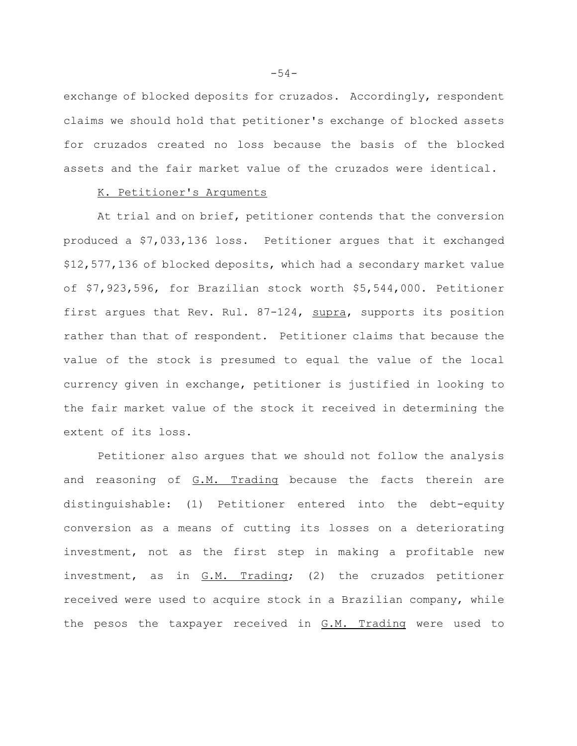exchange of blocked deposits for cruzados. Accordingly, respondent claims we should hold that petitioner's exchange of blocked assets for cruzados created no loss because the basis of the blocked assets and the fair market value of the cruzados were identical.

K. Petitioner's Arguments

At trial and on brief, petitioner contends that the conversion produced a $7,033,136 loss. Petitioner argues that it exchanged $12,577,136 of blocked deposits, which had a secondary market value of $7,923,596, for Brazilian stock worth $5,544,000. Petitioner first argues that Rev. Rul. 87-124, _supra_, supports its position rather than that of respondent. Petitioner claims that because the value of the stock is presumed to equal the value of the local currency given in exchange, petitioner is justified in looking to the fair market value of the stock it received in determining the extent of its loss.

Petitioner also argues that we should not follow the analysis and reasoning of _G.M. Trading_ because the facts therein are distinguishable: (1) Petitioner entered into the debt-equity conversion as a means of cutting its losses on a deteriorating investment, not as the first step in making a profitable new investment, as in _G.M. Trading_; (2) the cruzados petitioner received were used to acquire stock in a Brazilian company, while the pesos the taxpayer received in _G.M. Trading_ were used to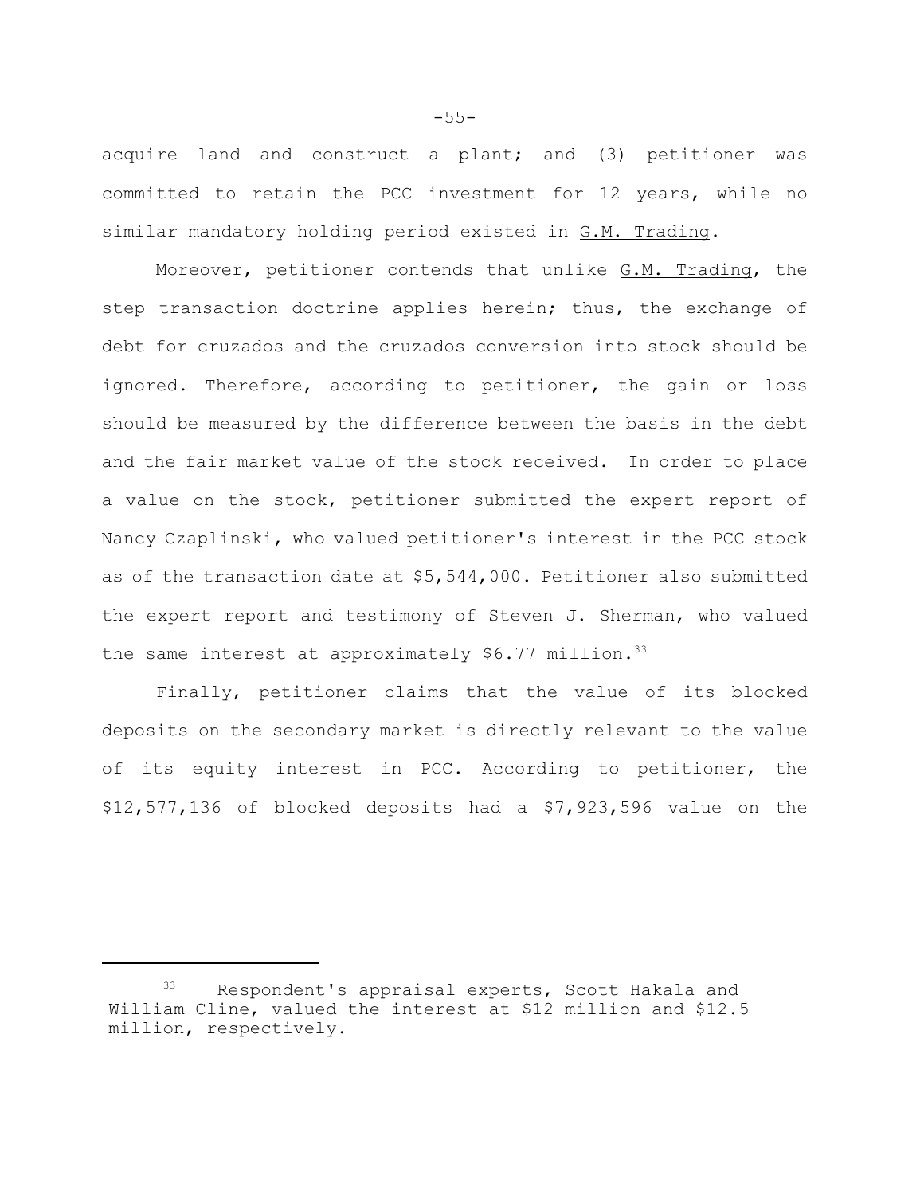acquire land and construct a plant; and (3) petitioner was committed to retain the PCC investment for 12 years, while no similar mandatory holding period existed in G.M. Trading.

Moreover, petitioner contends that unlike G.M. Trading, the step transaction doctrine applies herein; thus, the exchange of debt for cruzados and the cruzados conversion into stock should be ignored. Therefore, according to petitioner, the gain or loss should be measured by the difference between the basis in the debt and the fair market value of the stock received. In order to place a value on the stock, petitioner submitted the expert report of Nancy Czaplinski, who valued petitioner's interest in the PCC stock as of the transaction date at $5,544,000. Petitioner also submitted the expert report and testimony of Steven J. Sherman, who valued the same interest at approximately $6.77 million.[33]

Finally, petitioner claims that the value of its blocked deposits on the secondary market is directly relevant to the value of its equity interest in PCC. According to petitioner, the $12,577,136 of blocked deposits had a $7,923,596 value on the

---

[33] Respondent's appraisal experts, Scott Hakala and William Cline, valued the interest at $12 million and $12.5 million, respectively.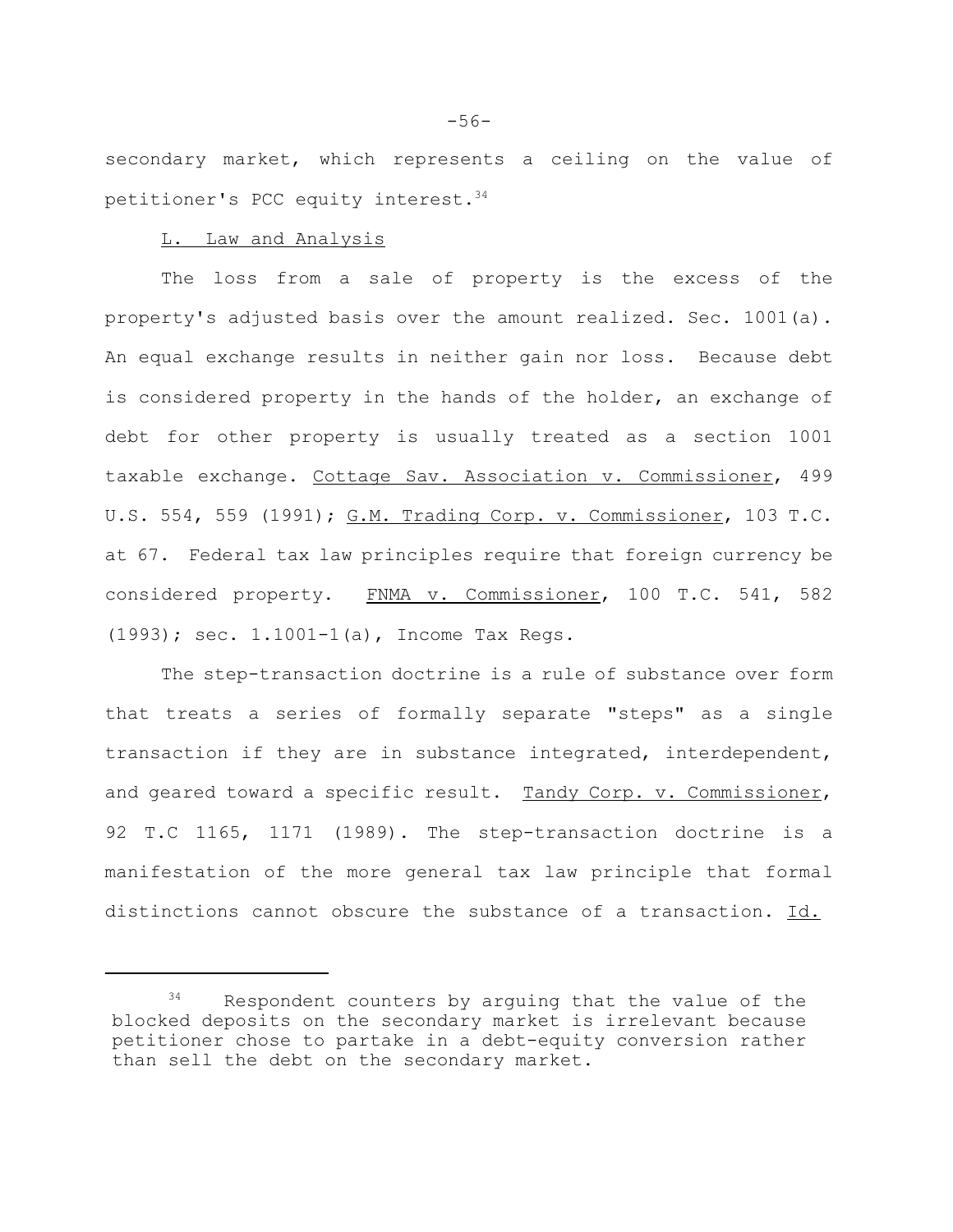secondary market, which represents a ceiling on the value of petitioner's PCC equity interest.[34]

L. Law and Analysis

The loss from a sale of property is the excess of the property's adjusted basis over the amount realized. Sec. 1001(a). An equal exchange results in neither gain nor loss. Because debt is considered property in the hands of the holder, an exchange of debt for other property is usually treated as a section 1001 taxable exchange. Cottage Sav. Association v. Commissioner, 499 U.S. 554, 559 (1991); G.M. Trading Corp. v. Commissioner, 103 T.C. at 67. Federal tax law principles require that foreign currency be considered property. FNMA v. Commissioner, 100 T.C. 541, 582 (1993); sec. 1.1001-1(a), Income Tax Regs.

The step-transaction doctrine is a rule of substance over form that treats a series of formally separate "steps" as a single transaction if they are in substance integrated, interdependent, and geared toward a specific result. Tandy Corp. v. Commissioner, 92 T.C 1165, 1171 (1989). The step-transaction doctrine is a manifestation of the more general tax law principle that formal distinctions cannot obscure the substance of a transaction. Id.

---

[34] Respondent counters by arguing that the value of the blocked deposits on the secondary market is irrelevant because petitioner chose to partake in a debt-equity conversion rather than sell the debt on the secondary market.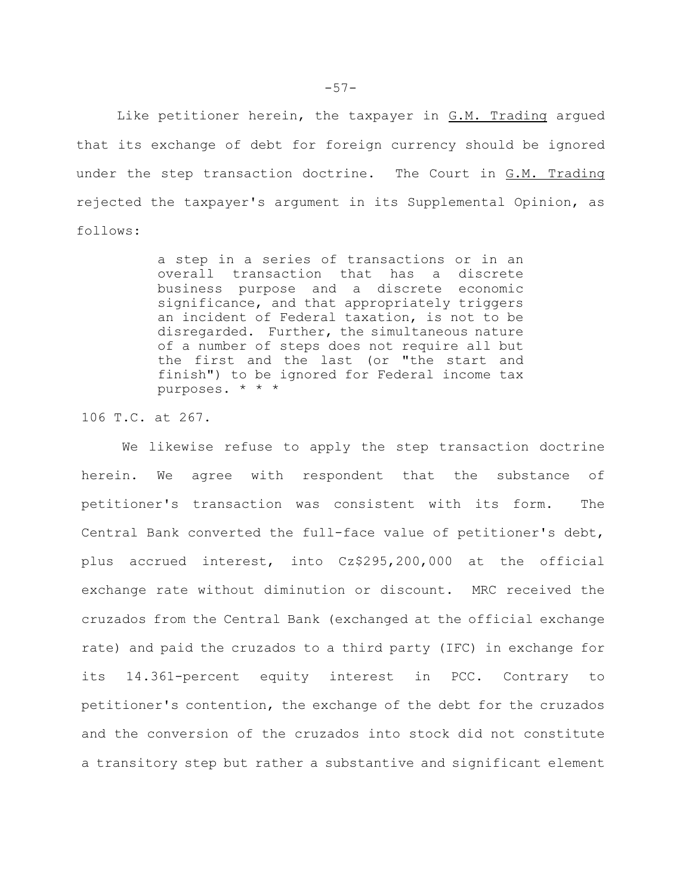Like petitioner herein, the taxpayer in G.M. Trading argued that its exchange of debt for foreign currency should be ignored under the step transaction doctrine. The Court in G.M. Trading rejected the taxpayer's argument in its Supplemental Opinion, as follows:

> a step in a series of transactions or in an overall transaction that has a discrete business purpose and a discrete economic significance, and that appropriately triggers an incident of Federal taxation, is not to be disregarded. Further, the simultaneous nature of a number of steps does not require all but the first and the last (or "the start and finish") to be ignored for Federal income tax purposes. * * *

106 T.C. at 267.

We likewise refuse to apply the step transaction doctrine herein. We agree with respondent that the substance of petitioner's transaction was consistent with its form. The Central Bank converted the full-face value of petitioner's debt, plus accrued interest, into Cz$295,200,000 at the official exchange rate without diminution or discount. MRC received the cruzados from the Central Bank (exchanged at the official exchange rate) and paid the cruzados to a third party (IFC) in exchange for its 14.361-percent equity interest in PCC. Contrary to petitioner's contention, the exchange of the debt for the cruzados and the conversion of the cruzados into stock did not constitute a transitory step but rather a substantive and significant element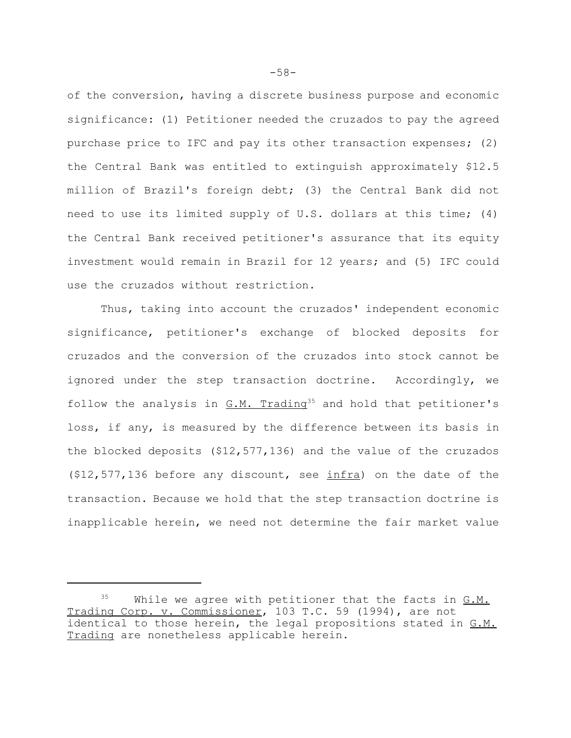of the conversion, having a discrete business purpose and economic significance: (1) Petitioner needed the cruzados to pay the agreed purchase price to IFC and pay its other transaction expenses; (2) the Central Bank was entitled to extinguish approximately $12.5 million of Brazil's foreign debt; (3) the Central Bank did not need to use its limited supply of U.S. dollars at this time; (4) the Central Bank received petitioner's assurance that its equity investment would remain in Brazil for 12 years; and (5) IFC could use the cruzados without restriction.

Thus, taking into account the cruzados' independent economic significance, petitioner's exchange of blocked deposits for cruzados and the conversion of the cruzados into stock cannot be ignored under the step transaction doctrine. Accordingly, we follow the analysis in G.M. Trading[35] and hold that petitioner's loss, if any, is measured by the difference between its basis in the blocked deposits ($12,577,136) and the value of the cruzados ($12,577,136 before any discount, see infra) on the date of the transaction. Because we hold that the step transaction doctrine is inapplicable herein, we need not determine the fair market value

---

[35] While we agree with petitioner that the facts in G.M. Trading Corp. v. Commissioner, 103 T.C. 59 (1994), are not identical to those herein, the legal propositions stated in G.M. Trading are nonetheless applicable herein.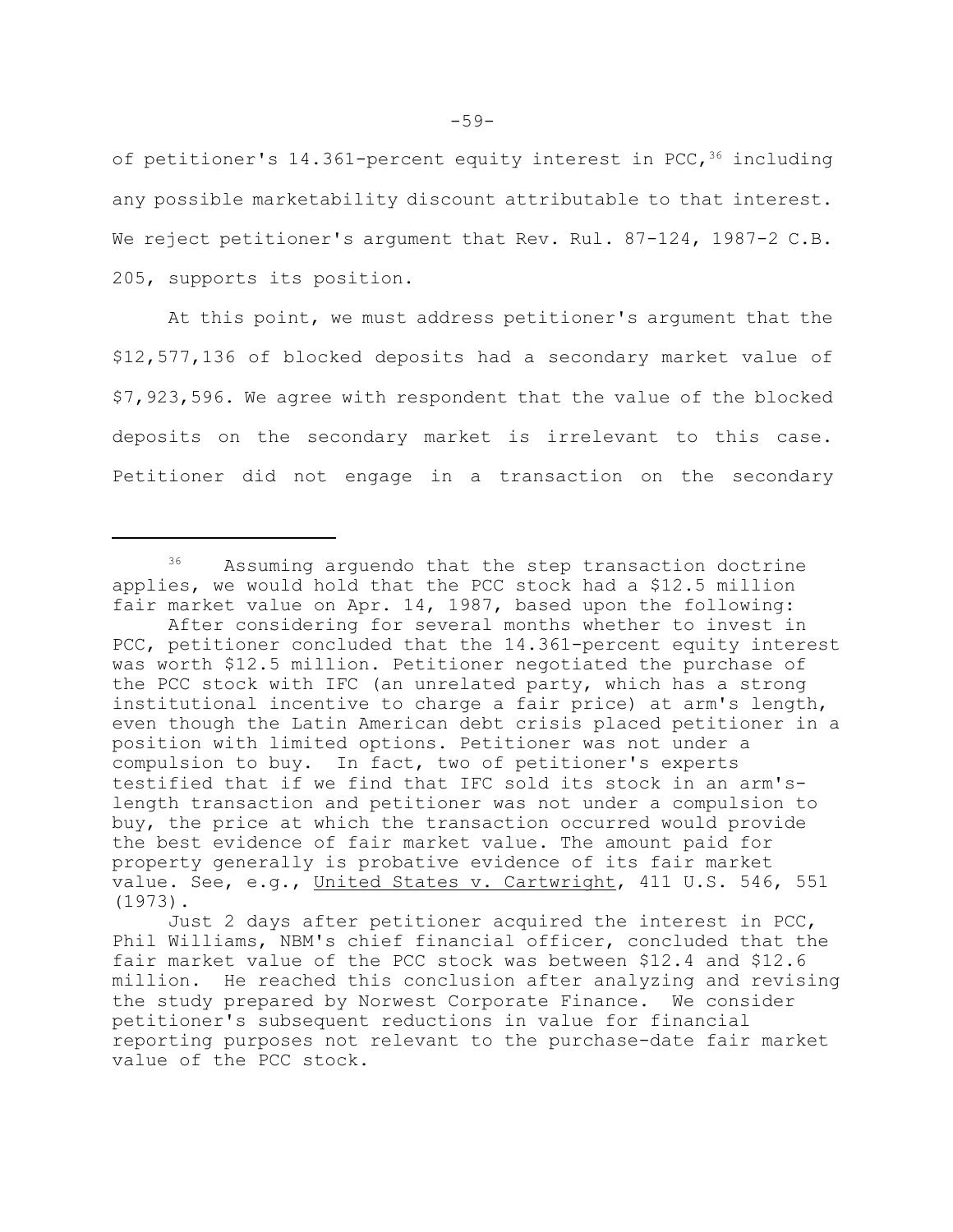of petitioner's 14.361-percent equity interest in PCC,[36] including any possible marketability discount attributable to that interest. We reject petitioner's argument that Rev. Rul. 87-124, 1987-2 C.B. 205, supports its position.

At this point, we must address petitioner's argument that the $12,577,136 of blocked deposits had a secondary market value of $7,923,596. We agree with respondent that the value of the blocked deposits on the secondary market is irrelevant to this case. Petitioner did not engage in a transaction on the secondary

---

[36] Assuming arguendo that the step transaction doctrine applies, we would hold that the PCC stock had a $12.5 million fair market value on Apr. 14, 1987, based upon the following:

After considering for several months whether to invest in PCC, petitioner concluded that the 14.361-percent equity interest was worth $12.5 million. Petitioner negotiated the purchase of the PCC stock with IFC (an unrelated party, which has a strong institutional incentive to charge a fair price) at arm's length, even though the Latin American debt crisis placed petitioner in a position with limited options. Petitioner was not under a compulsion to buy. In fact, two of petitioner's experts testified that if we find that IFC sold its stock in an arm's-length transaction and petitioner was not under a compulsion to buy, the price at which the transaction occurred would provide the best evidence of fair market value. The amount paid for property generally is probative evidence of its fair market value. See, e.g., United States v. Cartwright, 411 U.S. 546, 551 (1973).

Just 2 days after petitioner acquired the interest in PCC, Phil Williams, NBM's chief financial officer, concluded that the fair market value of the PCC stock was between $12.4 and $12.6 million. He reached this conclusion after analyzing and revising the study prepared by Norwest Corporate Finance. We consider petitioner's subsequent reductions in value for financial reporting purposes not relevant to the purchase-date fair market value of the PCC stock.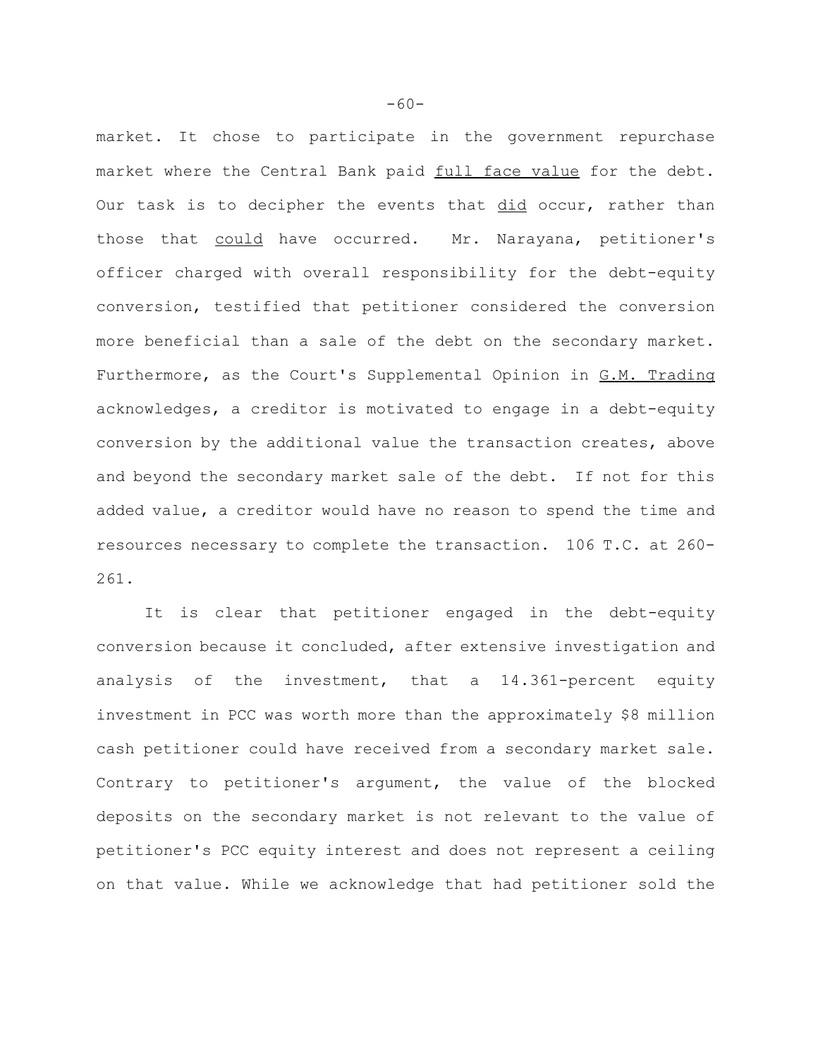market. It chose to participate in the government repurchase market where the Central Bank paid full face value for the debt. Our task is to decipher the events that *did* occur, rather than those that *could* have occurred. Mr. Narayana, petitioner's officer charged with overall responsibility for the debt-equity conversion, testified that petitioner considered the conversion more beneficial than a sale of the debt on the secondary market. Furthermore, as the Court's Supplemental Opinion in *G.M. Trading* acknowledges, a creditor is motivated to engage in a debt-equity conversion by the additional value the transaction creates, above and beyond the secondary market sale of the debt. If not for this added value, a creditor would have no reason to spend the time and resources necessary to complete the transaction. 106 T.C. at 260-261.

It is clear that petitioner engaged in the debt-equity conversion because it concluded, after extensive investigation and analysis of the investment, that a 14.361-percent equity investment in PCC was worth more than the approximately $8 million cash petitioner could have received from a secondary market sale. Contrary to petitioner's argument, the value of the blocked deposits on the secondary market is not relevant to the value of petitioner's PCC equity interest and does not represent a ceiling on that value. While we acknowledge that had petitioner sold the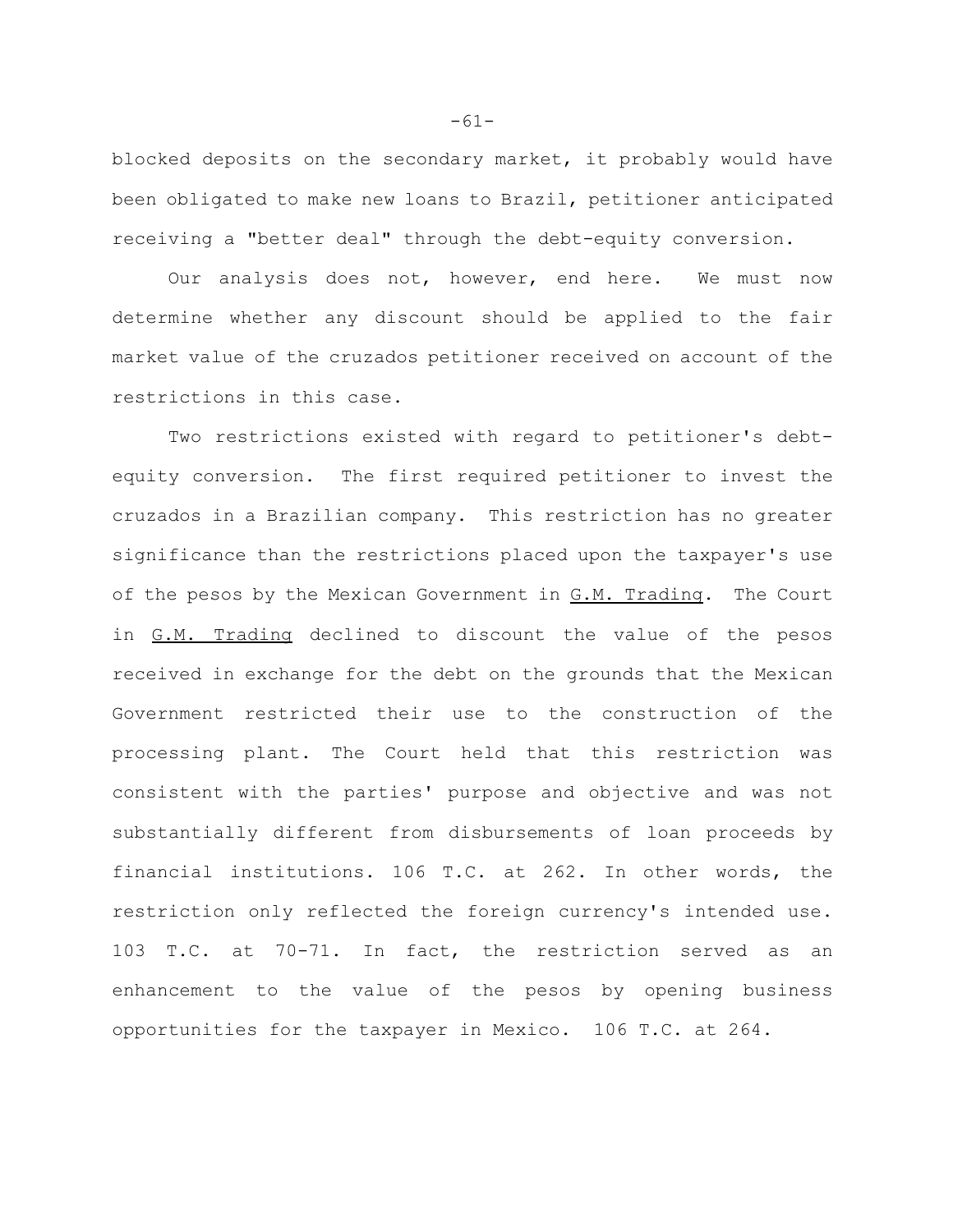blocked deposits on the secondary market, it probably would have been obligated to make new loans to Brazil, petitioner anticipated receiving a "better deal" through the debt-equity conversion.

Our analysis does not, however, end here. We must now determine whether any discount should be applied to the fair market value of the cruzados petitioner received on account of the restrictions in this case.

Two restrictions existed with regard to petitioner's debt-equity conversion. The first required petitioner to invest the cruzados in a Brazilian company. This restriction has no greater significance than the restrictions placed upon the taxpayer's use of the pesos by the Mexican Government in G.M. Trading. The Court in G.M. Trading declined to discount the value of the pesos received in exchange for the debt on the grounds that the Mexican Government restricted their use to the construction of the processing plant. The Court held that this restriction was consistent with the parties' purpose and objective and was not substantially different from disbursements of loan proceeds by financial institutions. 106 T.C. at 262. In other words, the restriction only reflected the foreign currency's intended use. 103 T.C. at 70-71. In fact, the restriction served as an enhancement to the value of the pesos by opening business opportunities for the taxpayer in Mexico. 106 T.C. at 264.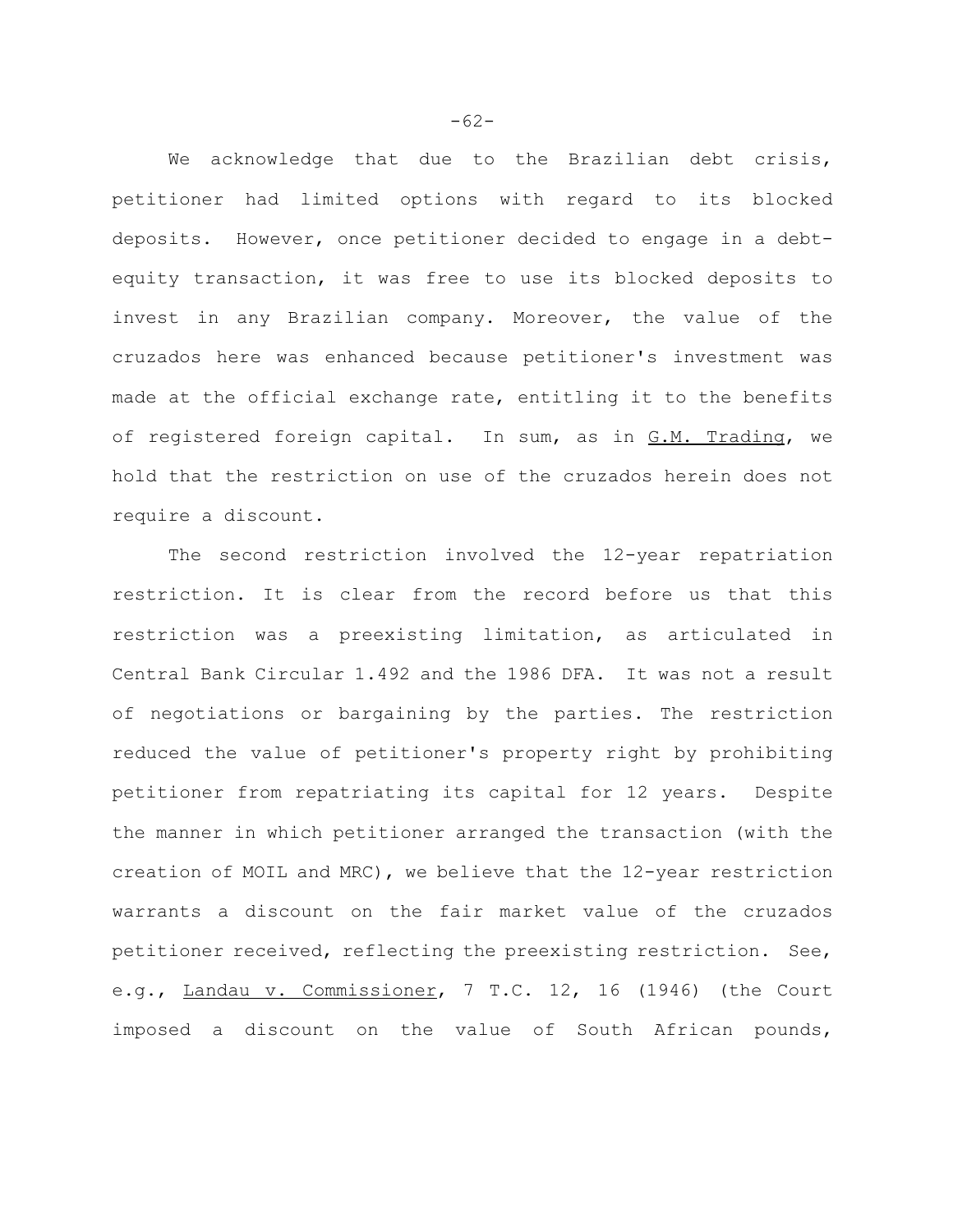We acknowledge that due to the Brazilian debt crisis, petitioner had limited options with regard to its blocked deposits. However, once petitioner decided to engage in a debt-equity transaction, it was free to use its blocked deposits to invest in any Brazilian company. Moreover, the value of the cruzados here was enhanced because petitioner's investment was made at the official exchange rate, entitling it to the benefits of registered foreign capital. In sum, as in G.M. Trading, we hold that the restriction on use of the cruzados herein does not require a discount.

The second restriction involved the 12-year repatriation restriction. It is clear from the record before us that this restriction was a preexisting limitation, as articulated in Central Bank Circular 1.492 and the 1986 DFA. It was not a result of negotiations or bargaining by the parties. The restriction reduced the value of petitioner's property right by prohibiting petitioner from repatriating its capital for 12 years. Despite the manner in which petitioner arranged the transaction (with the creation of MOIL and MRC), we believe that the 12-year restriction warrants a discount on the fair market value of the cruzados petitioner received, reflecting the preexisting restriction. See, e.g., Landau v. Commissioner, 7 T.C. 12, 16 (1946) (the Court imposed a discount on the value of South African pounds,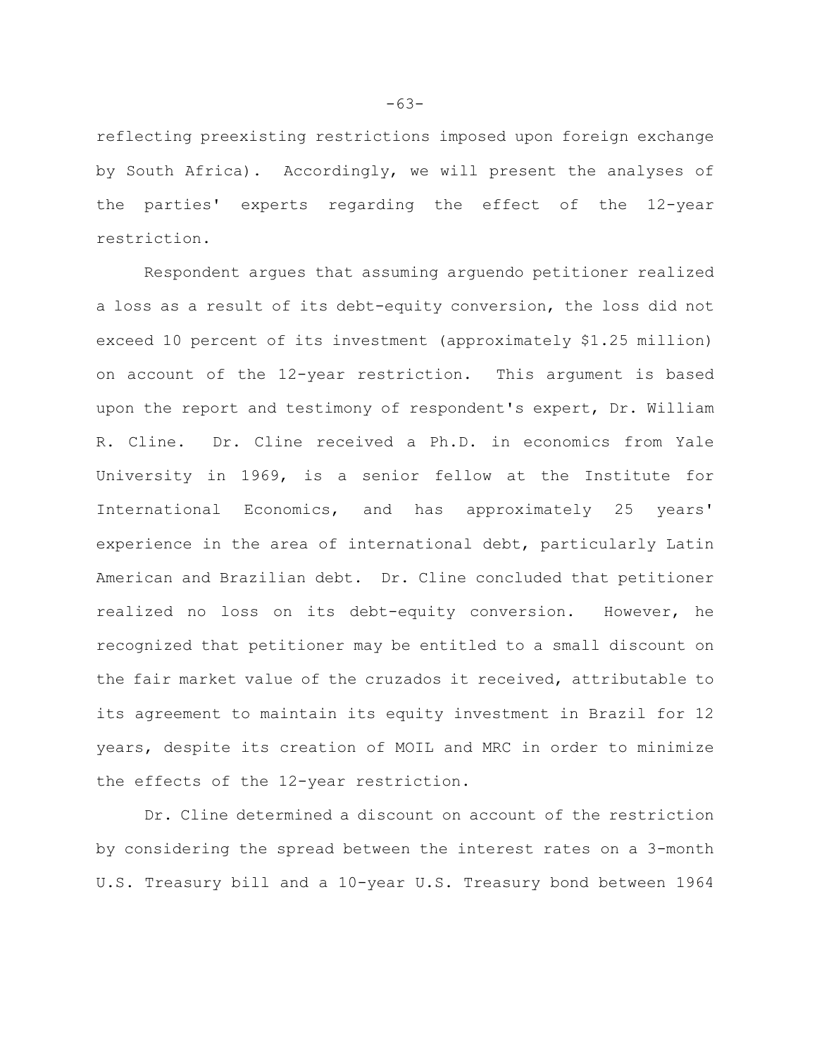reflecting preexisting restrictions imposed upon foreign exchange by South Africa). Accordingly, we will present the analyses of the parties' experts regarding the effect of the 12-year restriction.

Respondent argues that assuming arguendo petitioner realized a loss as a result of its debt-equity conversion, the loss did not exceed 10 percent of its investment (approximately $1.25 million) on account of the 12-year restriction. This argument is based upon the report and testimony of respondent's expert, Dr. William R. Cline. Dr. Cline received a Ph.D. in economics from Yale University in 1969, is a senior fellow at the Institute for International Economics, and has approximately 25 years' experience in the area of international debt, particularly Latin American and Brazilian debt. Dr. Cline concluded that petitioner realized no loss on its debt-equity conversion. However, he recognized that petitioner may be entitled to a small discount on the fair market value of the cruzados it received, attributable to its agreement to maintain its equity investment in Brazil for 12 years, despite its creation of MOIL and MRC in order to minimize the effects of the 12-year restriction.

Dr. Cline determined a discount on account of the restriction by considering the spread between the interest rates on a 3-month U.S. Treasury bill and a 10-year U.S. Treasury bond between 1964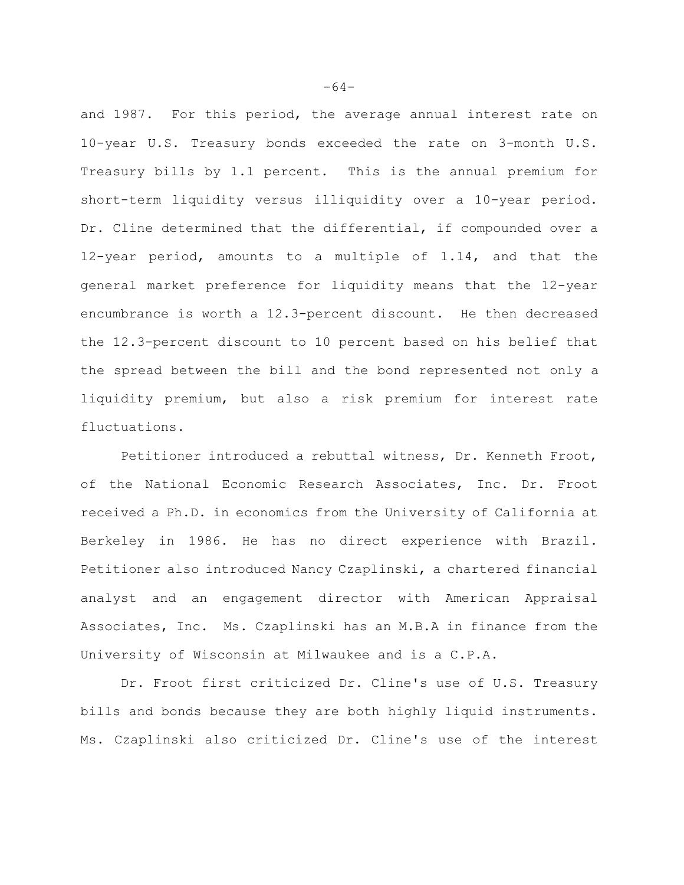and 1987. For this period, the average annual interest rate on 10-year U.S. Treasury bonds exceeded the rate on 3-month U.S. Treasury bills by 1.1 percent. This is the annual premium for short-term liquidity versus illiquidity over a 10-year period. Dr. Cline determined that the differential, if compounded over a 12-year period, amounts to a multiple of 1.14, and that the general market preference for liquidity means that the 12-year encumbrance is worth a 12.3-percent discount. He then decreased the 12.3-percent discount to 10 percent based on his belief that the spread between the bill and the bond represented not only a liquidity premium, but also a risk premium for interest rate fluctuations.

Petitioner introduced a rebuttal witness, Dr. Kenneth Froot, of the National Economic Research Associates, Inc. Dr. Froot received a Ph.D. in economics from the University of California at Berkeley in 1986. He has no direct experience with Brazil. Petitioner also introduced Nancy Czaplinski, a chartered financial analyst and an engagement director with American Appraisal Associates, Inc. Ms. Czaplinski has an M.B.A in finance from the University of Wisconsin at Milwaukee and is a C.P.A.

Dr. Froot first criticized Dr. Cline's use of U.S. Treasury bills and bonds because they are both highly liquid instruments. Ms. Czaplinski also criticized Dr. Cline's use of the interest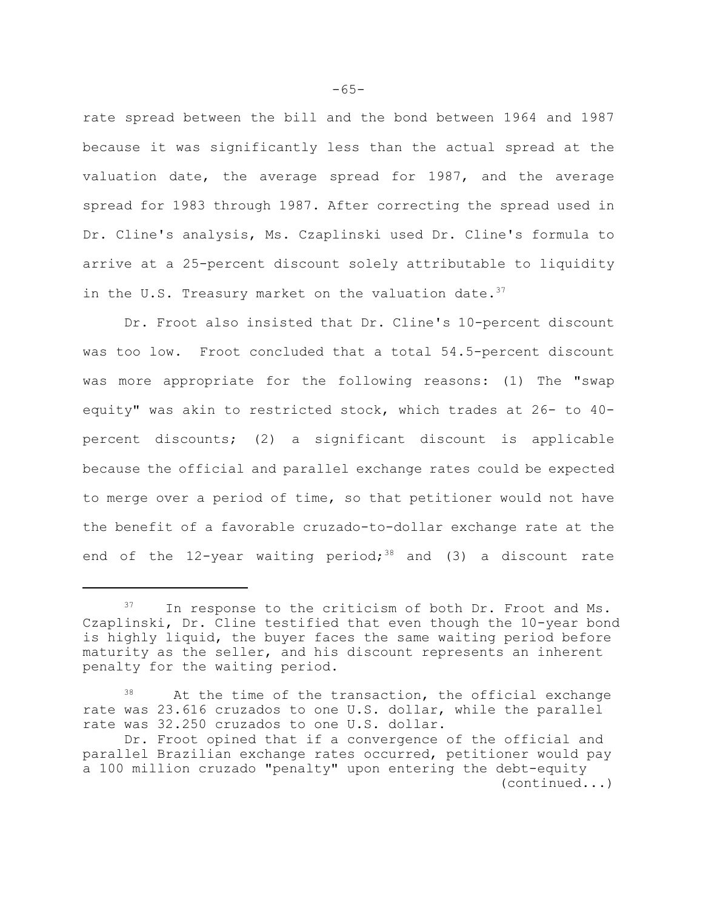rate spread between the bill and the bond between 1964 and 1987 because it was significantly less than the actual spread at the valuation date, the average spread for 1987, and the average spread for 1983 through 1987. After correcting the spread used in Dr. Cline's analysis, Ms. Czaplinski used Dr. Cline's formula to arrive at a 25-percent discount solely attributable to liquidity in the U.S. Treasury market on the valuation date.[37]

Dr. Froot also insisted that Dr. Cline's 10-percent discount was too low. Froot concluded that a total 54.5-percent discount was more appropriate for the following reasons: (1) The "swap equity" was akin to restricted stock, which trades at 26- to 40-percent discounts; (2) a significant discount is applicable because the official and parallel exchange rates could be expected to merge over a period of time, so that petitioner would not have the benefit of a favorable cruzado-to-dollar exchange rate at the end of the 12-year waiting period;[38] and (3) a discount rate

---

[37] In response to the criticism of both Dr. Froot and Ms. Czaplinski, Dr. Cline testified that even though the 10-year bond is highly liquid, the buyer faces the same waiting period before maturity as the seller, and his discount represents an inherent penalty for the waiting period.

[38] At the time of the transaction, the official exchange rate was 23.616 cruzados to one U.S. dollar, while the parallel rate was 32.250 cruzados to one U.S. dollar.

Dr. Froot opined that if a convergence of the official and parallel Brazilian exchange rates occurred, petitioner would pay a 100 million cruzado "penalty" upon entering the debt-equity (continued...)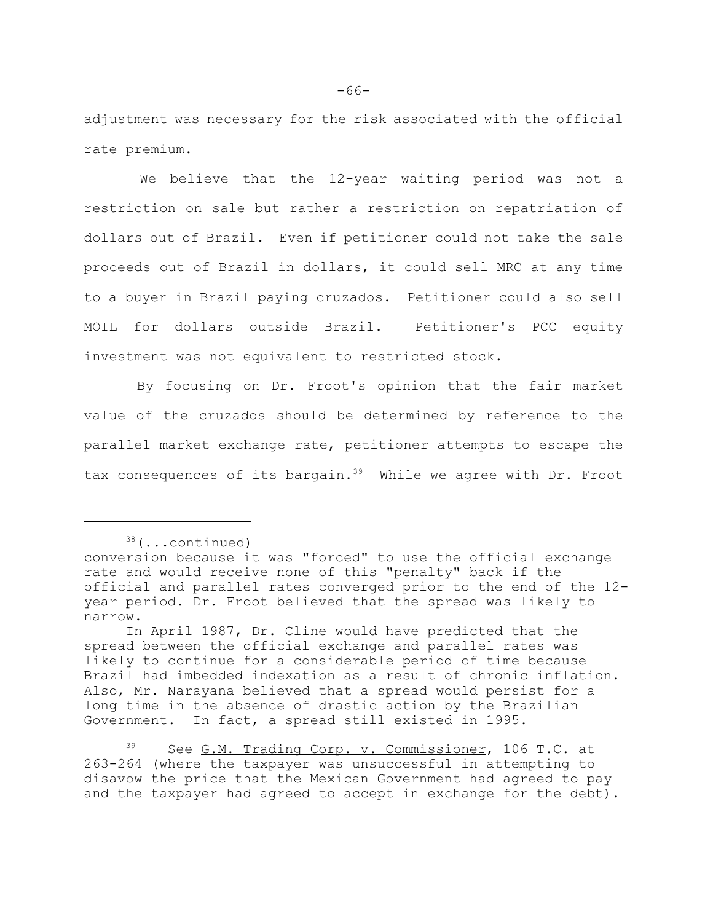adjustment was necessary for the risk associated with the official rate premium.

We believe that the 12-year waiting period was not a restriction on sale but rather a restriction on repatriation of dollars out of Brazil. Even if petitioner could not take the sale proceeds out of Brazil in dollars, it could sell MRC at any time to a buyer in Brazil paying cruzados. Petitioner could also sell MOIL for dollars outside Brazil. Petitioner's PCC equity investment was not equivalent to restricted stock.

By focusing on Dr. Froot's opinion that the fair market value of the cruzados should be determined by reference to the parallel market exchange rate, petitioner attempts to escape the tax consequences of its bargain.[39] While we agree with Dr. Froot

---

[38](...continued)
conversion because it was "forced" to use the official exchange rate and would receive none of this "penalty" back if the official and parallel rates converged prior to the end of the 12-year period. Dr. Froot believed that the spread was likely to narrow.

In April 1987, Dr. Cline would have predicted that the spread between the official exchange and parallel rates was likely to continue for a considerable period of time because Brazil had imbedded indexation as a result of chronic inflation. Also, Mr. Narayana believed that a spread would persist for a long time in the absence of drastic action by the Brazilian Government. In fact, a spread still existed in 1995.

[39] See G.M. Trading Corp. v. Commissioner, 106 T.C. at 263-264 (where the taxpayer was unsuccessful in attempting to disavow the price that the Mexican Government had agreed to pay and the taxpayer had agreed to accept in exchange for the debt).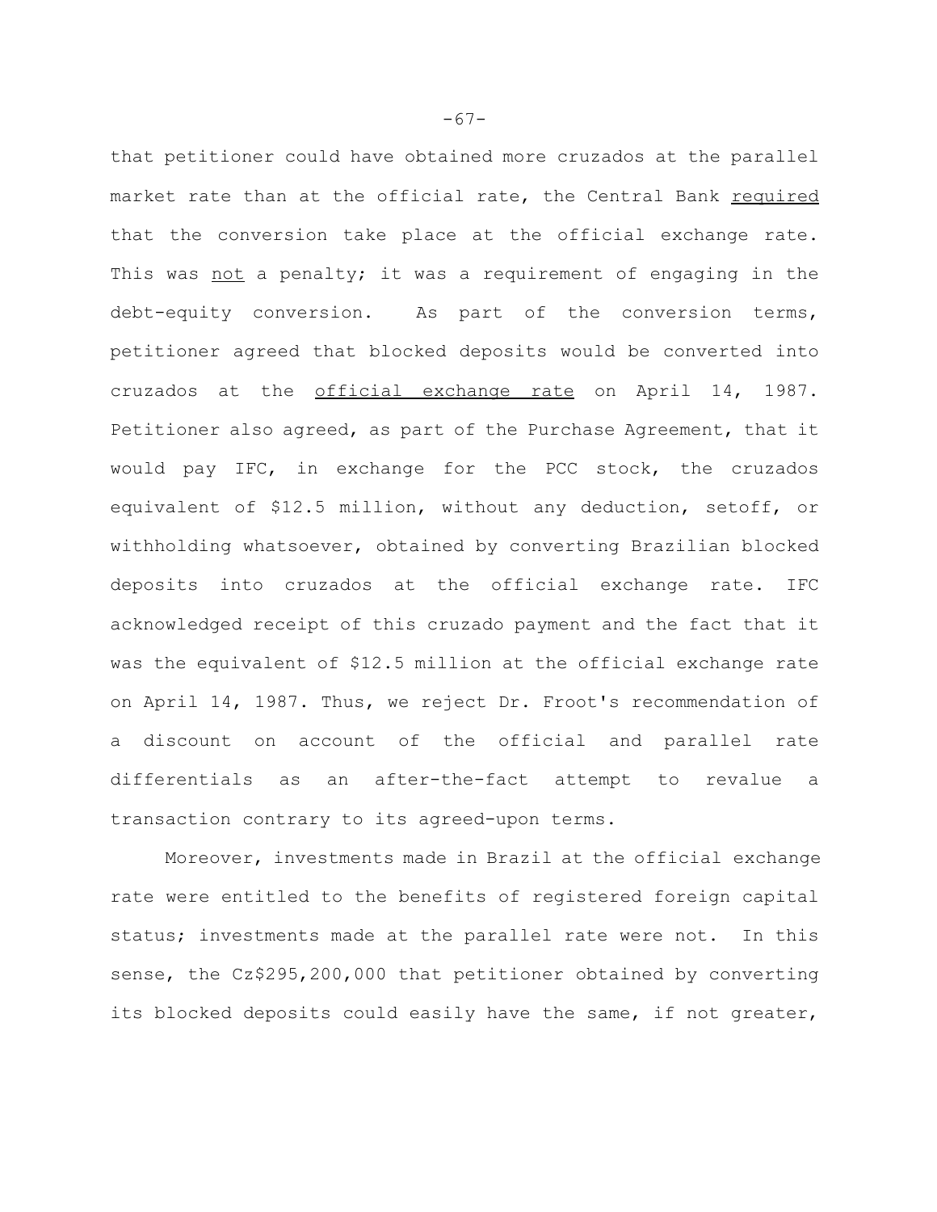that petitioner could have obtained more cruzados at the parallel market rate than at the official rate, the Central Bank <u>required</u> that the conversion take place at the official exchange rate. This was <u>not</u> a penalty; it was a requirement of engaging in the debt-equity conversion. As part of the conversion terms, petitioner agreed that blocked deposits would be converted into cruzados at the <u>official exchange rate</u> on April 14, 1987. Petitioner also agreed, as part of the Purchase Agreement, that it would pay IFC, in exchange for the PCC stock, the cruzados equivalent of $12.5 million, without any deduction, setoff, or withholding whatsoever, obtained by converting Brazilian blocked deposits into cruzados at the official exchange rate. IFC acknowledged receipt of this cruzado payment and the fact that it was the equivalent of $12.5 million at the official exchange rate on April 14, 1987. Thus, we reject Dr. Froot's recommendation of a discount on account of the official and parallel rate differentials as an after-the-fact attempt to revalue a transaction contrary to its agreed-upon terms.

Moreover, investments made in Brazil at the official exchange rate were entitled to the benefits of registered foreign capital status; investments made at the parallel rate were not. In this sense, the Cz$295,200,000 that petitioner obtained by converting its blocked deposits could easily have the same, if not greater,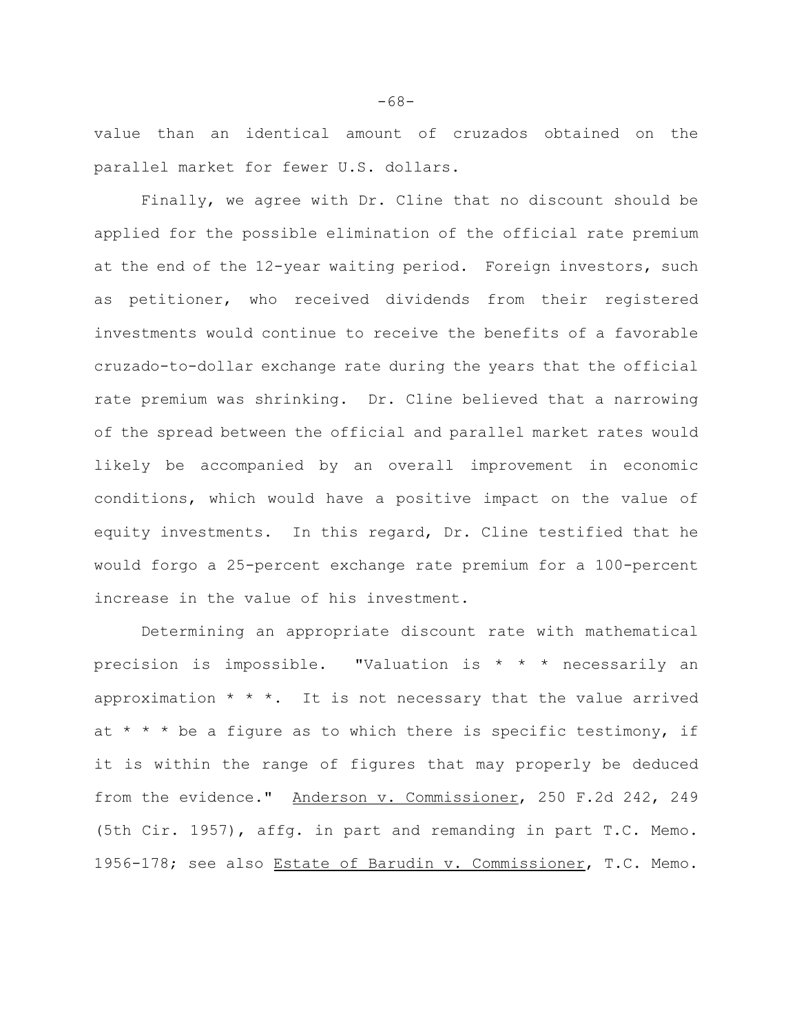value than an identical amount of cruzados obtained on the parallel market for fewer U.S. dollars.

Finally, we agree with Dr. Cline that no discount should be applied for the possible elimination of the official rate premium at the end of the 12-year waiting period. Foreign investors, such as petitioner, who received dividends from their registered investments would continue to receive the benefits of a favorable cruzado-to-dollar exchange rate during the years that the official rate premium was shrinking. Dr. Cline believed that a narrowing of the spread between the official and parallel market rates would likely be accompanied by an overall improvement in economic conditions, which would have a positive impact on the value of equity investments. In this regard, Dr. Cline testified that he would forgo a 25-percent exchange rate premium for a 100-percent increase in the value of his investment.

Determining an appropriate discount rate with mathematical precision is impossible. "Valuation is * * * necessarily an approximation * * *. It is not necessary that the value arrived at * * * be a figure as to which there is specific testimony, if it is within the range of figures that may properly be deduced from the evidence." Anderson v. Commissioner, 250 F.2d 242, 249 (5th Cir. 1957), affg. in part and remanding in part T.C. Memo. 1956-178; see also Estate of Barudin v. Commissioner, T.C. Memo.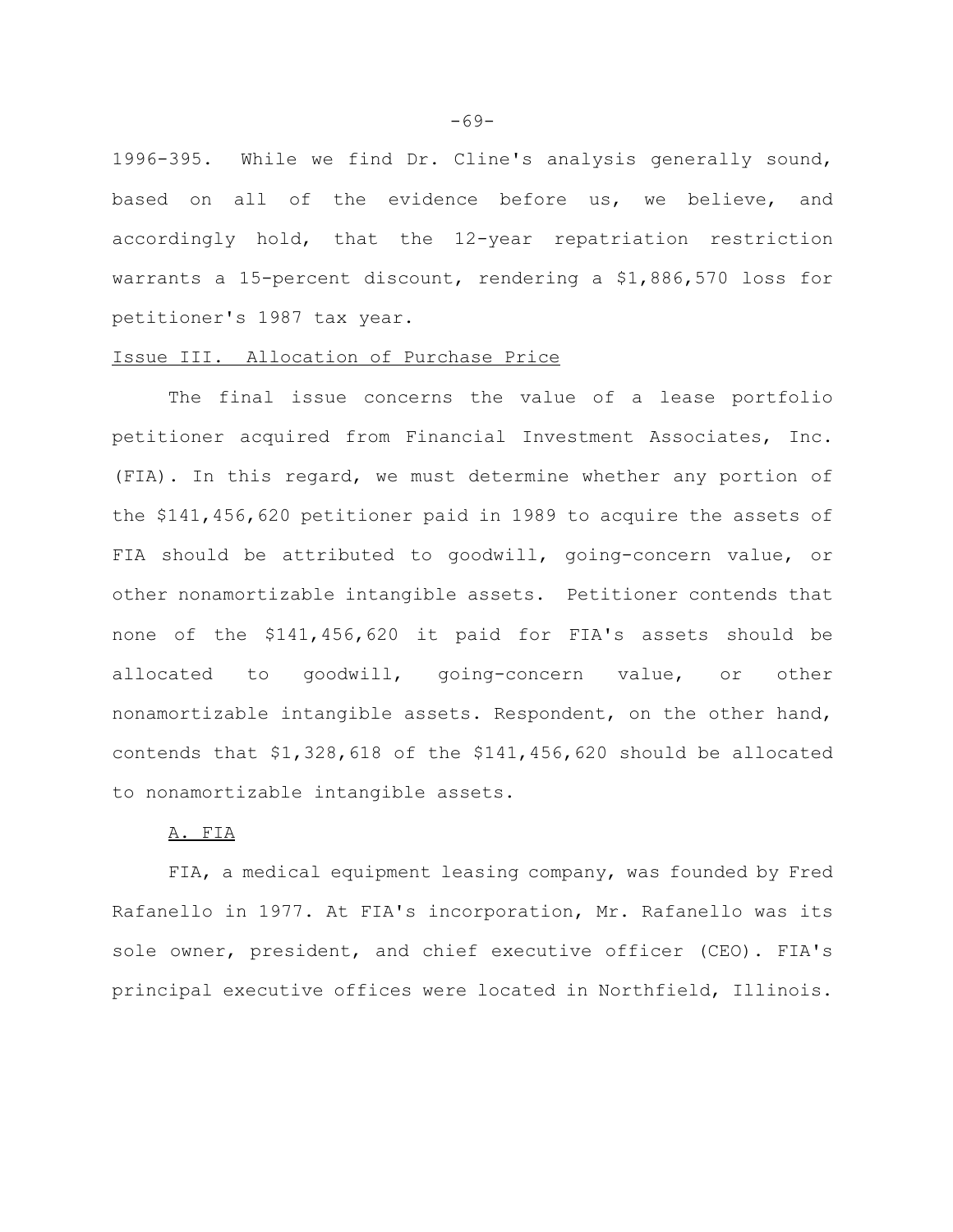1996-395. While we find Dr. Cline's analysis generally sound, based on all of the evidence before us, we believe, and accordingly hold, that the 12-year repatriation restriction warrants a 15-percent discount, rendering a $1,886,570 loss for petitioner's 1987 tax year.

## Issue III. Allocation of Purchase Price

The final issue concerns the value of a lease portfolio petitioner acquired from Financial Investment Associates, Inc. (FIA). In this regard, we must determine whether any portion of the $141,456,620 petitioner paid in 1989 to acquire the assets of FIA should be attributed to goodwill, going-concern value, or other nonamortizable intangible assets. Petitioner contends that none of the $141,456,620 it paid for FIA's assets should be allocated to goodwill, going-concern value, or other nonamortizable intangible assets. Respondent, on the other hand, contends that $1,328,618 of the $141,456,620 should be allocated to nonamortizable intangible assets.

### A. FIA

FIA, a medical equipment leasing company, was founded by Fred Rafanello in 1977. At FIA's incorporation, Mr. Rafanello was its sole owner, president, and chief executive officer (CEO). FIA's principal executive offices were located in Northfield, Illinois.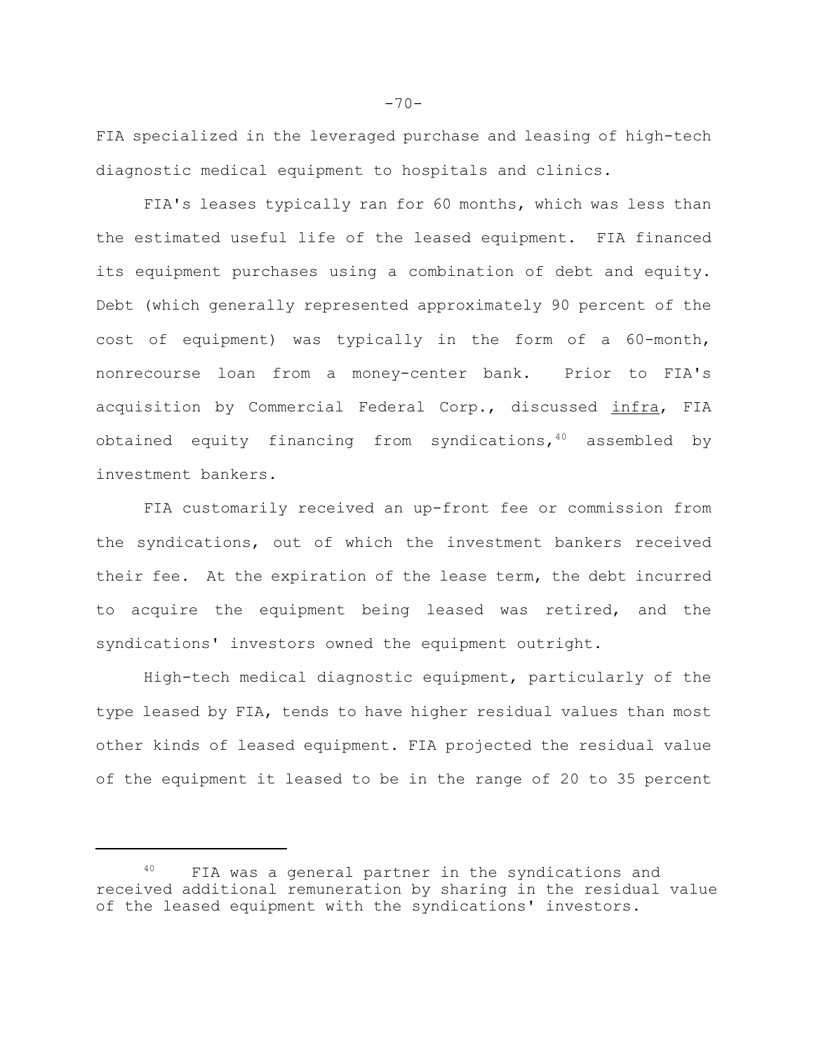FIA specialized in the leveraged purchase and leasing of high-tech diagnostic medical equipment to hospitals and clinics.

FIA's leases typically ran for 60 months, which was less than the estimated useful life of the leased equipment. FIA financed its equipment purchases using a combination of debt and equity. Debt (which generally represented approximately 90 percent of the cost of equipment) was typically in the form of a 60-month, nonrecourse loan from a money-center bank. Prior to FIA's acquisition by Commercial Federal Corp., discussed infra, FIA obtained equity financing from syndications,[40] assembled by investment bankers.

FIA customarily received an up-front fee or commission from the syndications, out of which the investment bankers received their fee. At the expiration of the lease term, the debt incurred to acquire the equipment being leased was retired, and the syndications' investors owned the equipment outright.

High-tech medical diagnostic equipment, particularly of the type leased by FIA, tends to have higher residual values than most other kinds of leased equipment. FIA projected the residual value of the equipment it leased to be in the range of 20 to 35 percent

---

[40] FIA was a general partner in the syndications and received additional remuneration by sharing in the residual value of the leased equipment with the syndications' investors.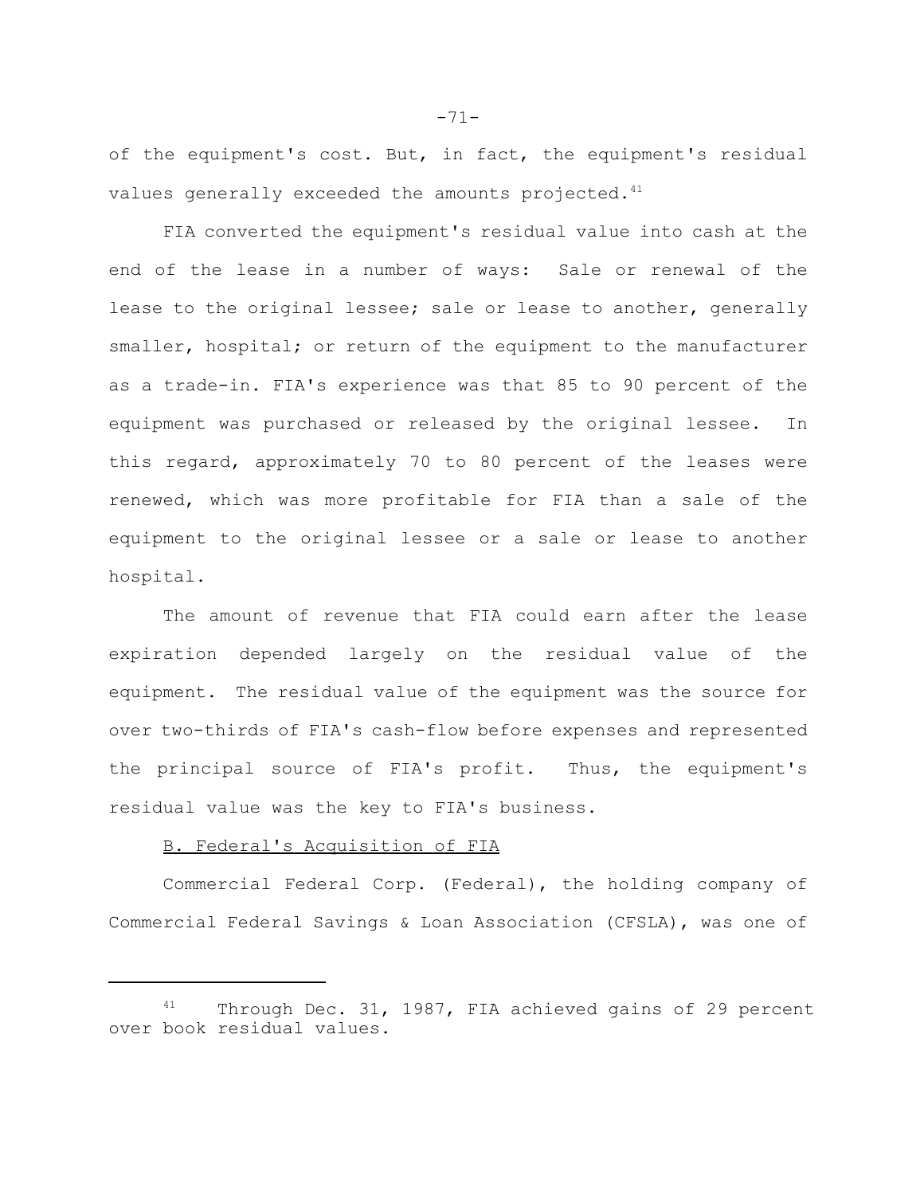of the equipment's cost. But, in fact, the equipment's residual values generally exceeded the amounts projected.[41]

FIA converted the equipment's residual value into cash at the end of the lease in a number of ways: Sale or renewal of the lease to the original lessee; sale or lease to another, generally smaller, hospital; or return of the equipment to the manufacturer as a trade-in. FIA's experience was that 85 to 90 percent of the equipment was purchased or released by the original lessee. In this regard, approximately 70 to 80 percent of the leases were renewed, which was more profitable for FIA than a sale of the equipment to the original lessee or a sale or lease to another hospital.

The amount of revenue that FIA could earn after the lease expiration depended largely on the residual value of the equipment. The residual value of the equipment was the source for over two-thirds of FIA's cash-flow before expenses and represented the principal source of FIA's profit. Thus, the equipment's residual value was the key to FIA's business.

B. Federal's Acquisition of FIA

Commercial Federal Corp. (Federal), the holding company of Commercial Federal Savings & Loan Association (CFSLA), was one of

---

[41] Through Dec. 31, 1987, FIA achieved gains of 29 percent over book residual values.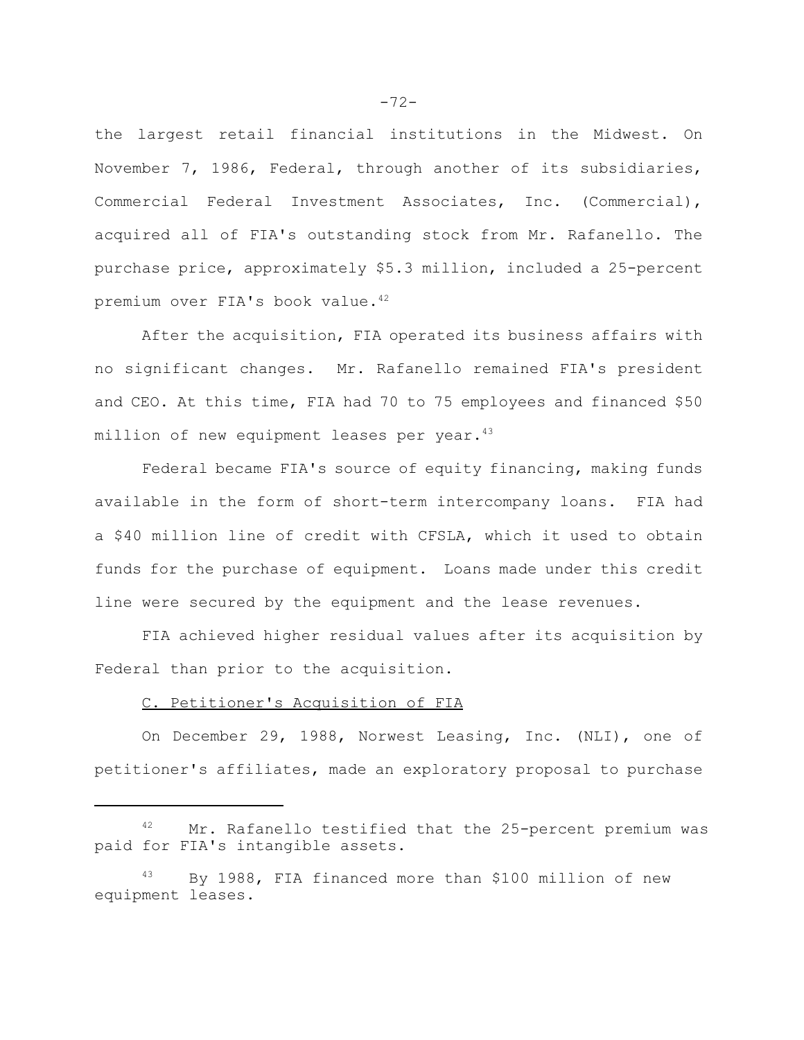the largest retail financial institutions in the Midwest. On November 7, 1986, Federal, through another of its subsidiaries, Commercial Federal Investment Associates, Inc. (Commercial), acquired all of FIA's outstanding stock from Mr. Rafanello. The purchase price, approximately $5.3 million, included a 25-percent premium over FIA's book value.[42]

After the acquisition, FIA operated its business affairs with no significant changes. Mr. Rafanello remained FIA's president and CEO. At this time, FIA had 70 to 75 employees and financed $50 million of new equipment leases per year.[43]

Federal became FIA's source of equity financing, making funds available in the form of short-term intercompany loans. FIA had a $40 million line of credit with CFSLA, which it used to obtain funds for the purchase of equipment. Loans made under this credit line were secured by the equipment and the lease revenues.

FIA achieved higher residual values after its acquisition by Federal than prior to the acquisition.

C. Petitioner's Acquisition of FIA

On December 29, 1988, Norwest Leasing, Inc. (NLI), one of petitioner's affiliates, made an exploratory proposal to purchase

---

[42] Mr. Rafanello testified that the 25-percent premium was paid for FIA's intangible assets.

[43] By 1988, FIA financed more than $100 million of new equipment leases.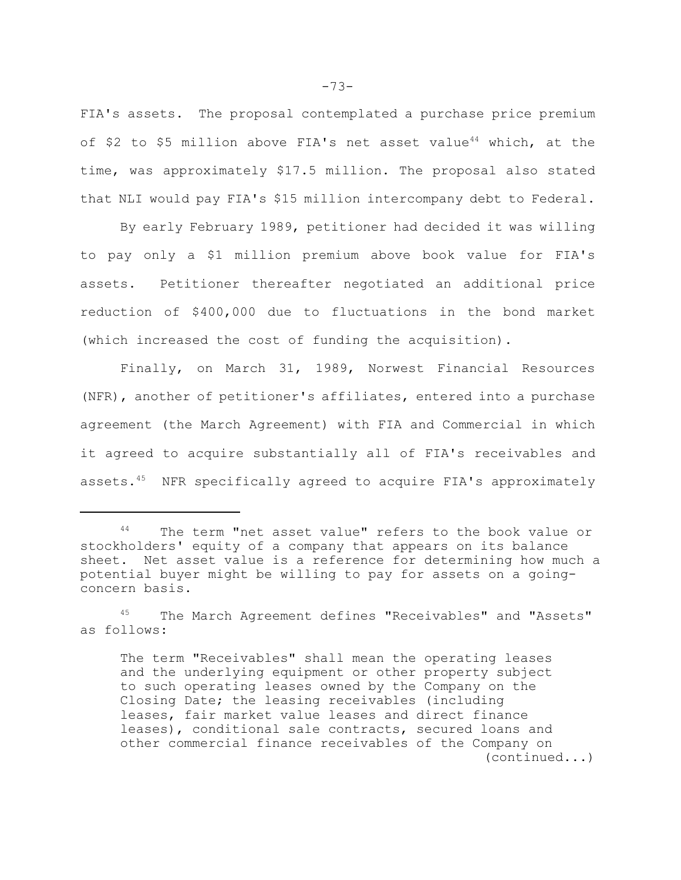FIA's assets. The proposal contemplated a purchase price premium of $2 to $5 million above FIA's net asset value[44] which, at the time, was approximately $17.5 million. The proposal also stated that NLI would pay FIA's $15 million intercompany debt to Federal.

By early February 1989, petitioner had decided it was willing to pay only a $1 million premium above book value for FIA's assets. Petitioner thereafter negotiated an additional price reduction of $400,000 due to fluctuations in the bond market (which increased the cost of funding the acquisition).

Finally, on March 31, 1989, Norwest Financial Resources (NFR), another of petitioner's affiliates, entered into a purchase agreement (the March Agreement) with FIA and Commercial in which it agreed to acquire substantially all of FIA's receivables and assets.[45] NFR specifically agreed to acquire FIA's approximately

---

[44] The term "net asset value" refers to the book value or stockholders' equity of a company that appears on its balance sheet. Net asset value is a reference for determining how much a potential buyer might be willing to pay for assets on a going-concern basis.

[45] The March Agreement defines "Receivables" and "Assets" as follows:

> The term "Receivables" shall mean the operating leases and the underlying equipment or other property subject to such operating leases owned by the Company on the Closing Date; the leasing receivables (including leases, fair market value leases and direct finance leases), conditional sale contracts, secured loans and other commercial finance receivables of the Company on (continued...)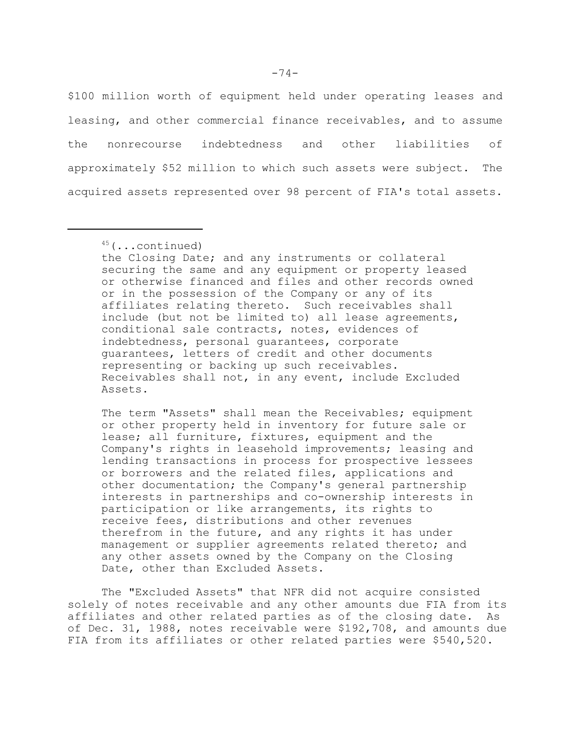$100 million worth of equipment held under operating leases and leasing, and other commercial finance receivables, and to assume the nonrecourse indebtedness and other liabilities of approximately $52 million to which such assets were subject. The acquired assets represented over 98 percent of FIA's total assets.

---

[45](...continued)
the Closing Date; and any instruments or collateral securing the same and any equipment or property leased or otherwise financed and files and other records owned or in the possession of the Company or any of its affiliates relating thereto. Such receivables shall include (but not be limited to) all lease agreements, conditional sale contracts, notes, evidences of indebtedness, personal guarantees, corporate guarantees, letters of credit and other documents representing or backing up such receivables. Receivables shall not, in any event, include Excluded Assets.

The term "Assets" shall mean the Receivables; equipment or other property held in inventory for future sale or lease; all furniture, fixtures, equipment and the Company's rights in leasehold improvements; leasing and lending transactions in process for prospective lessees or borrowers and the related files, applications and other documentation; the Company's general partnership interests in partnerships and co-ownership interests in participation or like arrangements, its rights to receive fees, distributions and other revenues therefrom in the future, and any rights it has under management or supplier agreements related thereto; and any other assets owned by the Company on the Closing Date, other than Excluded Assets.

The "Excluded Assets" that NFR did not acquire consisted solely of notes receivable and any other amounts due FIA from its affiliates and other related parties as of the closing date. As of Dec. 31, 1988, notes receivable were $192,708, and amounts due FIA from its affiliates or other related parties were $540,520.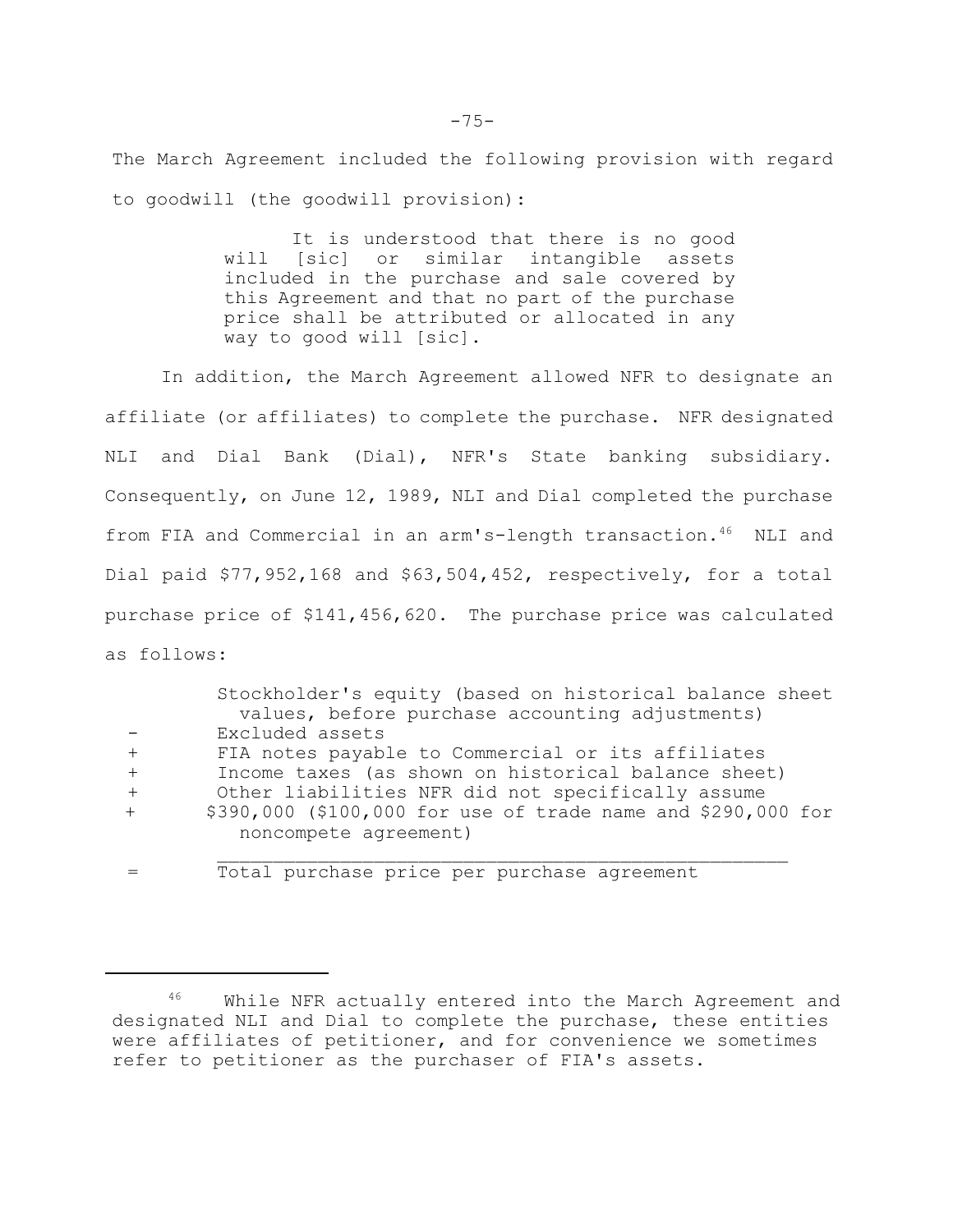The March Agreement included the following provision with regard to goodwill (the goodwill provision):

> It is understood that there is no good will [sic] or similar intangible assets included in the purchase and sale covered by this Agreement and that no part of the purchase price shall be attributed or allocated in any way to good will [sic].

In addition, the March Agreement allowed NFR to designate an affiliate (or affiliates) to complete the purchase. NFR designated NLI and Dial Bank (Dial), NFR's State banking subsidiary. Consequently, on June 12, 1989, NLI and Dial completed the purchase from FIA and Commercial in an arm's-length transaction.[46] NLI and Dial paid $77,952,168 and $63,504,452, respectively, for a total purchase price of $141,456,620. The purchase price was calculated as follows:

| | |
|---|---|
| | Stockholder's equity (based on historical balance sheet values, before purchase accounting adjustments) |
| - | Excluded assets |
| + | FIA notes payable to Commercial or its affiliates |
| + | Income taxes (as shown on historical balance sheet) |
| + | Other liabilities NFR did not specifically assume |
| + | $390,000 ($100,000 for use of trade name and $290,000 for noncompete agreement) |
| = | Total purchase price per purchase agreement |

---

[46] While NFR actually entered into the March Agreement and designated NLI and Dial to complete the purchase, these entities were affiliates of petitioner, and for convenience we sometimes refer to petitioner as the purchaser of FIA's assets.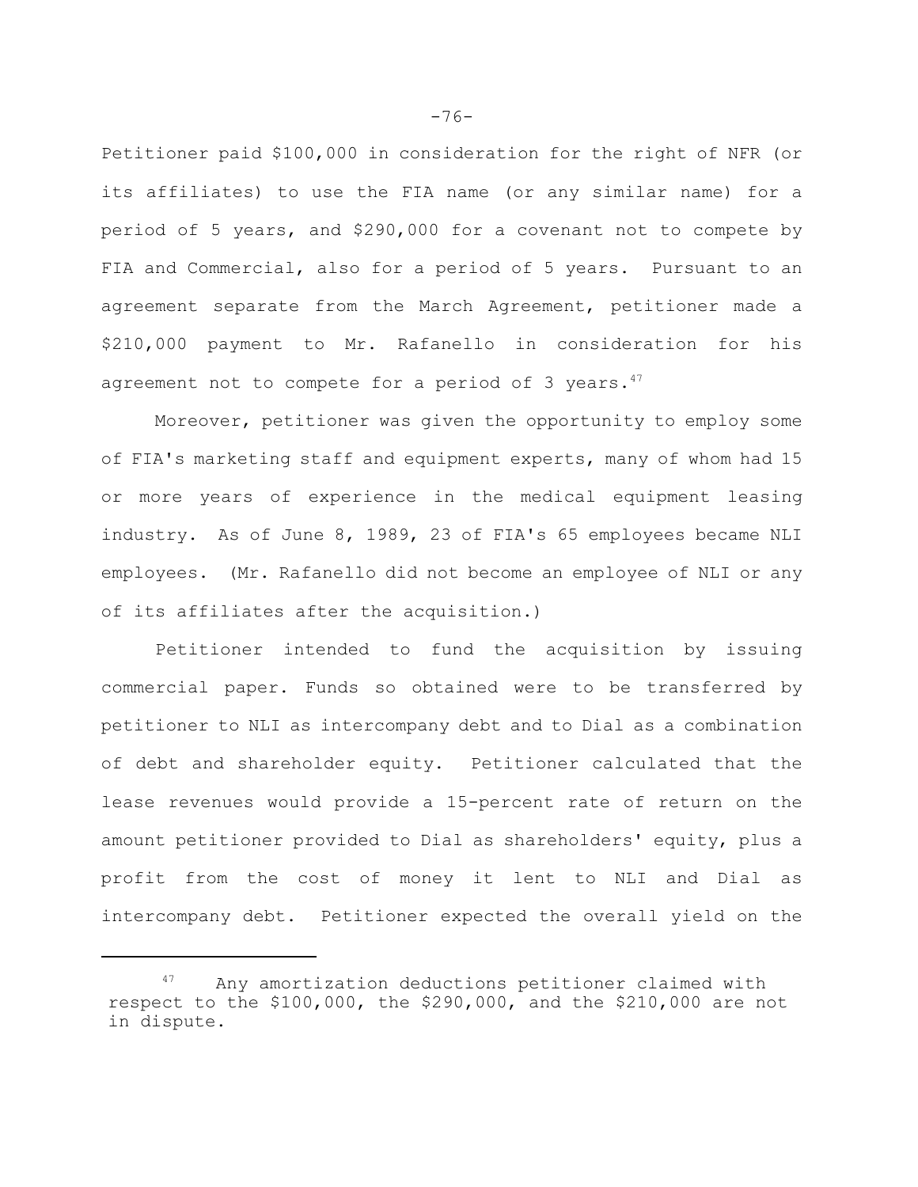Petitioner paid $100,000 in consideration for the right of NFR (or its affiliates) to use the FIA name (or any similar name) for a period of 5 years, and $290,000 for a covenant not to compete by FIA and Commercial, also for a period of 5 years. Pursuant to an agreement separate from the March Agreement, petitioner made a $210,000 payment to Mr. Rafanello in consideration for his agreement not to compete for a period of 3 years.[47]

Moreover, petitioner was given the opportunity to employ some of FIA's marketing staff and equipment experts, many of whom had 15 or more years of experience in the medical equipment leasing industry. As of June 8, 1989, 23 of FIA's 65 employees became NLI employees. (Mr. Rafanello did not become an employee of NLI or any of its affiliates after the acquisition.)

Petitioner intended to fund the acquisition by issuing commercial paper. Funds so obtained were to be transferred by petitioner to NLI as intercompany debt and to Dial as a combination of debt and shareholder equity. Petitioner calculated that the lease revenues would provide a 15-percent rate of return on the amount petitioner provided to Dial as shareholders' equity, plus a profit from the cost of money it lent to NLI and Dial as intercompany debt. Petitioner expected the overall yield on the

---

[47] Any amortization deductions petitioner claimed with respect to the $100,000, the $290,000, and the $210,000 are not in dispute.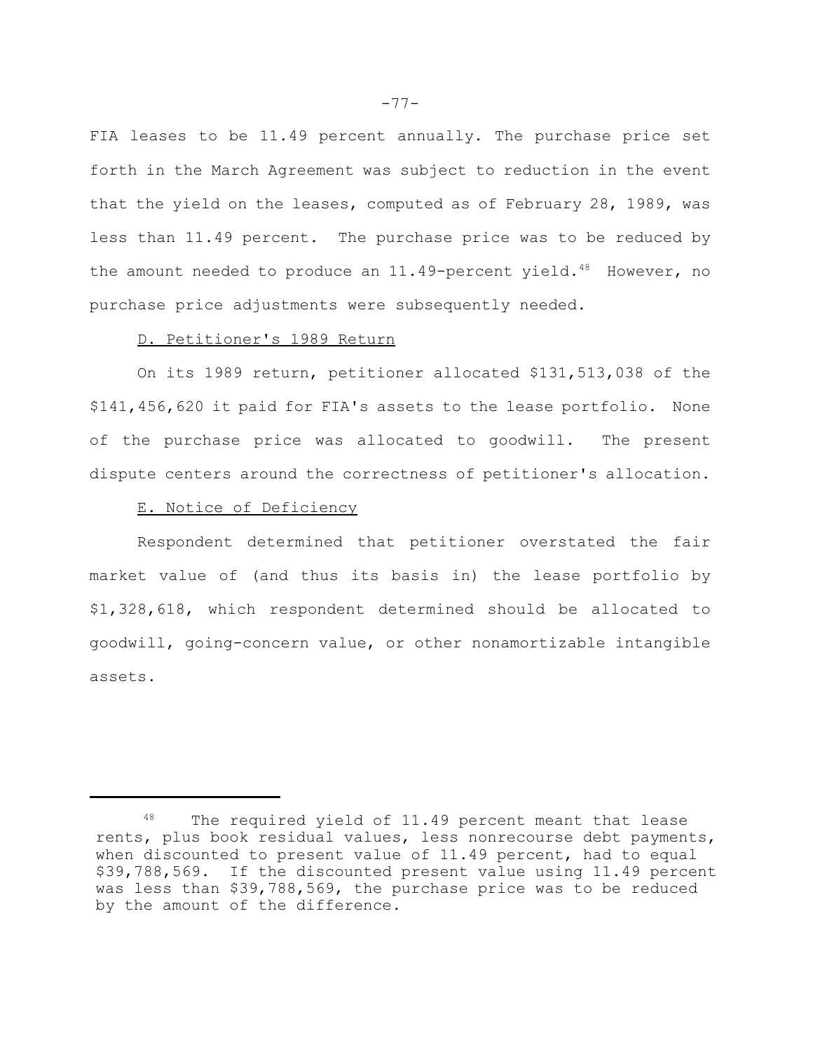FIA leases to be 11.49 percent annually. The purchase price set forth in the March Agreement was subject to reduction in the event that the yield on the leases, computed as of February 28, 1989, was less than 11.49 percent. The purchase price was to be reduced by the amount needed to produce an 11.49-percent yield.[48] However, no purchase price adjustments were subsequently needed.

D. Petitioner's 1989 Return

On its 1989 return, petitioner allocated $131,513,038 of the $141,456,620 it paid for FIA's assets to the lease portfolio. None of the purchase price was allocated to goodwill. The present dispute centers around the correctness of petitioner's allocation.

E. Notice of Deficiency

Respondent determined that petitioner overstated the fair market value of (and thus its basis in) the lease portfolio by $1,328,618, which respondent determined should be allocated to goodwill, going-concern value, or other nonamortizable intangible assets.

---

[48] The required yield of 11.49 percent meant that lease rents, plus book residual values, less nonrecourse debt payments, when discounted to present value of 11.49 percent, had to equal $39,788,569. If the discounted present value using 11.49 percent was less than $39,788,569, the purchase price was to be reduced by the amount of the difference.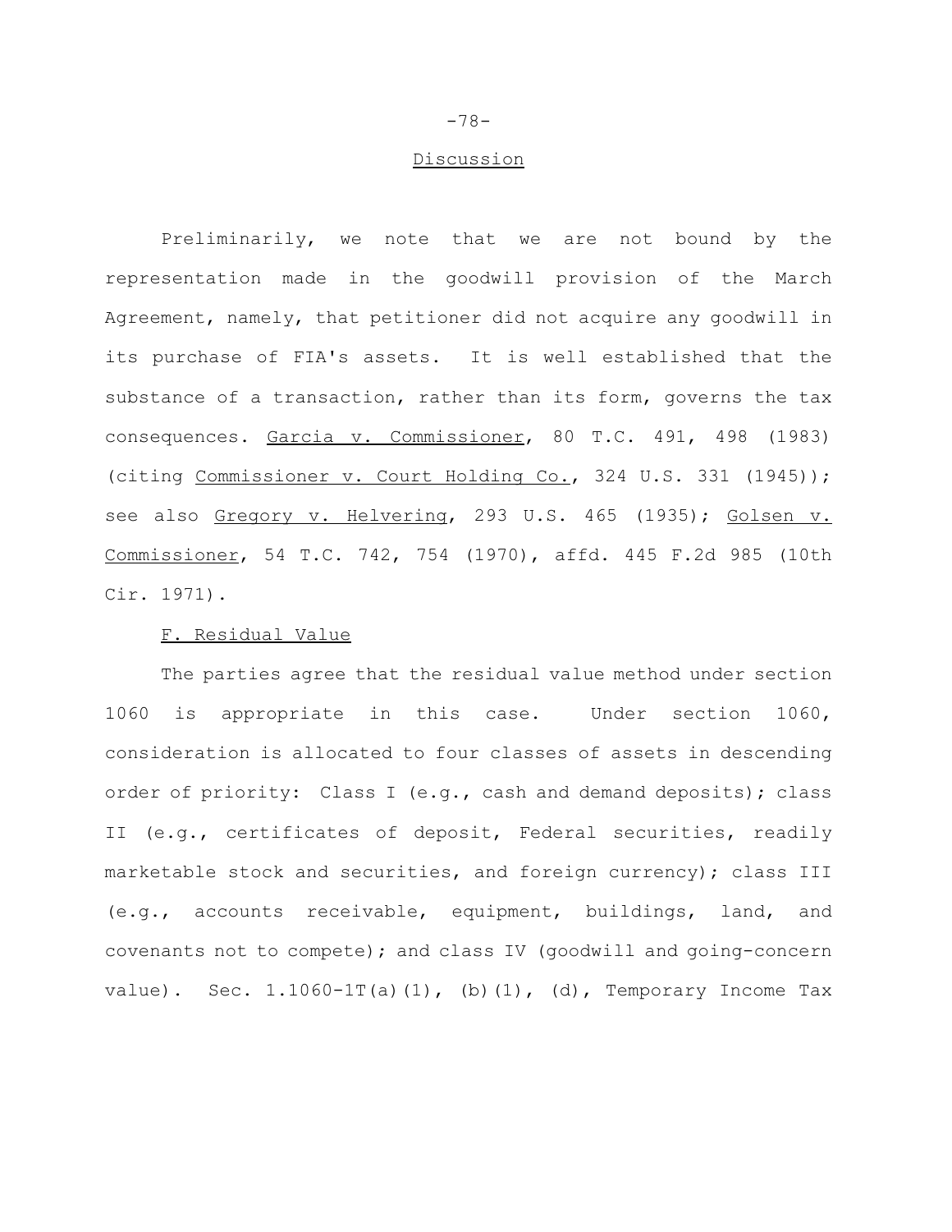## Discussion

Preliminarily, we note that we are not bound by the representation made in the goodwill provision of the March Agreement, namely, that petitioner did not acquire any goodwill in its purchase of FIA's assets. It is well established that the substance of a transaction, rather than its form, governs the tax consequences. Garcia v. Commissioner, 80 T.C. 491, 498 (1983) (citing Commissioner v. Court Holding Co., 324 U.S. 331 (1945)); see also Gregory v. Helvering, 293 U.S. 465 (1935); Golsen v. Commissioner, 54 T.C. 742, 754 (1970), affd. 445 F.2d 985 (10th Cir. 1971).

### F. Residual Value

The parties agree that the residual value method under section 1060 is appropriate in this case. Under section 1060, consideration is allocated to four classes of assets in descending order of priority: Class I (e.g., cash and demand deposits); class II (e.g., certificates of deposit, Federal securities, readily marketable stock and securities, and foreign currency); class III (e.g., accounts receivable, equipment, buildings, land, and covenants not to compete); and class IV (goodwill and going-concern value). Sec. 1.1060-1T(a)(1), (b)(1), (d), Temporary Income Tax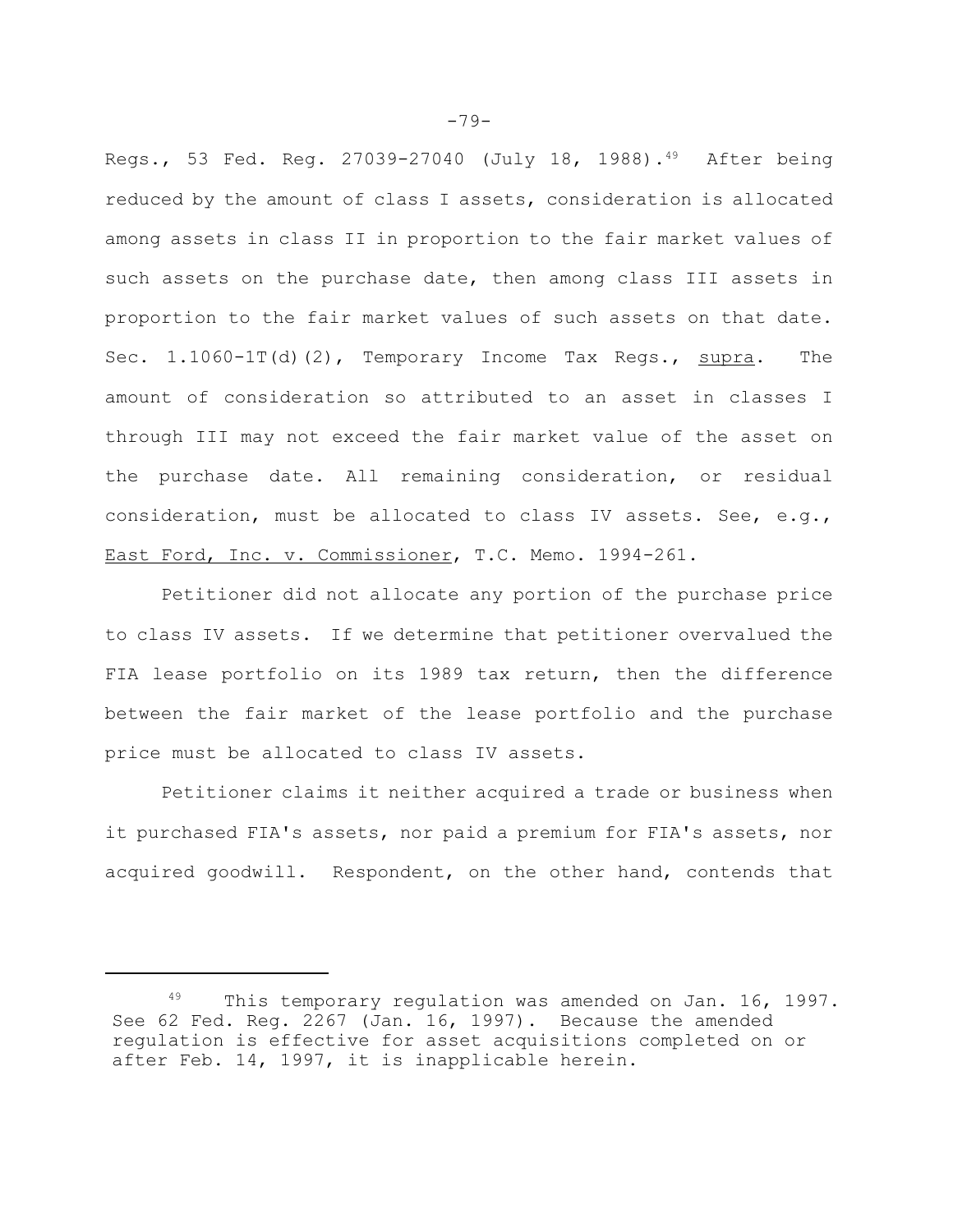Regs., 53 Fed. Reg. 27039-27040 (July 18, 1988).[49] After being reduced by the amount of class I assets, consideration is allocated among assets in class II in proportion to the fair market values of such assets on the purchase date, then among class III assets in proportion to the fair market values of such assets on that date. Sec. 1.1060-1T(d)(2), Temporary Income Tax Regs., supra. The amount of consideration so attributed to an asset in classes I through III may not exceed the fair market value of the asset on the purchase date. All remaining consideration, or residual consideration, must be allocated to class IV assets. See, e.g., East Ford, Inc. v. Commissioner, T.C. Memo. 1994-261.

Petitioner did not allocate any portion of the purchase price to class IV assets. If we determine that petitioner overvalued the FIA lease portfolio on its 1989 tax return, then the difference between the fair market of the lease portfolio and the purchase price must be allocated to class IV assets.

Petitioner claims it neither acquired a trade or business when it purchased FIA's assets, nor paid a premium for FIA's assets, nor acquired goodwill. Respondent, on the other hand, contends that

---

[49] This temporary regulation was amended on Jan. 16, 1997. See 62 Fed. Reg. 2267 (Jan. 16, 1997). Because the amended regulation is effective for asset acquisitions completed on or after Feb. 14, 1997, it is inapplicable herein.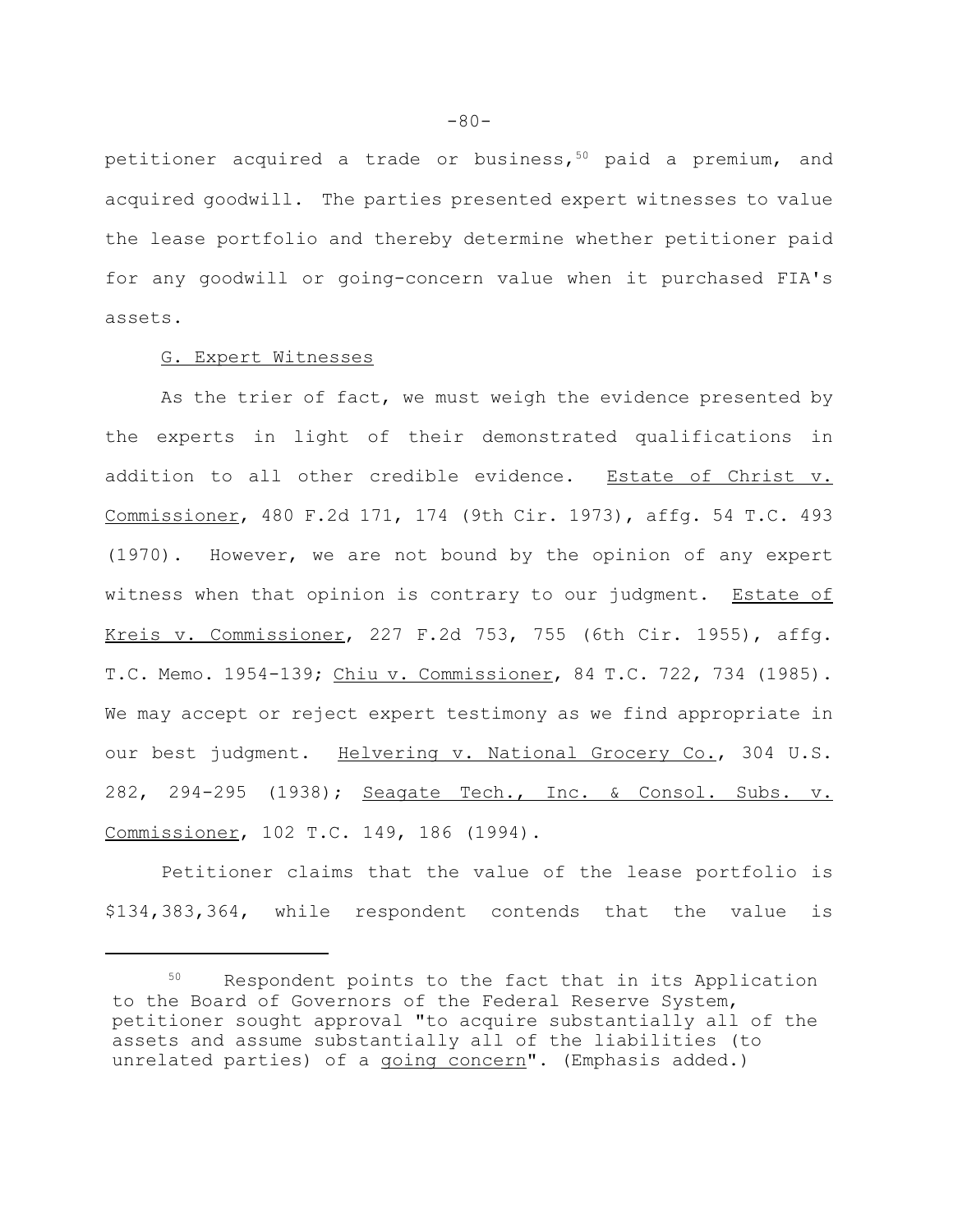petitioner acquired a trade or business,[50] paid a premium, and acquired goodwill. The parties presented expert witnesses to value the lease portfolio and thereby determine whether petitioner paid for any goodwill or going-concern value when it purchased FIA's assets.

G. Expert Witnesses

As the trier of fact, we must weigh the evidence presented by the experts in light of their demonstrated qualifications in addition to all other credible evidence. Estate of Christ v. Commissioner, 480 F.2d 171, 174 (9th Cir. 1973), affg. 54 T.C. 493 (1970). However, we are not bound by the opinion of any expert witness when that opinion is contrary to our judgment. Estate of Kreis v. Commissioner, 227 F.2d 753, 755 (6th Cir. 1955), affg. T.C. Memo. 1954-139; Chiu v. Commissioner, 84 T.C. 722, 734 (1985). We may accept or reject expert testimony as we find appropriate in our best judgment. Helvering v. National Grocery Co., 304 U.S. 282, 294-295 (1938); Seagate Tech., Inc. & Consol. Subs. v. Commissioner, 102 T.C. 149, 186 (1994).

Petitioner claims that the value of the lease portfolio is $134,383,364, while respondent contends that the value is

[50] Respondent points to the fact that in its Application to the Board of Governors of the Federal Reserve System, petitioner sought approval "to acquire substantially all of the assets and assume substantially all of the liabilities (to unrelated parties) of a going concern". (Emphasis added.)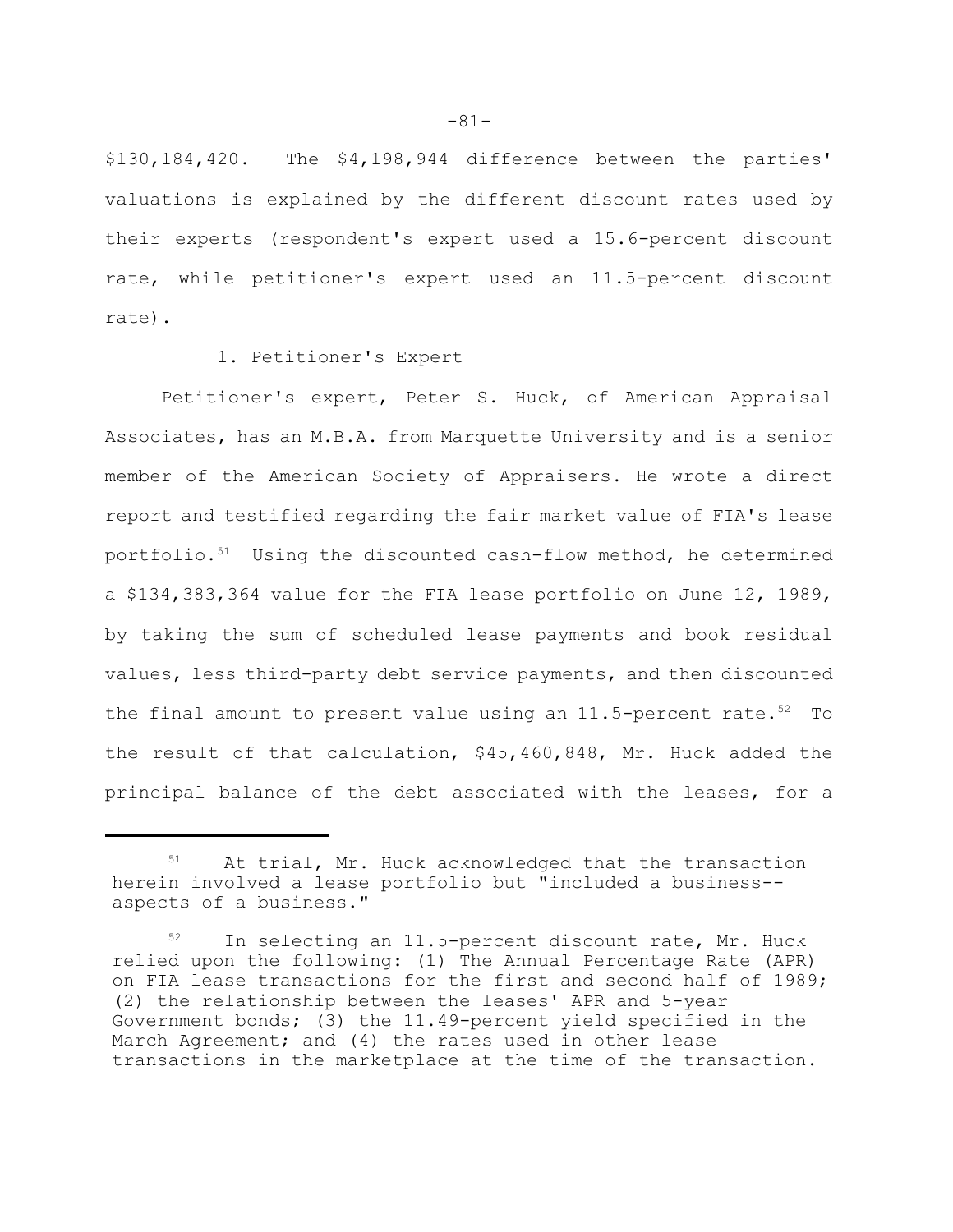$130,184,420. The $4,198,944 difference between the parties' valuations is explained by the different discount rates used by their experts (respondent's expert used a 15.6-percent discount rate, while petitioner's expert used an 11.5-percent discount rate).

1. Petitioner's Expert

Petitioner's expert, Peter S. Huck, of American Appraisal Associates, has an M.B.A. from Marquette University and is a senior member of the American Society of Appraisers. He wrote a direct report and testified regarding the fair market value of FIA's lease portfolio.[51] Using the discounted cash-flow method, he determined a $134,383,364 value for the FIA lease portfolio on June 12, 1989, by taking the sum of scheduled lease payments and book residual values, less third-party debt service payments, and then discounted the final amount to present value using an 11.5-percent rate.[52] To the result of that calculation, $45,460,848, Mr. Huck added the principal balance of the debt associated with the leases, for a

---

[51] At trial, Mr. Huck acknowledged that the transaction herein involved a lease portfolio but "included a business--aspects of a business."

[52] In selecting an 11.5-percent discount rate, Mr. Huck relied upon the following: (1) The Annual Percentage Rate (APR) on FIA lease transactions for the first and second half of 1989; (2) the relationship between the leases' APR and 5-year Government bonds; (3) the 11.49-percent yield specified in the March Agreement; and (4) the rates used in other lease transactions in the marketplace at the time of the transaction.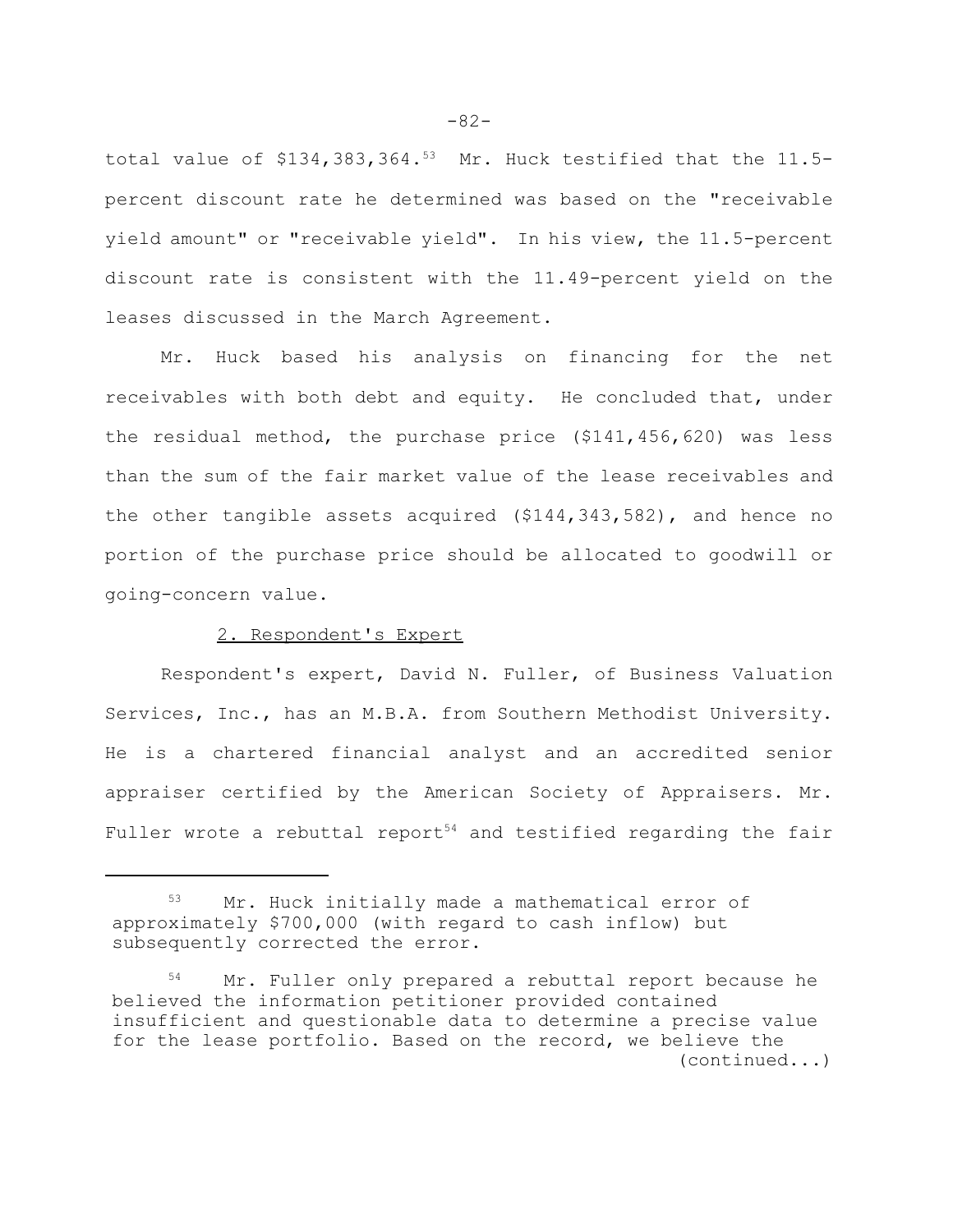total value of $134,383,364.[53] Mr. Huck testified that the 11.5-percent discount rate he determined was based on the "receivable yield amount" or "receivable yield". In his view, the 11.5-percent discount rate is consistent with the 11.49-percent yield on the leases discussed in the March Agreement.

Mr. Huck based his analysis on financing for the net receivables with both debt and equity. He concluded that, under the residual method, the purchase price ($141,456,620) was less than the sum of the fair market value of the lease receivables and the other tangible assets acquired ($144,343,582), and hence no portion of the purchase price should be allocated to goodwill or going-concern value.

2. Respondent's Expert

Respondent's expert, David N. Fuller, of Business Valuation Services, Inc., has an M.B.A. from Southern Methodist University. He is a chartered financial analyst and an accredited senior appraiser certified by the American Society of Appraisers. Mr. Fuller wrote a rebuttal report[54] and testified regarding the fair

---

[53] Mr. Huck initially made a mathematical error of approximately $700,000 (with regard to cash inflow) but subsequently corrected the error.

[54] Mr. Fuller only prepared a rebuttal report because he believed the information petitioner provided contained insufficient and questionable data to determine a precise value for the lease portfolio. Based on the record, we believe the (continued...)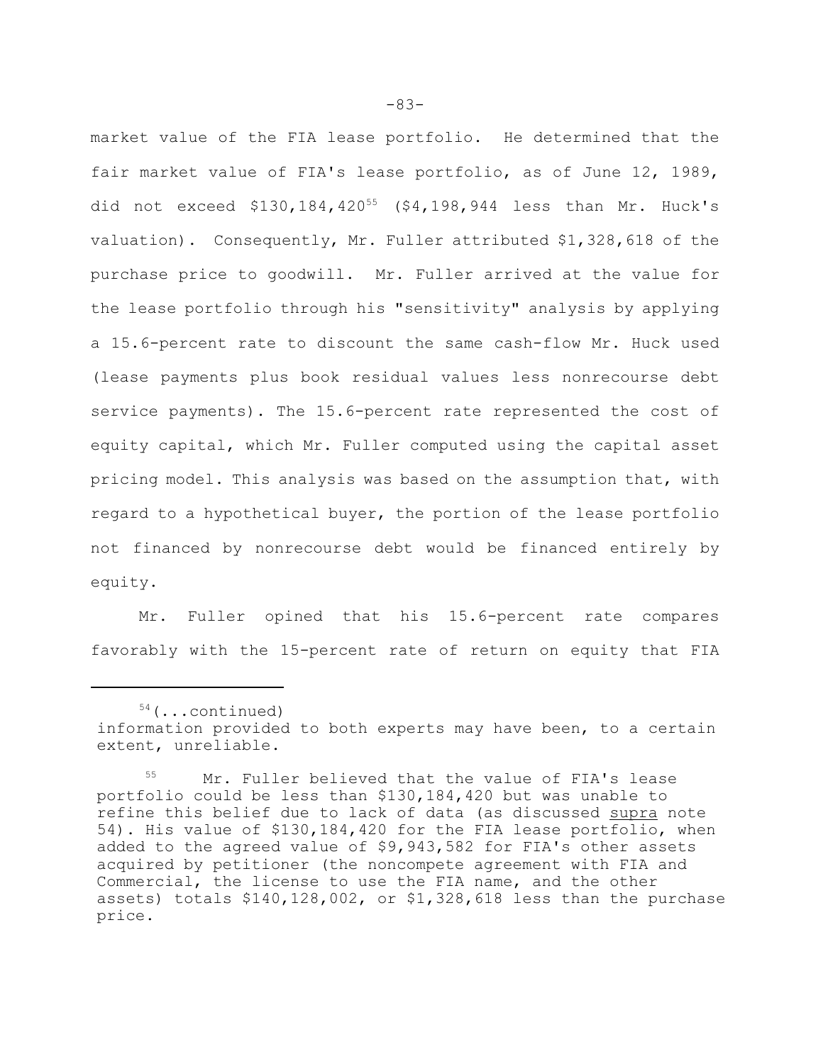market value of the FIA lease portfolio. He determined that the fair market value of FIA's lease portfolio, as of June 12, 1989, did not exceed $130,184,420[55] ($4,198,944 less than Mr. Huck's valuation). Consequently, Mr. Fuller attributed $1,328,618 of the purchase price to goodwill. Mr. Fuller arrived at the value for the lease portfolio through his "sensitivity" analysis by applying a 15.6-percent rate to discount the same cash-flow Mr. Huck used (lease payments plus book residual values less nonrecourse debt service payments). The 15.6-percent rate represented the cost of equity capital, which Mr. Fuller computed using the capital asset pricing model. This analysis was based on the assumption that, with regard to a hypothetical buyer, the portion of the lease portfolio not financed by nonrecourse debt would be financed entirely by equity.

Mr. Fuller opined that his 15.6-percent rate compares favorably with the 15-percent rate of return on equity that FIA

---

[54](...continued) information provided to both experts may have been, to a certain extent, unreliable.

[55] Mr. Fuller believed that the value of FIA's lease portfolio could be less than $130,184,420 but was unable to refine this belief due to lack of data (as discussed _supra_ note 54). His value of $130,184,420 for the FIA lease portfolio, when added to the agreed value of $9,943,582 for FIA's other assets acquired by petitioner (the noncompete agreement with FIA and Commercial, the license to use the FIA name, and the other assets) totals $140,128,002, or $1,328,618 less than the purchase price.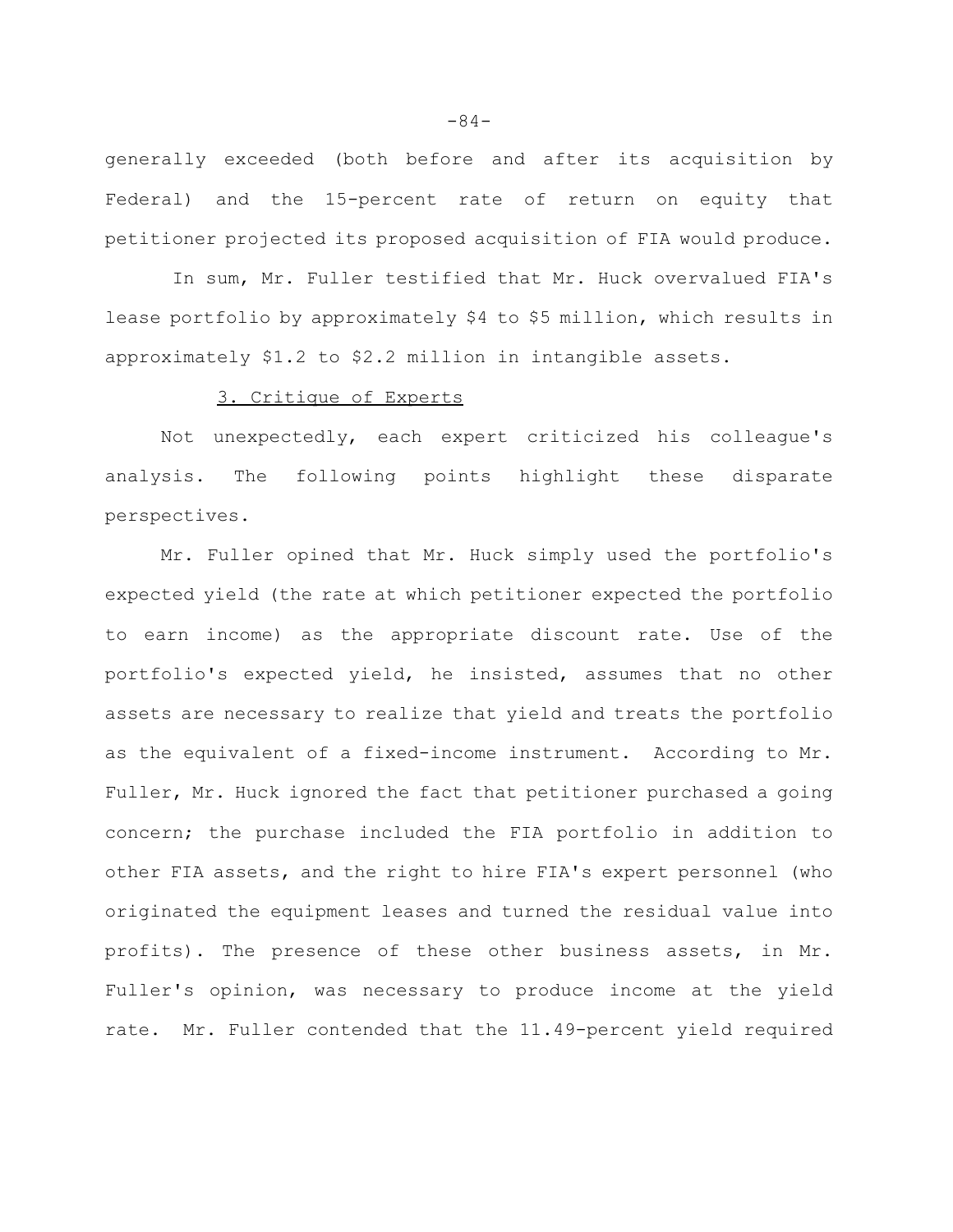generally exceeded (both before and after its acquisition by Federal) and the 15-percent rate of return on equity that petitioner projected its proposed acquisition of FIA would produce.

In sum, Mr. Fuller testified that Mr. Huck overvalued FIA's lease portfolio by approximately $4 to $5 million, which results in approximately $1.2 to $2.2 million in intangible assets.

### 3. Critique of Experts

Not unexpectedly, each expert criticized his colleague's analysis. The following points highlight these disparate perspectives.

Mr. Fuller opined that Mr. Huck simply used the portfolio's expected yield (the rate at which petitioner expected the portfolio to earn income) as the appropriate discount rate. Use of the portfolio's expected yield, he insisted, assumes that no other assets are necessary to realize that yield and treats the portfolio as the equivalent of a fixed-income instrument. According to Mr. Fuller, Mr. Huck ignored the fact that petitioner purchased a going concern; the purchase included the FIA portfolio in addition to other FIA assets, and the right to hire FIA's expert personnel (who originated the equipment leases and turned the residual value into profits). The presence of these other business assets, in Mr. Fuller's opinion, was necessary to produce income at the yield rate. Mr. Fuller contended that the 11.49-percent yield required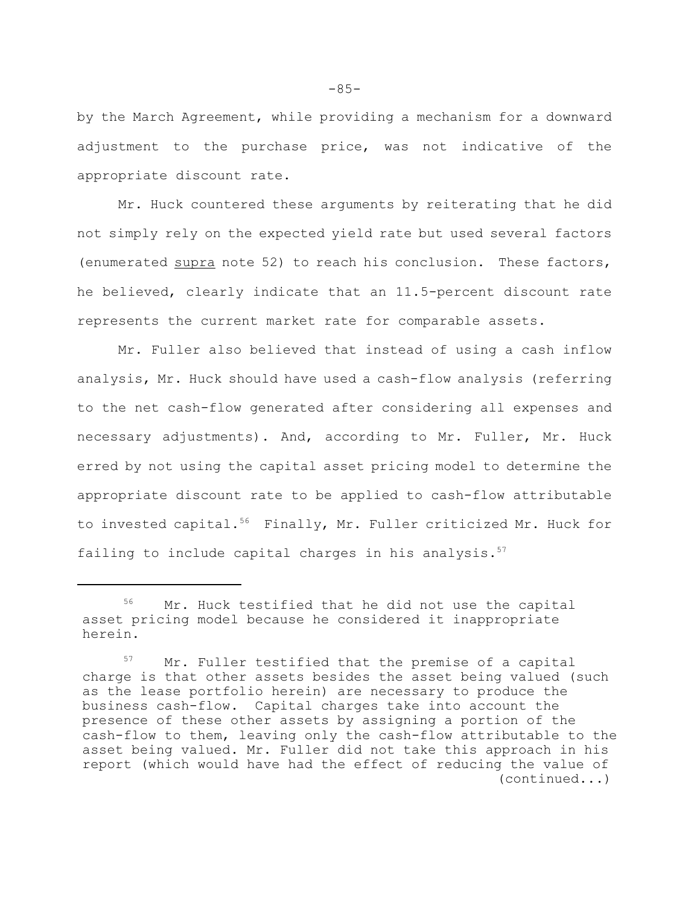by the March Agreement, while providing a mechanism for a downward adjustment to the purchase price, was not indicative of the appropriate discount rate.

Mr. Huck countered these arguments by reiterating that he did not simply rely on the expected yield rate but used several factors (enumerated supra note 52) to reach his conclusion. These factors, he believed, clearly indicate that an 11.5-percent discount rate represents the current market rate for comparable assets.

Mr. Fuller also believed that instead of using a cash inflow analysis, Mr. Huck should have used a cash-flow analysis (referring to the net cash-flow generated after considering all expenses and necessary adjustments). And, according to Mr. Fuller, Mr. Huck erred by not using the capital asset pricing model to determine the appropriate discount rate to be applied to cash-flow attributable to invested capital.[56] Finally, Mr. Fuller criticized Mr. Huck for failing to include capital charges in his analysis.[57]

---

[56] Mr. Huck testified that he did not use the capital asset pricing model because he considered it inappropriate herein.

[57] Mr. Fuller testified that the premise of a capital charge is that other assets besides the asset being valued (such as the lease portfolio herein) are necessary to produce the business cash-flow. Capital charges take into account the presence of these other assets by assigning a portion of the cash-flow to them, leaving only the cash-flow attributable to the asset being valued. Mr. Fuller did not take this approach in his report (which would have had the effect of reducing the value of (continued...)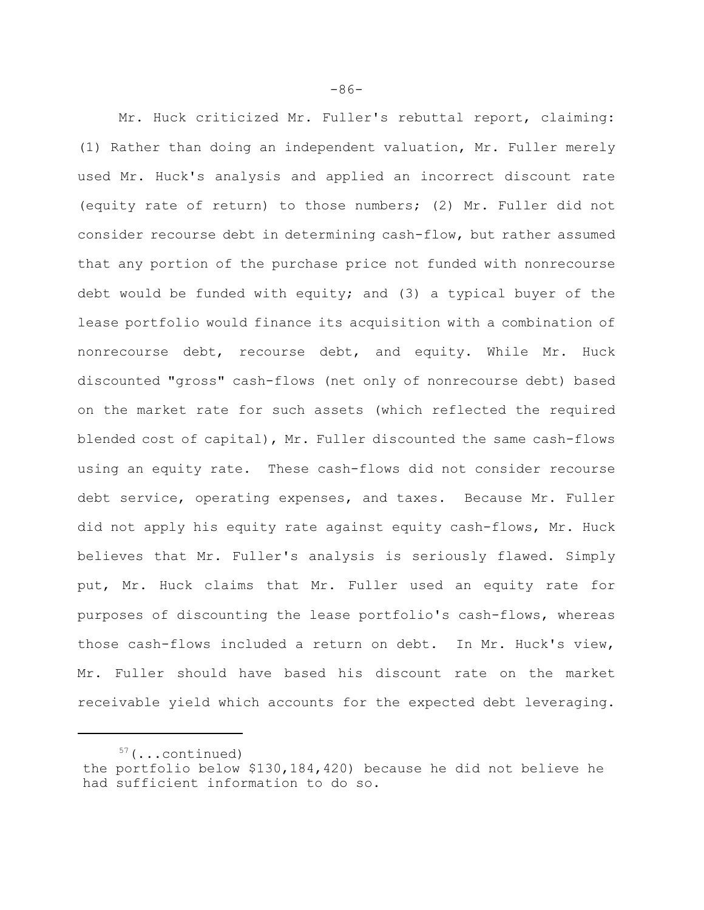Mr. Huck criticized Mr. Fuller's rebuttal report, claiming: (1) Rather than doing an independent valuation, Mr. Fuller merely used Mr. Huck's analysis and applied an incorrect discount rate (equity rate of return) to those numbers; (2) Mr. Fuller did not consider recourse debt in determining cash-flow, but rather assumed that any portion of the purchase price not funded with nonrecourse debt would be funded with equity; and (3) a typical buyer of the lease portfolio would finance its acquisition with a combination of nonrecourse debt, recourse debt, and equity. While Mr. Huck discounted "gross" cash-flows (net only of nonrecourse debt) based on the market rate for such assets (which reflected the required blended cost of capital), Mr. Fuller discounted the same cash-flows using an equity rate. These cash-flows did not consider recourse debt service, operating expenses, and taxes. Because Mr. Fuller did not apply his equity rate against equity cash-flows, Mr. Huck believes that Mr. Fuller's analysis is seriously flawed. Simply put, Mr. Huck claims that Mr. Fuller used an equity rate for purposes of discounting the lease portfolio's cash-flows, whereas those cash-flows included a return on debt. In Mr. Huck's view, Mr. Fuller should have based his discount rate on the market receivable yield which accounts for the expected debt leveraging.

---

[57](...continued) the portfolio below $130,184,420) because he did not believe he had sufficient information to do so.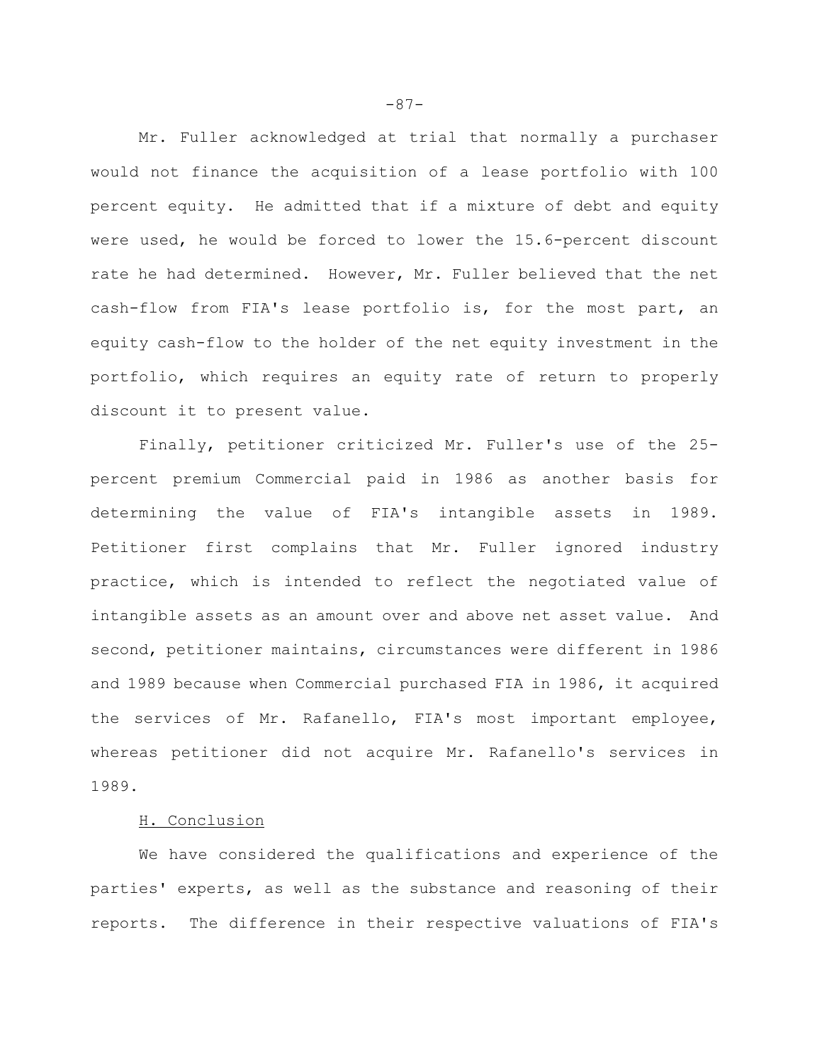Mr. Fuller acknowledged at trial that normally a purchaser would not finance the acquisition of a lease portfolio with 100 percent equity. He admitted that if a mixture of debt and equity were used, he would be forced to lower the 15.6-percent discount rate he had determined. However, Mr. Fuller believed that the net cash-flow from FIA's lease portfolio is, for the most part, an equity cash-flow to the holder of the net equity investment in the portfolio, which requires an equity rate of return to properly discount it to present value.

Finally, petitioner criticized Mr. Fuller's use of the 25-percent premium Commercial paid in 1986 as another basis for determining the value of FIA's intangible assets in 1989. Petitioner first complains that Mr. Fuller ignored industry practice, which is intended to reflect the negotiated value of intangible assets as an amount over and above net asset value. And second, petitioner maintains, circumstances were different in 1986 and 1989 because when Commercial purchased FIA in 1986, it acquired the services of Mr. Rafanello, FIA's most important employee, whereas petitioner did not acquire Mr. Rafanello's services in 1989.

H. Conclusion

We have considered the qualifications and experience of the parties' experts, as well as the substance and reasoning of their reports. The difference in their respective valuations of FIA's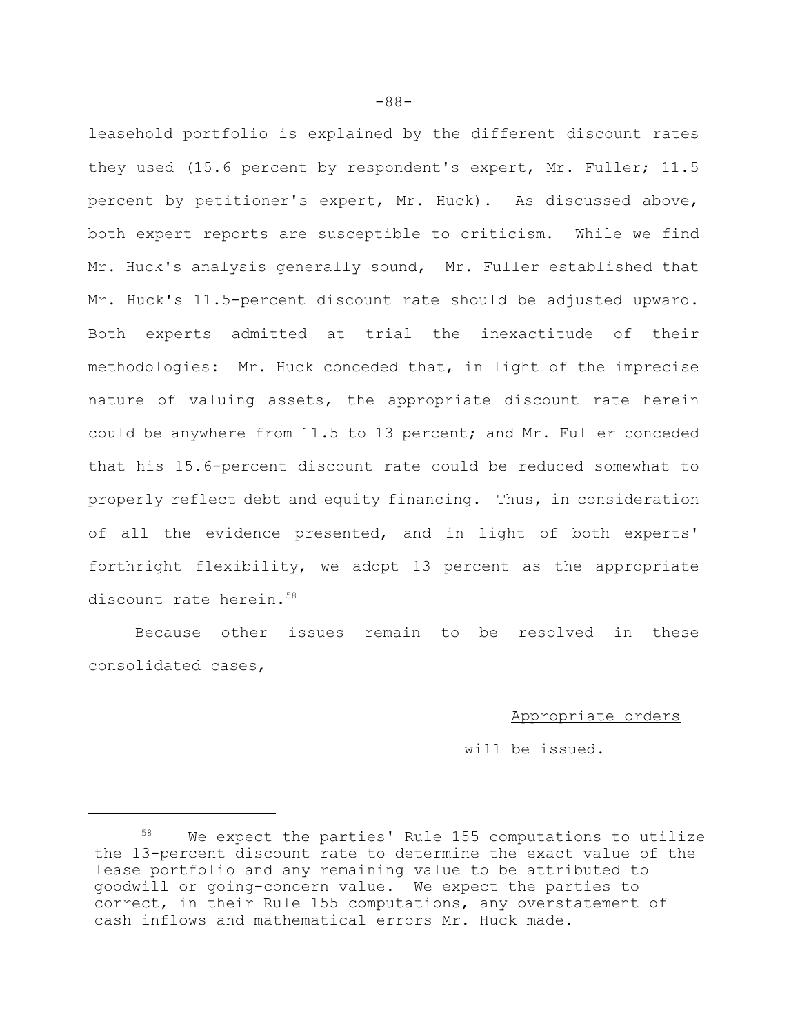leasehold portfolio is explained by the different discount rates they used (15.6 percent by respondent's expert, Mr. Fuller; 11.5 percent by petitioner's expert, Mr. Huck). As discussed above, both expert reports are susceptible to criticism. While we find Mr. Huck's analysis generally sound, Mr. Fuller established that Mr. Huck's 11.5-percent discount rate should be adjusted upward. Both experts admitted at trial the inexactitude of their methodologies: Mr. Huck conceded that, in light of the imprecise nature of valuing assets, the appropriate discount rate herein could be anywhere from 11.5 to 13 percent; and Mr. Fuller conceded that his 15.6-percent discount rate could be reduced somewhat to properly reflect debt and equity financing. Thus, in consideration of all the evidence presented, and in light of both experts' forthright flexibility, we adopt 13 percent as the appropriate discount rate herein.[58]

Because other issues remain to be resolved in these consolidated cases,

Appropriate orders will be issued.

---

[58] We expect the parties' Rule 155 computations to utilize the 13-percent discount rate to determine the exact value of the lease portfolio and any remaining value to be attributed to goodwill or going-concern value. We expect the parties to correct, in their Rule 155 computations, any overstatement of cash inflows and mathematical errors Mr. Huck made.